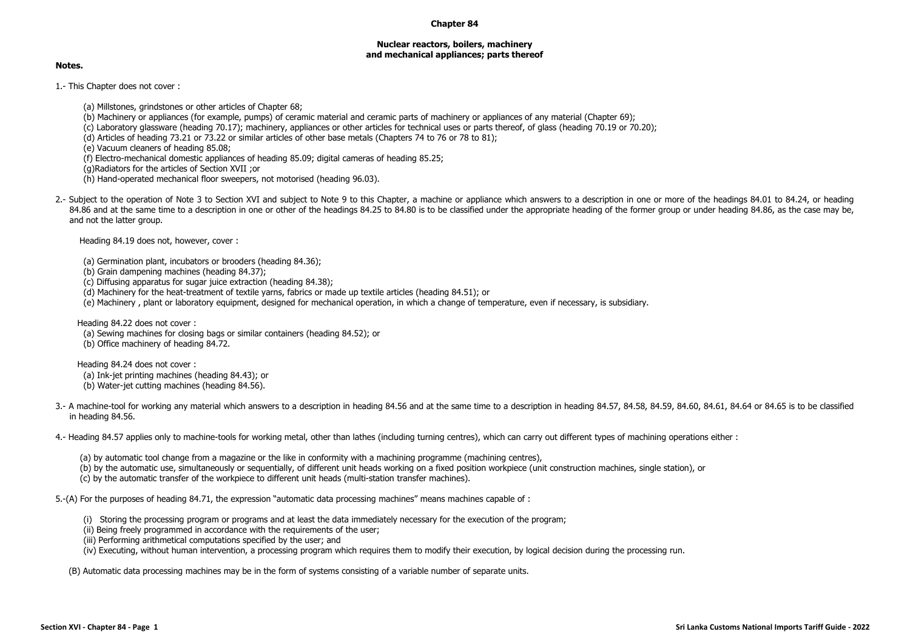# Chapter 84

## Nuclear reactors, boilers, machinery and mechanical appliances; parts thereof

**Notes.**

1.- This Chapter does not cover :

(a) Millstones, grindstones or other articles of Chapter 68;
(b) Machinery or appliances (for example, pumps) of ceramic material and ceramic parts of machinery or appliances of any material (Chapter 69);
(c) Laboratory glassware (heading 70.17); machinery, appliances or other articles for technical uses or parts thereof, of glass (heading 70.19 or 70.20);
(d) Articles of heading 73.21 or 73.22 or similar articles of other base metals (Chapters 74 to 76 or 78 to 81);
(e) Vacuum cleaners of heading 85.08;
(f) Electro-mechanical domestic appliances of heading 85.09; digital cameras of heading 85.25;
(g)Radiators for the articles of Section XVII ;or
(h) Hand-operated mechanical floor sweepers, not motorised (heading 96.03).

2.- Subject to the operation of Note 3 to Section XVI and subject to Note 9 to this Chapter, a machine or appliance which answers to a description in one or more of the headings 84.01 to 84.24, or heading 84.86 and at the same time to a description in one or other of the headings 84.25 to 84.80 is to be classified under the appropriate heading of the former group or under heading 84.86, as the case may be, and not the latter group.

Heading 84.19 does not, however, cover :

(a) Germination plant, incubators or brooders (heading 84.36);
(b) Grain dampening machines (heading 84.37);
(c) Diffusing apparatus for sugar juice extraction (heading 84.38);
(d) Machinery for the heat-treatment of textile yarns, fabrics or made up textile articles (heading 84.51); or
(e) Machinery , plant or laboratory equipment, designed for mechanical operation, in which a change of temperature, even if necessary, is subsidiary.

Heading 84.22 does not cover :
(a) Sewing machines for closing bags or similar containers (heading 84.52); or
(b) Office machinery of heading 84.72.

Heading 84.24 does not cover :
(a) Ink-jet printing machines (heading 84.43); or
(b) Water-jet cutting machines (heading 84.56).

3.- A machine-tool for working any material which answers to a description in heading 84.56 and at the same time to a description in heading 84.57, 84.58, 84.59, 84.60, 84.61, 84.64 or 84.65 is to be classified in heading 84.56.

4.- Heading 84.57 applies only to machine-tools for working metal, other than lathes (including turning centres), which can carry out different types of machining operations either :

(a) by automatic tool change from a magazine or the like in conformity with a machining programme (machining centres),
(b) by the automatic use, simultaneously or sequentially, of different unit heads working on a fixed position workpiece (unit construction machines, single station), or
(c) by the automatic transfer of the workpiece to different unit heads (multi-station transfer machines).

5.-(A) For the purposes of heading 84.71, the expression "automatic data processing machines" means machines capable of :

(i) Storing the processing program or programs and at least the data immediately necessary for the execution of the program;
(ii) Being freely programmed in accordance with the requirements of the user;
(iii) Performing arithmetical computations specified by the user; and
(iv) Executing, without human intervention, a processing program which requires them to modify their execution, by logical decision during the processing run.

(B) Automatic data processing machines may be in the form of systems consisting of a variable number of separate units.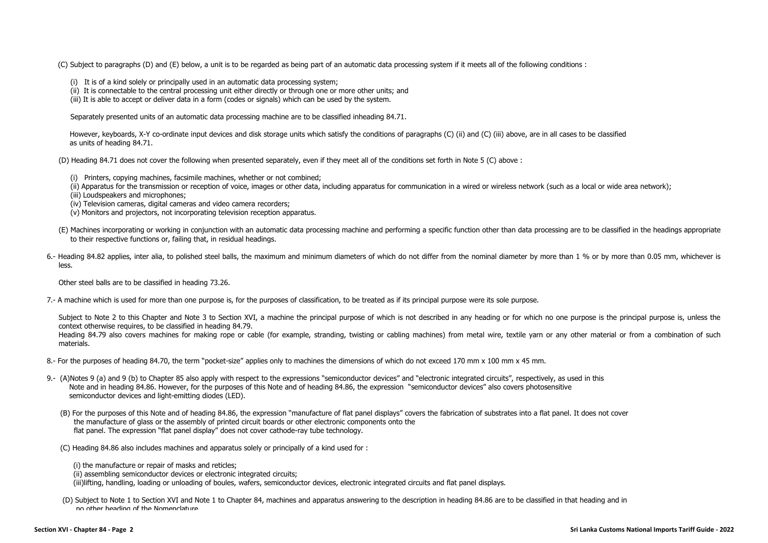(C) Subject to paragraphs (D) and (E) below, a unit is to be regarded as being part of an automatic data processing system if it meets all of the following conditions :

(i) It is of a kind solely or principally used in an automatic data processing system;
(ii) It is connectable to the central processing unit either directly or through one or more other units; and
(iii) It is able to accept or deliver data in a form (codes or signals) which can be used by the system.

Separately presented units of an automatic data processing machine are to be classified inheading 84.71.

However, keyboards, X-Y co-ordinate input devices and disk storage units which satisfy the conditions of paragraphs (C) (ii) and (C) (iii) above, are in all cases to be classified as units of heading 84.71.

(D) Heading 84.71 does not cover the following when presented separately, even if they meet all of the conditions set forth in Note 5 (C) above :

(i) Printers, copying machines, facsimile machines, whether or not combined;
(ii) Apparatus for the transmission or reception of voice, images or other data, including apparatus for communication in a wired or wireless network (such as a local or wide area network);
(iii) Loudspeakers and microphones;
(iv) Television cameras, digital cameras and video camera recorders;
(v) Monitors and projectors, not incorporating television reception apparatus.

(E) Machines incorporating or working in conjunction with an automatic data processing machine and performing a specific function other than data processing are to be classified in the headings appropriate to their respective functions or, failing that, in residual headings.

6.- Heading 84.82 applies, inter alia, to polished steel balls, the maximum and minimum diameters of which do not differ from the nominal diameter by more than 1 % or by more than 0.05 mm, whichever is less.

Other steel balls are to be classified in heading 73.26.

7.- A machine which is used for more than one purpose is, for the purposes of classification, to be treated as if its principal purpose were its sole purpose.

Subject to Note 2 to this Chapter and Note 3 to Section XVI, a machine the principal purpose of which is not described in any heading or for which no one purpose is the principal purpose is, unless the context otherwise requires, to be classified in heading 84.79.
Heading 84.79 also covers machines for making rope or cable (for example, stranding, twisting or cabling machines) from metal wire, textile yarn or any other material or from a combination of such materials.

8.- For the purposes of heading 84.70, the term "pocket-size" applies only to machines the dimensions of which do not exceed 170 mm x 100 mm x 45 mm.

9.- (A)Notes 9 (a) and 9 (b) to Chapter 85 also apply with respect to the expressions "semiconductor devices" and "electronic integrated circuits", respectively, as used in this Note and in heading 84.86. However, for the purposes of this Note and of heading 84.86, the expression "semiconductor devices" also covers photosensitive semiconductor devices and light-emitting diodes (LED).

(B) For the purposes of this Note and of heading 84.86, the expression "manufacture of flat panel displays" covers the fabrication of substrates into a flat panel. It does not cover the manufacture of glass or the assembly of printed circuit boards or other electronic components onto the flat panel. The expression "flat panel display" does not cover cathode-ray tube technology.

(C) Heading 84.86 also includes machines and apparatus solely or principally of a kind used for :

(i) the manufacture or repair of masks and reticles;
(ii) assembling semiconductor devices or electronic integrated circuits;
(iii)lifting, handling, loading or unloading of boules, wafers, semiconductor devices, electronic integrated circuits and flat panel displays.

(D) Subject to Note 1 to Section XVI and Note 1 to Chapter 84, machines and apparatus answering to the description in heading 84.86 are to be classified in that heading and in no other heading of the Nomenclature.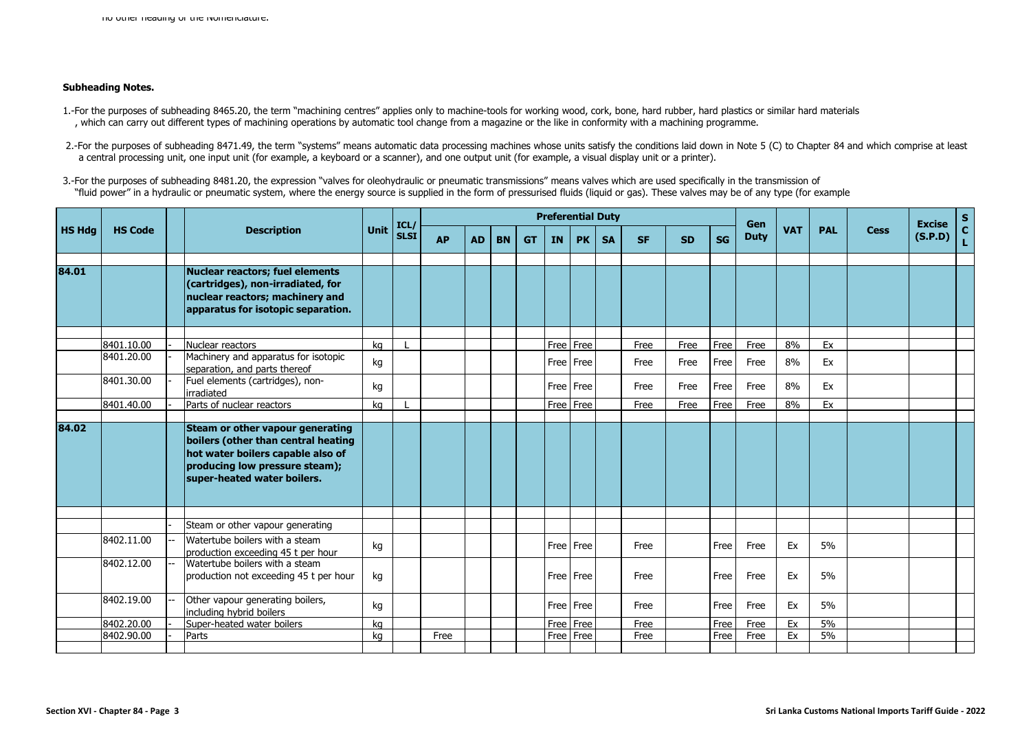no other heading of the Nomenclature.

**Subheading Notes.**

1.-For the purposes of subheading 8465.20, the term "machining centres" applies only to machine-tools for working wood, cork, bone, hard rubber, hard plastics or similar hard materials , which can carry out different types of machining operations by automatic tool change from a magazine or the like in conformity with a machining programme.

2.-For the purposes of subheading 8471.49, the term "systems" means automatic data processing machines whose units satisfy the conditions laid down in Note 5 (C) to Chapter 84 and which comprise at least a central processing unit, one input unit (for example, a keyboard or a scanner), and one output unit (for example, a visual display unit or a printer).

3.-For the purposes of subheading 8481.20, the expression "valves for oleohydraulic or pneumatic transmissions" means valves which are used specifically in the transmission of "fluid power" in a hydraulic or pneumatic system, where the energy source is supplied in the form of pressurised fluids (liquid or gas). These valves may be of any type (for example

| HS Hdg | HS Code | | Description | Unit | ICL/ SLSI | Preferential Duty | | | | | | | | | | Gen Duty | VAT | PAL | Cess | Excise (S.P.D) | S C L |
|---|---|---|---|---|---|---|---|---|---|---|---|---|---|---|---|---|---|---|---|---|---|
| | | | | | | AP | AD | BN | GT | IN | PK | SA | SF | SD | SG | | | | | | |
| 84.01 | | | **Nuclear reactors; fuel elements (cartridges), non-irradiated, for nuclear reactors; machinery and apparatus for isotopic separation.** | | | | | | | | | | | | | | | | | | |
| | 8401.10.00 | - | Nuclear reactors | kg | L | | | | | Free | Free | | Free | Free | Free | Free | 8% | Ex | | | |
| | 8401.20.00 | - | Machinery and apparatus for isotopic separation, and parts thereof | kg | | | | | | Free | Free | | Free | Free | Free | Free | 8% | Ex | | | |
| | 8401.30.00 | - | Fuel elements (cartridges), non-irradiated | kg | | | | | | Free | Free | | Free | Free | Free | Free | 8% | Ex | | | |
| | 8401.40.00 | - | Parts of nuclear reactors | kg | L | | | | | Free | Free | | Free | Free | Free | Free | 8% | Ex | | | |
| 84.02 | | | **Steam or other vapour generating boilers (other than central heating hot water boilers capable also of producing low pressure steam); super-heated water boilers.** | | | | | | | | | | | | | | | | | | |
| | | - | Steam or other vapour generating | | | | | | | | | | | | | | | | | | |
| | 8402.11.00 | -- | Watertube boilers with a steam production exceeding 45 t per hour | kg | | | | | | Free | Free | | Free | | Free | Free | Ex | 5% | | | |
| | 8402.12.00 | -- | Watertube boilers with a steam production not exceeding 45 t per hour | kg | | | | | | Free | Free | | Free | | Free | Free | Ex | 5% | | | |
| | 8402.19.00 | -- | Other vapour generating boilers, including hybrid boilers | kg | | | | | | Free | Free | | Free | | Free | Free | Ex | 5% | | | |
| | 8402.20.00 | - | Super-heated water boilers | kg | | | | | | Free | Free | | Free | | Free | Free | Ex | 5% | | | |
| | 8402.90.00 | - | Parts | kg | | Free | | | | Free | Free | | Free | | Free | Free | Ex | 5% | | | |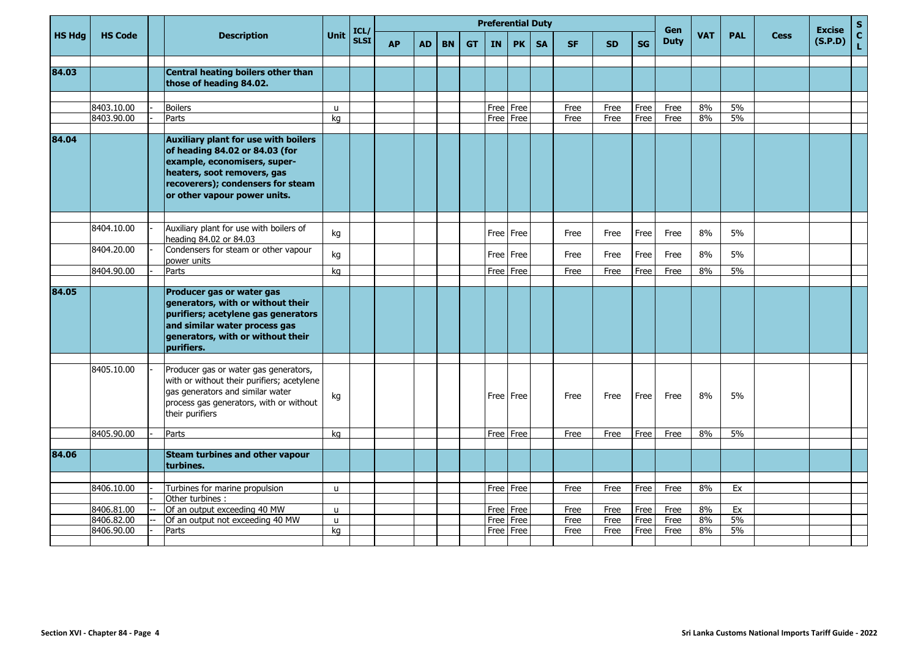| HS Hdg | HS Code | | Description | Unit | ICL/ SLSI | Preferential Duty | | | | | | | | | | Gen Duty | VAT | PAL | Cess | Excise (S.P.D) | S C L |
|---|---|---|---|---|---|---|---|---|---|---|---|---|---|---|---|---|---|---|---|---|---|
| | | | | | | AP | AD | BN | GT | IN | PK | SA | SF | SD | SG | | | | | | |
| 84.03 | | | **Central heating boilers other than those of heading 84.02.** | | | | | | | | | | | | | | | | | | |
| | 8403.10.00 | - | Boilers | u | | | | | | Free | Free | | Free | Free | Free | Free | 8% | 5% | | | |
| | 8403.90.00 | - | Parts | kg | | | | | | Free | Free | | Free | Free | Free | Free | 8% | 5% | | | |
| 84.04 | | | **Auxiliary plant for use with boilers of heading 84.02 or 84.03 (for example, economisers, super-heaters, soot removers, gas recoverers); condensers for steam or other vapour power units.** | | | | | | | | | | | | | | | | | | |
| | 8404.10.00 | - | Auxiliary plant for use with boilers of heading 84.02 or 84.03 | kg | | | | | | Free | Free | | Free | Free | Free | Free | 8% | 5% | | | |
| | 8404.20.00 | - | Condensers for steam or other vapour power units | kg | | | | | | Free | Free | | Free | Free | Free | Free | 8% | 5% | | | |
| | 8404.90.00 | - | Parts | kg | | | | | | Free | Free | | Free | Free | Free | Free | 8% | 5% | | | |
| 84.05 | | | **Producer gas or water gas generators, with or without their purifiers; acetylene gas generators and similar water process gas generators, with or without their purifiers.** | | | | | | | | | | | | | | | | | | |
| | 8405.10.00 | - | Producer gas or water gas generators, with or without their purifiers; acetylene gas generators and similar water process gas generators, with or without their purifiers | kg | | | | | | Free | Free | | Free | Free | Free | Free | 8% | 5% | | | |
| | 8405.90.00 | - | Parts | kg | | | | | | Free | Free | | Free | Free | Free | Free | 8% | 5% | | | |
| 84.06 | | | **Steam turbines and other vapour turbines.** | | | | | | | | | | | | | | | | | | |
| | 8406.10.00 | - | Turbines for marine propulsion | u | | | | | | Free | Free | | Free | Free | Free | Free | 8% | Ex | | | |
| | | - | Other turbines : | | | | | | | | | | | | | | | | | | |
| | 8406.81.00 | -- | Of an output exceeding 40 MW | u | | | | | | Free | Free | | Free | Free | Free | Free | 8% | Ex | | | |
| | 8406.82.00 | -- | Of an output not exceeding 40 MW | u | | | | | | Free | Free | | Free | Free | Free | Free | 8% | 5% | | | |
| | 8406.90.00 | - | Parts | kg | | | | | | Free | Free | | Free | Free | Free | Free | 8% | 5% | | | |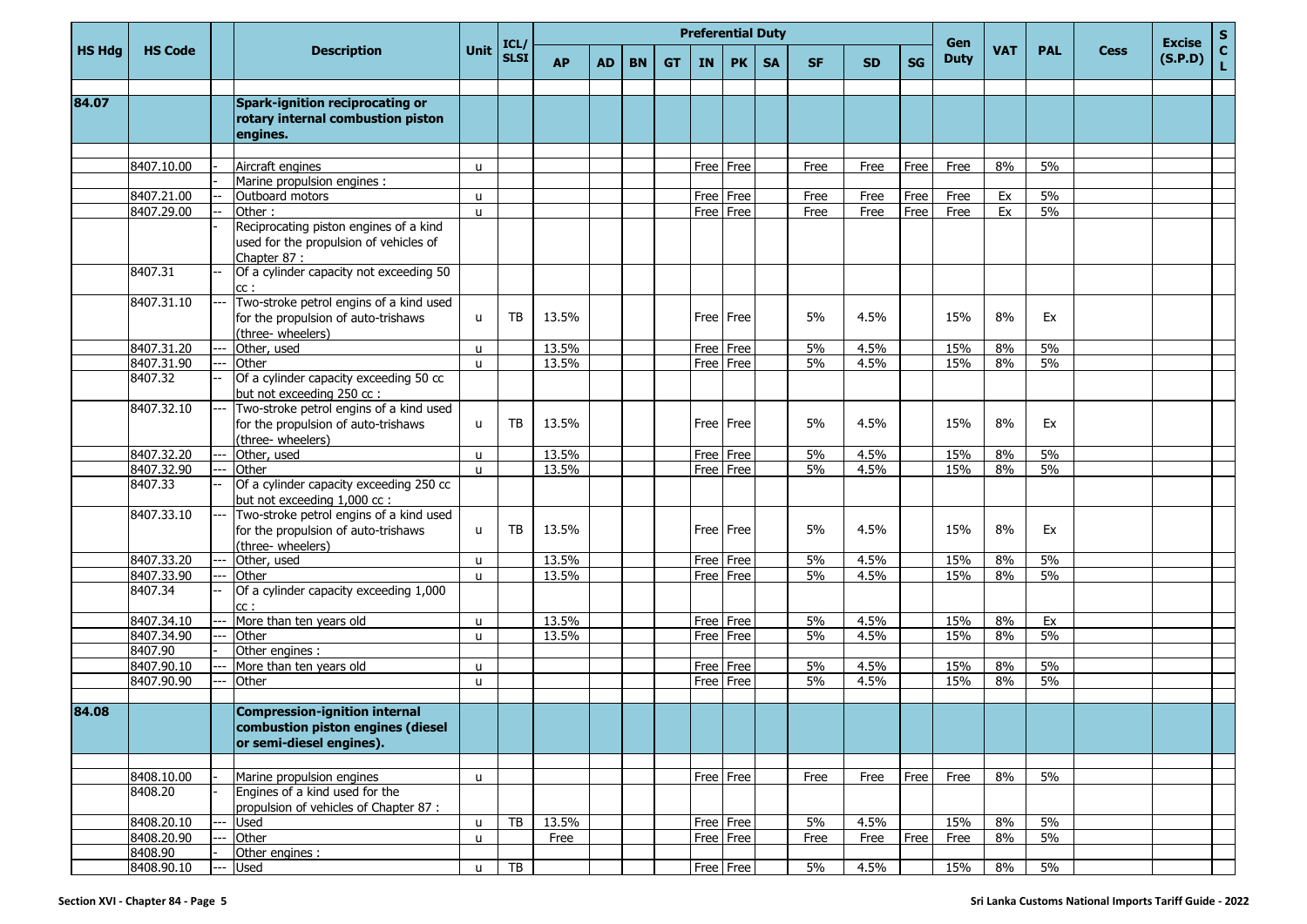| HS Hdg | HS Code | | Description | Unit | ICL/ SLSI | Preferential Duty | | | | | | | | | | Gen Duty | VAT | PAL | Cess | Excise (S.P.D) | S C L |
|---|---|---|---|---|---|---|---|---|---|---|---|---|---|---|---|---|---|---|---|---|---|
| | | | | | | AP | AD | BN | GT | IN | PK | SA | SF | SD | SG | | | | | | |
| **84.07** | | | **Spark-ignition reciprocating or rotary internal combustion piston engines.** | | | | | | | | | | | | | | | | | | |
| | 8407.10.00 | - | Aircraft engines | u | | | | | | Free | Free | | Free | Free | Free | Free | 8% | 5% | | | |
| | | - | Marine propulsion engines : | | | | | | | | | | | | | | | | | | |
| | 8407.21.00 | -- | Outboard motors | u | | | | | | Free | Free | | Free | Free | Free | Free | Ex | 5% | | | |
| | 8407.29.00 | -- | Other : | u | | | | | | Free | Free | | Free | Free | Free | Free | Ex | 5% | | | |
| | | - | Reciprocating piston engines of a kind used for the propulsion of vehicles of Chapter 87 : | | | | | | | | | | | | | | | | | | |
| | 8407.31 | -- | Of a cylinder capacity not exceeding 50 cc : | | | | | | | | | | | | | | | | | | |
| | 8407.31.10 | --- | Two-stroke petrol engins of a kind used for the propulsion of auto-trishaws (three- wheelers) | u | TB | 13.5% | | | | Free | Free | | 5% | 4.5% | | 15% | 8% | Ex | | | |
| | 8407.31.20 | --- | Other, used | u | | 13.5% | | | | Free | Free | | 5% | 4.5% | | 15% | 8% | 5% | | | |
| | 8407.31.90 | --- | Other | u | | 13.5% | | | | Free | Free | | 5% | 4.5% | | 15% | 8% | 5% | | | |
| | 8407.32 | -- | Of a cylinder capacity exceeding 50 cc but not exceeding 250 cc : | | | | | | | | | | | | | | | | | | |
| | 8407.32.10 | --- | Two-stroke petrol engins of a kind used for the propulsion of auto-trishaws (three- wheelers) | u | TB | 13.5% | | | | Free | Free | | 5% | 4.5% | | 15% | 8% | Ex | | | |
| | 8407.32.20 | --- | Other, used | u | | 13.5% | | | | Free | Free | | 5% | 4.5% | | 15% | 8% | 5% | | | |
| | 8407.32.90 | --- | Other | u | | 13.5% | | | | Free | Free | | 5% | 4.5% | | 15% | 8% | 5% | | | |
| | 8407.33 | -- | Of a cylinder capacity exceeding 250 cc but not exceeding 1,000 cc : | | | | | | | | | | | | | | | | | | |
| | 8407.33.10 | --- | Two-stroke petrol engins of a kind used for the propulsion of auto-trishaws (three- wheelers) | u | TB | 13.5% | | | | Free | Free | | 5% | 4.5% | | 15% | 8% | Ex | | | |
| | 8407.33.20 | --- | Other, used | u | | 13.5% | | | | Free | Free | | 5% | 4.5% | | 15% | 8% | 5% | | | |
| | 8407.33.90 | --- | Other | u | | 13.5% | | | | Free | Free | | 5% | 4.5% | | 15% | 8% | 5% | | | |
| | 8407.34 | -- | Of a cylinder capacity exceeding 1,000 cc : | | | | | | | | | | | | | | | | | | |
| | 8407.34.10 | --- | More than ten years old | u | | 13.5% | | | | Free | Free | | 5% | 4.5% | | 15% | 8% | Ex | | | |
| | 8407.34.90 | --- | Other | u | | 13.5% | | | | Free | Free | | 5% | 4.5% | | 15% | 8% | 5% | | | |
| | 8407.90 | - | Other engines : | | | | | | | | | | | | | | | | | | |
| | 8407.90.10 | --- | More than ten years old | u | | | | | | Free | Free | | 5% | 4.5% | | 15% | 8% | 5% | | | |
| | 8407.90.90 | --- | Other | u | | | | | | Free | Free | | 5% | 4.5% | | 15% | 8% | 5% | | | |
| **84.08** | | | **Compression-ignition internal combustion piston engines (diesel or semi-diesel engines).** | | | | | | | | | | | | | | | | | | |
| | 8408.10.00 | - | Marine propulsion engines | u | | | | | | Free | Free | | Free | Free | Free | Free | 8% | 5% | | | |
| | 8408.20 | - | Engines of a kind used for the propulsion of vehicles of Chapter 87 : | | | | | | | | | | | | | | | | | | |
| | 8408.20.10 | --- | Used | u | TB | 13.5% | | | | Free | Free | | 5% | 4.5% | | 15% | 8% | 5% | | | |
| | 8408.20.90 | --- | Other | u | | Free | | | | Free | Free | | Free | Free | Free | Free | 8% | 5% | | | |
| | 8408.90 | - | Other engines : | | | | | | | | | | | | | | | | | | |
| | 8408.90.10 | --- | Used | u | TB | | | | | Free | Free | | 5% | 4.5% | | 15% | 8% | 5% | | | |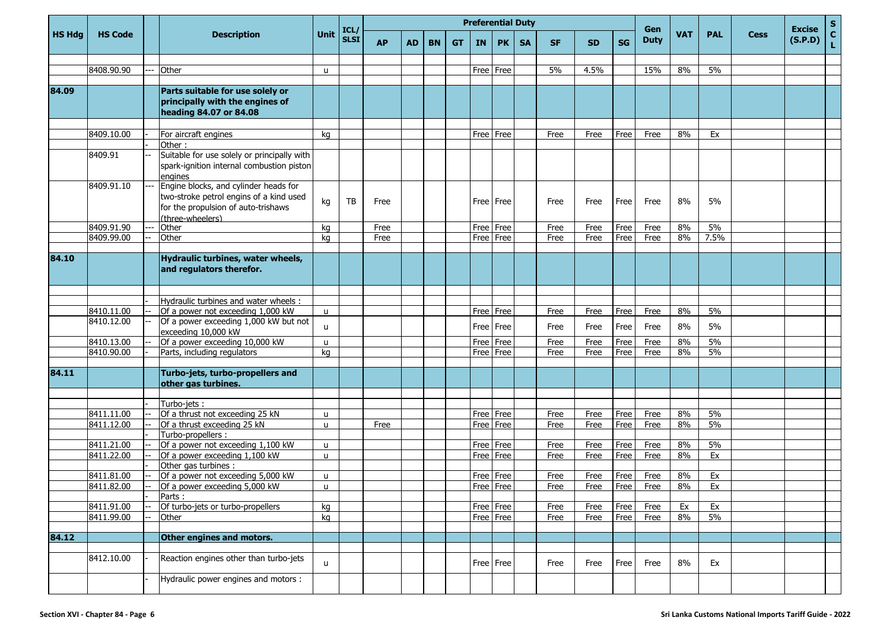| HS Hdg | HS Code | | Description | Unit | ICL/ SLSI | Preferential Duty | | | | | | | | | | Gen Duty | VAT | PAL | Cess | Excise (S.P.D) | S C L |
|---|---|---|---|---|---|---|---|---|---|---|---|---|---|---|---|---|---|---|---|---|---|
| | | | | | | AP | AD | BN | GT | IN | PK | SA | SF | SD | SG | | | | | | |
| | 8408.90.90 | --- | Other | u | | | | | | Free | Free | | 5% | 4.5% | | 15% | 8% | 5% | | | |
| **84.09** | | | **Parts suitable for use solely or principally with the engines of heading 84.07 or 84.08** | | | | | | | | | | | | | | | | | | |
| | 8409.10.00 | - | For aircraft engines | kg | | | | | | Free | Free | | Free | Free | Free | Free | 8% | Ex | | | |
| | | - | Other : | | | | | | | | | | | | | | | | | | |
| | 8409.91 | -- | Suitable for use solely or principally with spark-ignition internal combustion piston engines | | | | | | | | | | | | | | | | | | |
| | 8409.91.10 | --- | Engine blocks, and cylinder heads for two-stroke petrol engins of a kind used for the propulsion of auto-trishaws (three-wheelers) | kg | TB | Free | | | | Free | Free | | Free | Free | Free | Free | 8% | 5% | | | |
| | 8409.91.90 | --- | Other | kg | | Free | | | | Free | Free | | Free | Free | Free | Free | 8% | 5% | | | |
| | 8409.99.00 | -- | Other | kg | | Free | | | | Free | Free | | Free | Free | Free | Free | 8% | 7.5% | | | |
| **84.10** | | | **Hydraulic turbines, water wheels, and regulators therefor.** | | | | | | | | | | | | | | | | | | |
| | | - | Hydraulic turbines and water wheels : | | | | | | | | | | | | | | | | | | |
| | 8410.11.00 | -- | Of a power not exceeding 1,000 kW | u | | | | | | Free | Free | | Free | Free | Free | Free | 8% | 5% | | | |
| | 8410.12.00 | -- | Of a power exceeding 1,000 kW but not exceeding 10,000 kW | u | | | | | | Free | Free | | Free | Free | Free | Free | 8% | 5% | | | |
| | 8410.13.00 | -- | Of a power exceeding 10,000 kW | u | | | | | | Free | Free | | Free | Free | Free | Free | 8% | 5% | | | |
| | 8410.90.00 | - | Parts, including regulators | kg | | | | | | Free | Free | | Free | Free | Free | Free | 8% | 5% | | | |
| **84.11** | | | **Turbo-jets, turbo-propellers and other gas turbines.** | | | | | | | | | | | | | | | | | | |
| | | - | Turbo-jets : | | | | | | | | | | | | | | | | | | |
| | 8411.11.00 | -- | Of a thrust not exceeding 25 kN | u | | | | | | Free | Free | | Free | Free | Free | Free | 8% | 5% | | | |
| | 8411.12.00 | -- | Of a thrust exceeding 25 kN | u | | Free | | | | Free | Free | | Free | Free | Free | Free | 8% | 5% | | | |
| | | - | Turbo-propellers : | | | | | | | | | | | | | | | | | | |
| | 8411.21.00 | -- | Of a power not exceeding 1,100 kW | u | | | | | | Free | Free | | Free | Free | Free | Free | 8% | 5% | | | |
| | 8411.22.00 | -- | Of a power exceeding 1,100 kW | u | | | | | | Free | Free | | Free | Free | Free | Free | 8% | Ex | | | |
| | | - | Other gas turbines : | | | | | | | | | | | | | | | | | | |
| | 8411.81.00 | -- | Of a power not exceeding 5,000 kW | u | | | | | | Free | Free | | Free | Free | Free | Free | 8% | Ex | | | |
| | 8411.82.00 | -- | Of a power exceeding 5,000 kW | u | | | | | | Free | Free | | Free | Free | Free | Free | 8% | Ex | | | |
| | | - | Parts : | | | | | | | | | | | | | | | | | | |
| | 8411.91.00 | -- | Of turbo-jets or turbo-propellers | kg | | | | | | Free | Free | | Free | Free | Free | Free | Ex | Ex | | | |
| | 8411.99.00 | -- | Other | kg | | | | | | Free | Free | | Free | Free | Free | Free | 8% | 5% | | | |
| **84.12** | | | **Other engines and motors.** | | | | | | | | | | | | | | | | | | |
| | 8412.10.00 | - | Reaction engines other than turbo-jets | u | | | | | | Free | Free | | Free | Free | Free | Free | 8% | Ex | | | |
| | | - | Hydraulic power engines and motors : | | | | | | | | | | | | | | | | | | |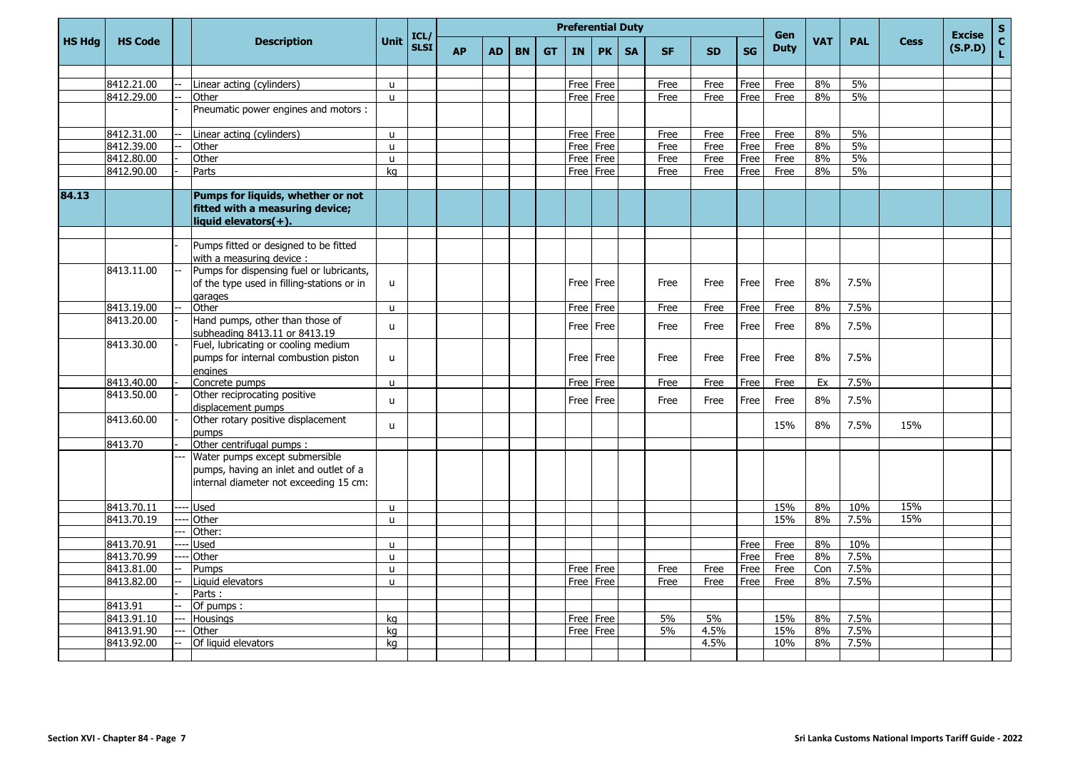| HS Hdg | HS Code | | Description | Unit | ICL/ SLSI | Preferential Duty | | | | | | | | | | Gen Duty | VAT | PAL | Cess | Excise (S.P.D) | S C L |
|---|---|---|---|---|---|---|---|---|---|---|---|---|---|---|---|---|---|---|---|---|---|
| | | | | | | AP | AD | BN | GT | IN | PK | SA | SF | SD | SG | | | | | | |
| | 8412.21.00 | -- | Linear acting (cylinders) | u | | | | | | Free | Free | | Free | Free | Free | Free | 8% | 5% | | | |
| | 8412.29.00 | -- | Other | u | | | | | | Free | Free | | Free | Free | Free | Free | 8% | 5% | | | |
| | | - | Pneumatic power engines and motors : | | | | | | | | | | | | | | | | | | |
| | 8412.31.00 | -- | Linear acting (cylinders) | u | | | | | | Free | Free | | Free | Free | Free | Free | 8% | 5% | | | |
| | 8412.39.00 | -- | Other | u | | | | | | Free | Free | | Free | Free | Free | Free | 8% | 5% | | | |
| | 8412.80.00 | - | Other | u | | | | | | Free | Free | | Free | Free | Free | Free | 8% | 5% | | | |
| | 8412.90.00 | - | Parts | kg | | | | | | Free | Free | | Free | Free | Free | Free | 8% | 5% | | | |
| **84.13** | | | **Pumps for liquids, whether or not fitted with a measuring device; liquid elevators(+).** | | | | | | | | | | | | | | | | | | |
| | | - | Pumps fitted or designed to be fitted with a measuring device : | | | | | | | | | | | | | | | | | | |
| | 8413.11.00 | -- | Pumps for dispensing fuel or lubricants, of the type used in filling-stations or in garages | u | | | | | | Free | Free | | Free | Free | Free | Free | 8% | 7.5% | | | |
| | 8413.19.00 | -- | Other | u | | | | | | Free | Free | | Free | Free | Free | Free | 8% | 7.5% | | | |
| | 8413.20.00 | - | Hand pumps, other than those of subheading 8413.11 or 8413.19 | u | | | | | | Free | Free | | Free | Free | Free | Free | 8% | 7.5% | | | |
| | 8413.30.00 | - | Fuel, lubricating or cooling medium pumps for internal combustion piston engines | u | | | | | | Free | Free | | Free | Free | Free | Free | 8% | 7.5% | | | |
| | 8413.40.00 | - | Concrete pumps | u | | | | | | Free | Free | | Free | Free | Free | Free | Ex | 7.5% | | | |
| | 8413.50.00 | - | Other reciprocating positive displacement pumps | u | | | | | | Free | Free | | Free | Free | Free | Free | 8% | 7.5% | | | |
| | 8413.60.00 | - | Other rotary positive displacement pumps | u | | | | | | | | | | | | 15% | 8% | 7.5% | 15% | | |
| | 8413.70 | - | Other centrifugal pumps : | | | | | | | | | | | | | | | | | | |
| | | --- | Water pumps except submersible pumps, having an inlet and outlet of a internal diameter not exceeding 15 cm: | | | | | | | | | | | | | | | | | | |
| | 8413.70.11 | ---- | Used | u | | | | | | | | | | | | 15% | 8% | 10% | 15% | | |
| | 8413.70.19 | ---- | Other | u | | | | | | | | | | | | 15% | 8% | 7.5% | 15% | | |
| | | --- | Other: | | | | | | | | | | | | | | | | | | |
| | 8413.70.91 | ---- | Used | u | | | | | | | | | | | Free | Free | 8% | 10% | | | |
| | 8413.70.99 | ---- | Other | u | | | | | | | | | | | Free | Free | 8% | 7.5% | | | |
| | 8413.81.00 | -- | Pumps | u | | | | | | Free | Free | | Free | Free | Free | Free | Con | 7.5% | | | |
| | 8413.82.00 | -- | Liquid elevators | u | | | | | | Free | Free | | Free | Free | Free | Free | 8% | 7.5% | | | |
| | | - | Parts : | | | | | | | | | | | | | | | | | | |
| | 8413.91 | -- | Of pumps : | | | | | | | | | | | | | | | | | | |
| | 8413.91.10 | --- | Housings | kg | | | | | | Free | Free | | 5% | 5% | | 15% | 8% | 7.5% | | | |
| | 8413.91.90 | --- | Other | kg | | | | | | Free | Free | | 5% | 4.5% | | 15% | 8% | 7.5% | | | |
| | 8413.92.00 | -- | Of liquid elevators | kg | | | | | | | | | | 4.5% | | 10% | 8% | 7.5% | | | |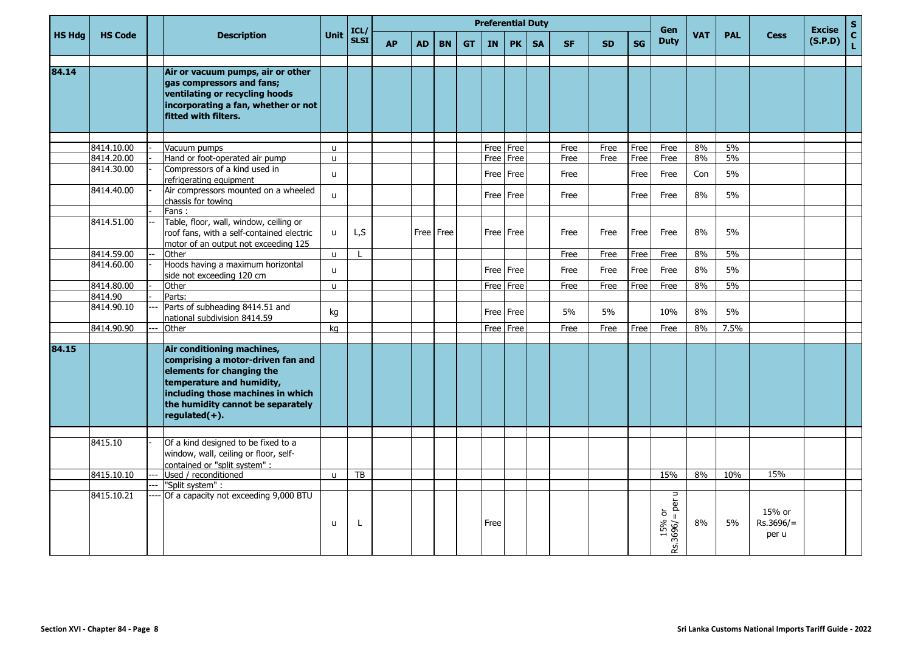| HS Hdg | HS Code | | Description | Unit | ICL/ SLSI | Preferential Duty | | | | | | | | | | Gen Duty | VAT | PAL | Cess | Excise (S.P.D) | S C L |
|---|---|---|---|---|---|---|---|---|---|---|---|---|---|---|---|---|---|---|---|---|---|
| | | | | | | AP | AD | BN | GT | IN | PK | SA | SF | SD | SG | | | | | | |
| 84.14 | | | **Air or vacuum pumps, air or other gas compressors and fans; ventilating or recycling hoods incorporating a fan, whether or not fitted with filters.** | | | | | | | | | | | | | | | | | | |
| | 8414.10.00 | - | Vacuum pumps | u | | | | | | Free | Free | | Free | Free | Free | Free | 8% | 5% | | | |
| | 8414.20.00 | - | Hand or foot-operated air pump | u | | | | | | Free | Free | | Free | Free | Free | Free | 8% | 5% | | | |
| | 8414.30.00 | - | Compressors of a kind used in refrigerating equipment | u | | | | | | Free | Free | | Free | | Free | Free | Con | 5% | | | |
| | 8414.40.00 | - | Air compressors mounted on a wheeled chassis for towing | u | | | | | | Free | Free | | Free | | Free | Free | 8% | 5% | | | |
| | | - | Fans : | | | | | | | | | | | | | | | | | | |
| | 8414.51.00 | -- | Table, floor, wall, window, ceiling or roof fans, with a self-contained electric motor of an output not exceeding 125 | u | L,S | | Free | Free | | Free | Free | | Free | Free | Free | Free | 8% | 5% | | | |
| | 8414.59.00 | -- | Other | u | L | | | | | | | | Free | Free | Free | Free | 8% | 5% | | | |
| | 8414.60.00 | - | Hoods having a maximum horizontal side not exceeding 120 cm | u | | | | | | Free | Free | | Free | Free | Free | Free | 8% | 5% | | | |
| | 8414.80.00 | - | Other | u | | | | | | Free | Free | | Free | Free | Free | Free | 8% | 5% | | | |
| | 8414.90 | - | Parts: | | | | | | | | | | | | | | | | | | |
| | 8414.90.10 | --- | Parts of subheading 8414.51 and national subdivision 8414.59 | kg | | | | | | Free | Free | | 5% | 5% | | 10% | 8% | 5% | | | |
| | 8414.90.90 | --- | Other | kg | | | | | | Free | Free | | Free | Free | Free | Free | 8% | 7.5% | | | |
| 84.15 | | | **Air conditioning machines, comprising a motor-driven fan and elements for changing the temperature and humidity, including those machines in which the humidity cannot be separately regulated(+).** | | | | | | | | | | | | | | | | | | |
| | 8415.10 | - | Of a kind designed to be fixed to a window, wall, ceiling or floor, self-contained or "split system" : | | | | | | | | | | | | | | | | | | |
| | 8415.10.10 | --- | Used / reconditioned | u | TB | | | | | | | | | | | 15% | 8% | 10% | 15% | | |
| | | --- | "Split system" : | | | | | | | | | | | | | | | | | | |
| | 8415.10.21 | ---- | Of a capacity not exceeding 9,000 BTU | u | L | | | | | Free | | | | | | 15% or Rs.3696/= per u | 8% | 5% | 15% or Rs.3696/= per u | | |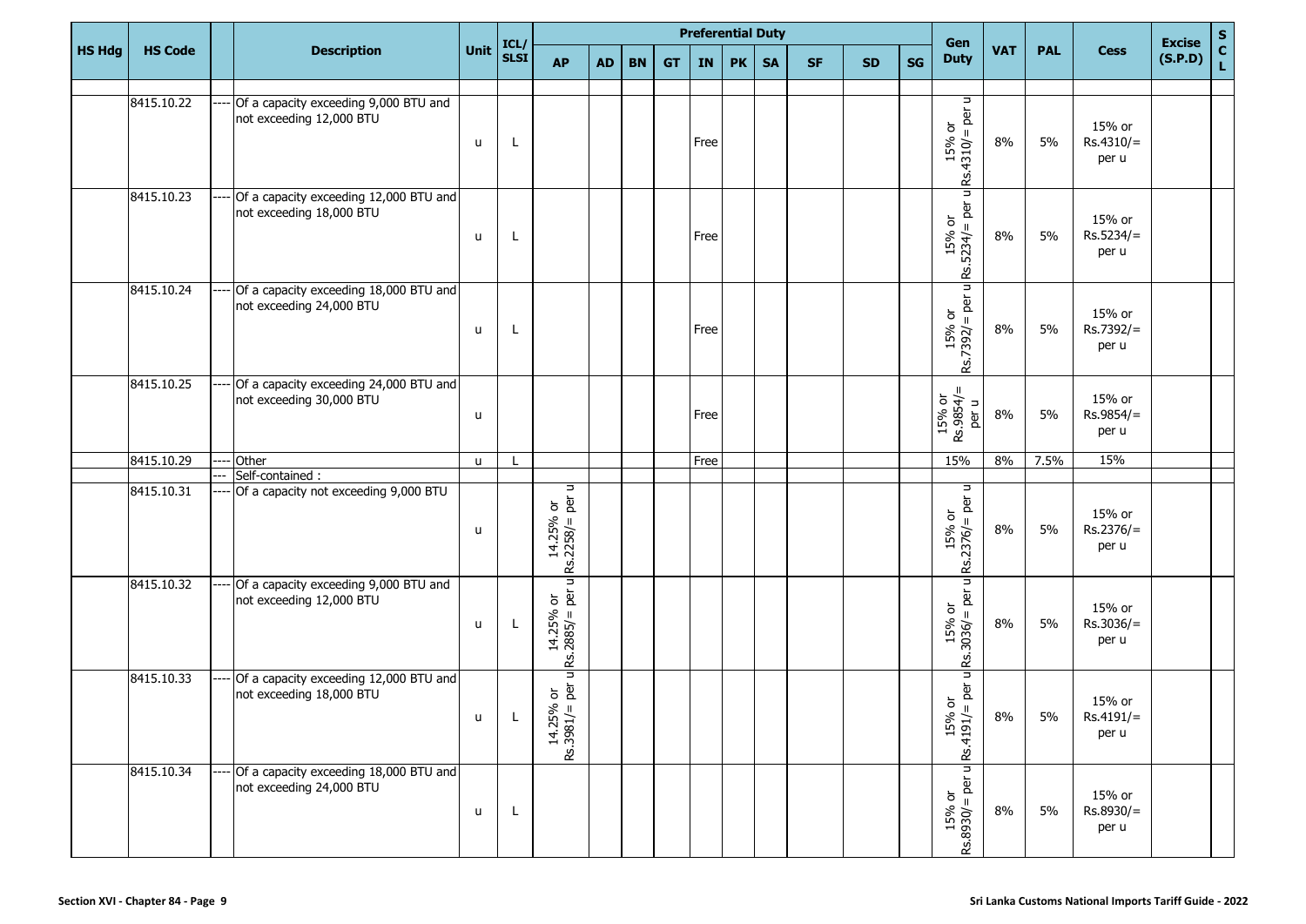| HS Hdg | HS Code | | Description | Unit | ICL/ SLSI | Preferential Duty | | | | | | | | | | Gen Duty | VAT | PAL | Cess | Excise (S.P.D) | S C L |
|---|---|---|---|---|---|---|---|---|---|---|---|---|---|---|---|---|---|---|---|---|---|
| | | | | | | AP | AD | BN | GT | IN | PK | SA | SF | SD | SG | | | | | | |
| | 8415.10.22 | ---- | Of a capacity exceeding 9,000 BTU and not exceeding 12,000 BTU | u | L | | | | | Free | | | | | | 15% or Rs.4310/= per u | 8% | 5% | 15% or Rs.4310/= per u | | |
| | 8415.10.23 | ---- | Of a capacity exceeding 12,000 BTU and not exceeding 18,000 BTU | u | L | | | | | Free | | | | | | 15% or Rs.5234/= per u | 8% | 5% | 15% or Rs.5234/= per u | | |
| | 8415.10.24 | ---- | Of a capacity exceeding 18,000 BTU and not exceeding 24,000 BTU | u | L | | | | | Free | | | | | | 15% or Rs.7392/= per u | 8% | 5% | 15% or Rs.7392/= per u | | |
| | 8415.10.25 | ---- | Of a capacity exceeding 24,000 BTU and not exceeding 30,000 BTU | u | | | | | | Free | | | | | | 15% or Rs.9854/= per u | 8% | 5% | 15% or Rs.9854/= per u | | |
| | 8415.10.29 | ---- | Other | u | L | | | | | Free | | | | | | 15% | 8% | 7.5% | 15% | | |
| | | --- | Self-contained : | | | | | | | | | | | | | | | | | | |
| | 8415.10.31 | ---- | Of a capacity not exceeding 9,000 BTU | u | | 14.25% or Rs.2258/= per u | | | | | | | | | | 15% or Rs.2376/= per u | 8% | 5% | 15% or Rs.2376/= per u | | |
| | 8415.10.32 | ---- | Of a capacity exceeding 9,000 BTU and not exceeding 12,000 BTU | u | L | 14.25% or Rs.2885/= per u | | | | | | | | | | 15% or Rs.3036/= per u | 8% | 5% | 15% or Rs.3036/= per u | | |
| | 8415.10.33 | ---- | Of a capacity exceeding 12,000 BTU and not exceeding 18,000 BTU | u | L | 14.25% or Rs.3981/= per u | | | | | | | | | | 15% or Rs.4191/= per u | 8% | 5% | 15% or Rs.4191/= per u | | |
| | 8415.10.34 | ---- | Of a capacity exceeding 18,000 BTU and not exceeding 24,000 BTU | u | L | | | | | | | | | | | 15% or Rs.8930/= per u | 8% | 5% | 15% or Rs.8930/= per u | | |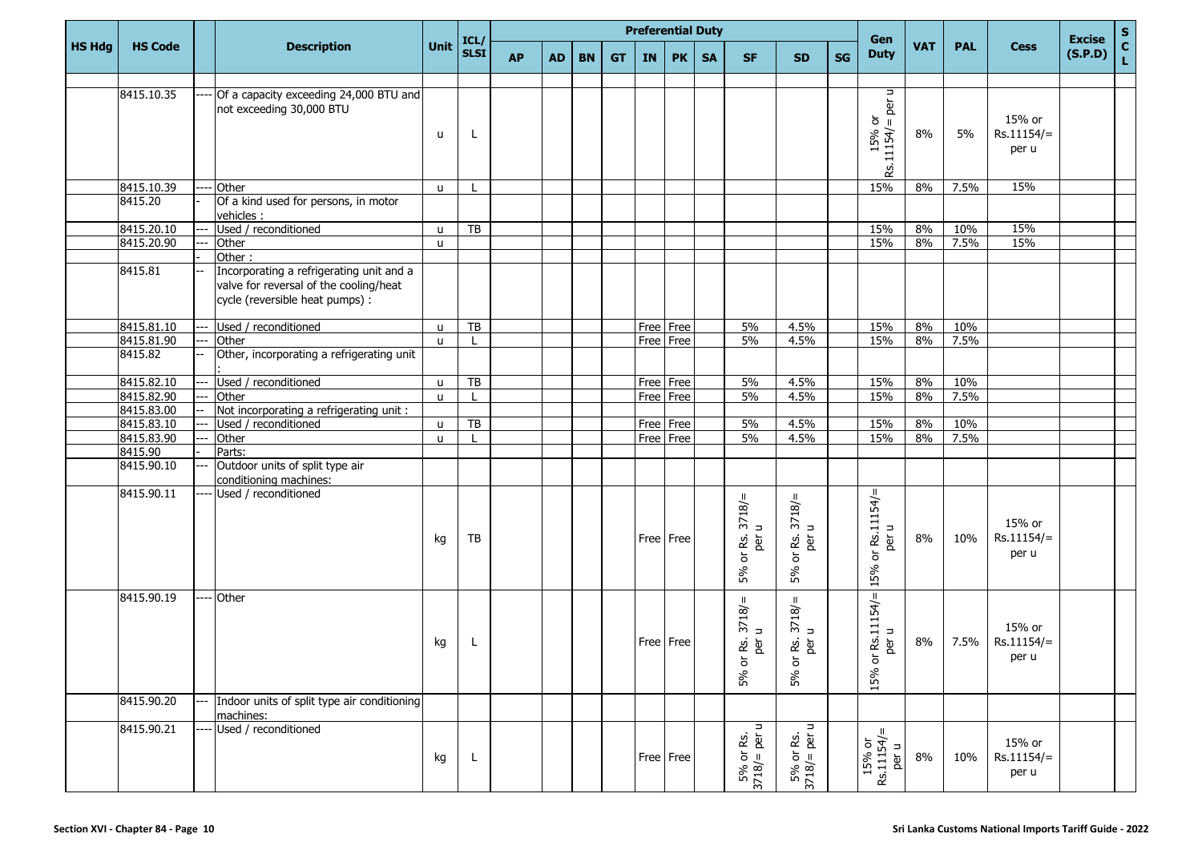| HS Hdg | HS Code | | Description | Unit | ICL/ SLSI | Preferential Duty | | | | | | | | | | Gen Duty | VAT | PAL | Cess | Excise (S.P.D) | S C L |
|---|---|---|---|---|---|---|---|---|---|---|---|---|---|---|---|---|---|---|---|---|---|
| | | | | | | AP | AD | BN | GT | IN | PK | SA | SF | SD | SG | | | | | | |
| | 8415.10.35 | ---- | Of a capacity exceeding 24,000 BTU and not exceeding 30,000 BTU | u | L | | | | | | | | | | | 15% or Rs.11154/= per u | 8% | 5% | 15% or Rs.11154/= per u | | |
| | 8415.10.39 | ---- | Other | u | L | | | | | | | | | | | 15% | 8% | 7.5% | 15% | | |
| | 8415.20 | - | Of a kind used for persons, in motor vehicles : | | | | | | | | | | | | | | | | | | |
| | 8415.20.10 | --- | Used / reconditioned | u | TB | | | | | | | | | | | 15% | 8% | 10% | 15% | | |
| | 8415.20.90 | --- | Other | u | | | | | | | | | | | | 15% | 8% | 7.5% | 15% | | |
| | | - | Other : | | | | | | | | | | | | | | | | | | |
| | 8415.81 | -- | Incorporating a refrigerating unit and a valve for reversal of the cooling/heat cycle (reversible heat pumps) : | | | | | | | | | | | | | | | | | | |
| | 8415.81.10 | --- | Used / reconditioned | u | TB | | | | | Free | Free | | 5% | 4.5% | | 15% | 8% | 10% | | | |
| | 8415.81.90 | --- | Other | u | L | | | | | Free | Free | | 5% | 4.5% | | 15% | 8% | 7.5% | | | |
| | 8415.82 | -- | Other, incorporating a refrigerating unit : | | | | | | | | | | | | | | | | | | |
| | 8415.82.10 | --- | Used / reconditioned | u | TB | | | | | Free | Free | | 5% | 4.5% | | 15% | 8% | 10% | | | |
| | 8415.82.90 | --- | Other | u | L | | | | | Free | Free | | 5% | 4.5% | | 15% | 8% | 7.5% | | | |
| | 8415.83.00 | -- | Not incorporating a refrigerating unit : | | | | | | | | | | | | | | | | | | |
| | 8415.83.10 | --- | Used / reconditioned | u | TB | | | | | Free | Free | | 5% | 4.5% | | 15% | 8% | 10% | | | |
| | 8415.83.90 | --- | Other | u | L | | | | | Free | Free | | 5% | 4.5% | | 15% | 8% | 7.5% | | | |
| | 8415.90 | - | Parts: | | | | | | | | | | | | | | | | | | |
| | 8415.90.10 | --- | Outdoor units of split type air conditioning machines: | | | | | | | | | | | | | | | | | | |
| | 8415.90.11 | ---- | Used / reconditioned | kg | TB | | | | | Free | Free | | 5% or Rs. 3718/= per u | 5% or Rs. 3718/= per u | | 15% or Rs.11154/= per u | 8% | 10% | 15% or Rs.11154/= per u | | |
| | 8415.90.19 | ---- | Other | kg | L | | | | | Free | Free | | 5% or Rs. 3718/= per u | 5% or Rs. 3718/= per u | | 15% or Rs.11154/= per u | 8% | 7.5% | 15% or Rs.11154/= per u | | |
| | 8415.90.20 | --- | Indoor units of split type air conditioning machines: | | | | | | | | | | | | | | | | | | |
| | 8415.90.21 | ---- | Used / reconditioned | kg | L | | | | | Free | Free | | 5% or Rs. 3718/= per u | 5% or Rs. 3718/= per u | | 15% or Rs.11154/= per u | 8% | 10% | 15% or Rs.11154/= per u | | |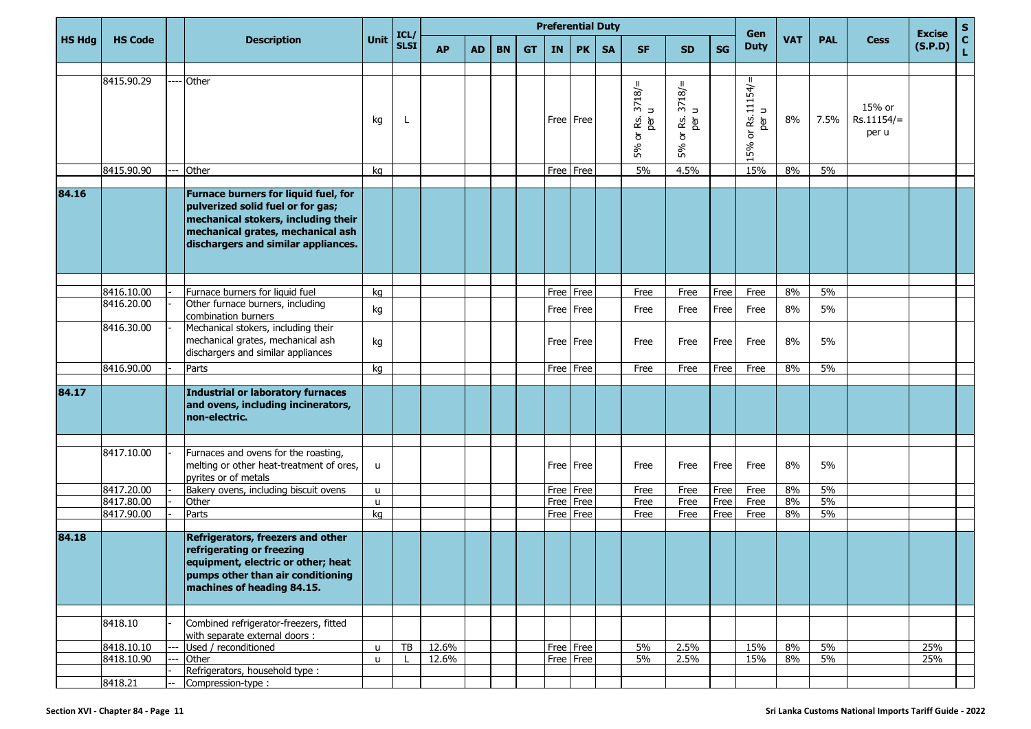| HS Hdg | HS Code | | Description | Unit | ICL/ SLSI | Preferential Duty | | | | | | | | | | Gen Duty | VAT | PAL | Cess | Excise (S.P.D) | S C L |
|---|---|---|---|---|---|---|---|---|---|---|---|---|---|---|---|---|---|---|---|---|---|
| | | | | | | AP | AD | BN | GT | IN | PK | SA | SF | SD | SG | | | | | | |
| | 8415.90.29 | ---- | Other | kg | L | | | | | Free | Free | | 5% or Rs. 3718/= per u | 5% or Rs. 3718/= per u | | 15% or Rs.11154/= per u | 8% | 7.5% | 15% or Rs.11154/= per u | | |
| | 8415.90.90 | --- | Other | kg | | | | | | Free | Free | | 5% | 4.5% | | 15% | 8% | 5% | | | |
| **84.16** | | | **Furnace burners for liquid fuel, for pulverized solid fuel or for gas; mechanical stokers, including their mechanical grates, mechanical ash dischargers and similar appliances.** | | | | | | | | | | | | | | | | | | |
| | 8416.10.00 | - | Furnace burners for liquid fuel | kg | | | | | | Free | Free | | Free | Free | Free | Free | 8% | 5% | | | |
| | 8416.20.00 | - | Other furnace burners, including combination burners | kg | | | | | | Free | Free | | Free | Free | Free | Free | 8% | 5% | | | |
| | 8416.30.00 | - | Mechanical stokers, including their mechanical grates, mechanical ash dischargers and similar appliances | kg | | | | | | Free | Free | | Free | Free | Free | Free | 8% | 5% | | | |
| | 8416.90.00 | - | Parts | kg | | | | | | Free | Free | | Free | Free | Free | Free | 8% | 5% | | | |
| **84.17** | | | **Industrial or laboratory furnaces and ovens, including incinerators, non-electric.** | | | | | | | | | | | | | | | | | | |
| | 8417.10.00 | - | Furnaces and ovens for the roasting, melting or other heat-treatment of ores, pyrites or of metals | u | | | | | | Free | Free | | Free | Free | Free | Free | 8% | 5% | | | |
| | 8417.20.00 | - | Bakery ovens, including biscuit ovens | u | | | | | | Free | Free | | Free | Free | Free | Free | 8% | 5% | | | |
| | 8417.80.00 | - | Other | u | | | | | | Free | Free | | Free | Free | Free | Free | 8% | 5% | | | |
| | 8417.90.00 | - | Parts | kg | | | | | | Free | Free | | Free | Free | Free | Free | 8% | 5% | | | |
| **84.18** | | | **Refrigerators, freezers and other refrigerating or freezing equipment, electric or other; heat pumps other than air conditioning machines of heading 84.15.** | | | | | | | | | | | | | | | | | | |
| | 8418.10 | - | Combined refrigerator-freezers, fitted with separate external doors : | | | | | | | | | | | | | | | | | | |
| | 8418.10.10 | --- | Used / reconditioned | u | TB | 12.6% | | | | Free | Free | | 5% | 2.5% | | 15% | 8% | 5% | | 25% | |
| | 8418.10.90 | --- | Other | u | L | 12.6% | | | | Free | Free | | 5% | 2.5% | | 15% | 8% | 5% | | 25% | |
| | | - | Refrigerators, household type : | | | | | | | | | | | | | | | | | | |
| | 8418.21 | -- | Compression-type : | | | | | | | | | | | | | | | | | | |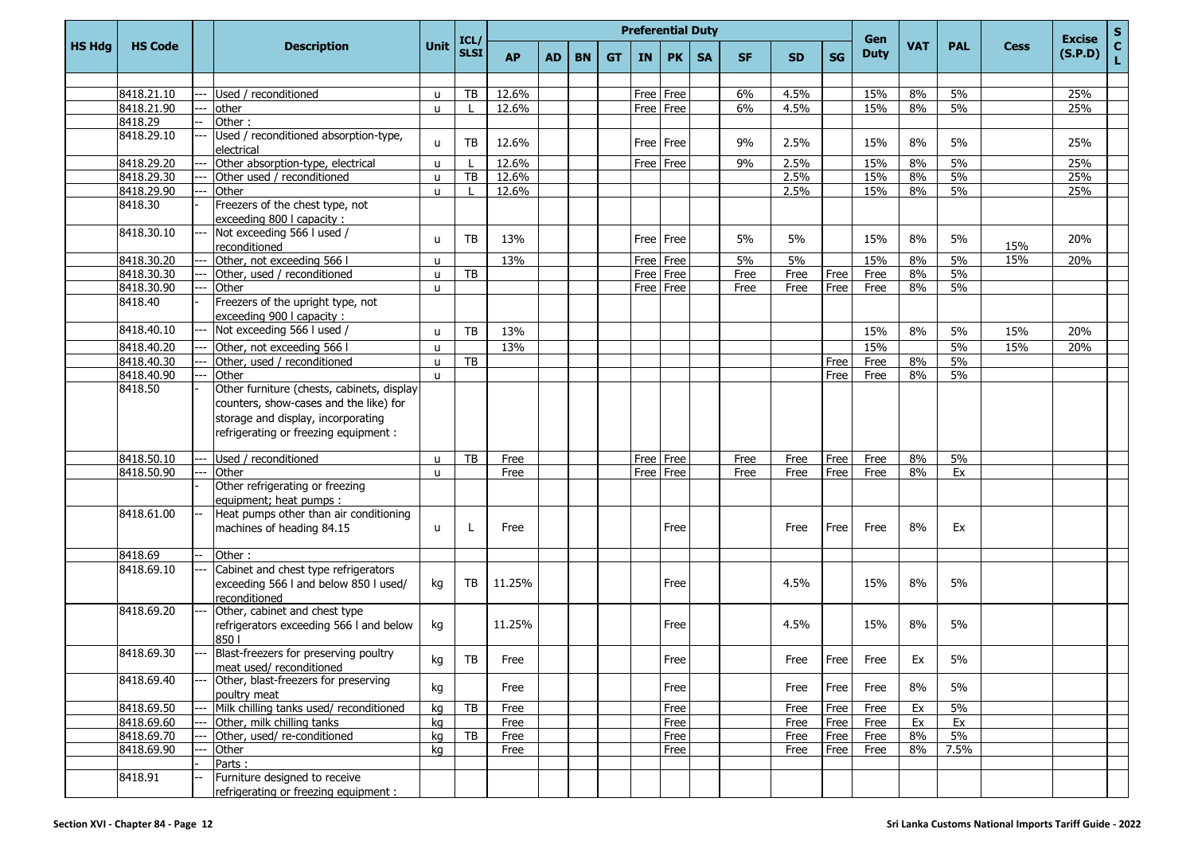| HS Hdg | HS Code | | Description | Unit | ICL/ SLSI | Preferential Duty | | | | | | | | | | Gen Duty | VAT | PAL | Cess | Excise (S.P.D) | SCL |
|---|---|---|---|---|---|---|---|---|---|---|---|---|---|---|---|---|---|---|---|---|---|
| | | | | | | AP | AD | BN | GT | IN | PK | SA | SF | SD | SG | | | | | | |
| | 8418.21.10 | --- | Used / reconditioned | u | TB | 12.6% | | | | Free | Free | | 6% | 4.5% | | 15% | 8% | 5% | | 25% | |
| | 8418.21.90 | --- | other | u | L | 12.6% | | | | Free | Free | | 6% | 4.5% | | 15% | 8% | 5% | | 25% | |
| | 8418.29 | -- | Other : | | | | | | | | | | | | | | | | | | |
| | 8418.29.10 | --- | Used / reconditioned absorption-type, electrical | u | TB | 12.6% | | | | Free | Free | | 9% | 2.5% | | 15% | 8% | 5% | | 25% | |
| | 8418.29.20 | --- | Other absorption-type, electrical | u | L | 12.6% | | | | Free | Free | | 9% | 2.5% | | 15% | 8% | 5% | | 25% | |
| | 8418.29.30 | --- | Other used / reconditioned | u | TB | 12.6% | | | | | | | | 2.5% | | 15% | 8% | 5% | | 25% | |
| | 8418.29.90 | --- | Other | u | L | 12.6% | | | | | | | | 2.5% | | 15% | 8% | 5% | | 25% | |
| | 8418.30 | - | Freezers of the chest type, not exceeding 800 l capacity : | | | | | | | | | | | | | | | | | | |
| | 8418.30.10 | --- | Not exceeding 566 l used / reconditioned | u | TB | 13% | | | | Free | Free | | 5% | 5% | | 15% | 8% | 5% | 15% | 20% | |
| | 8418.30.20 | --- | Other, not exceeding 566 l | u | | 13% | | | | Free | Free | | 5% | 5% | | 15% | 8% | 5% | 15% | 20% | |
| | 8418.30.30 | --- | Other, used / reconditioned | u | TB | | | | | Free | Free | | Free | Free | Free | Free | 8% | 5% | | | |
| | 8418.30.90 | --- | Other | u | | | | | | Free | Free | | Free | Free | Free | Free | 8% | 5% | | | |
| | 8418.40 | - | Freezers of the upright type, not exceeding 900 l capacity : | | | | | | | | | | | | | | | | | | |
| | 8418.40.10 | --- | Not exceeding 566 l used / | u | TB | 13% | | | | | | | | | | 15% | 8% | 5% | 15% | 20% | |
| | 8418.40.20 | --- | Other, not exceeding 566 l | u | | 13% | | | | | | | | | | 15% | | 5% | 15% | 20% | |
| | 8418.40.30 | --- | Other, used / reconditioned | u | TB | | | | | | | | | | Free | Free | 8% | 5% | | | |
| | 8418.40.90 | --- | Other | u | | | | | | | | | | | Free | Free | 8% | 5% | | | |
| | 8418.50 | - | Other furniture (chests, cabinets, display counters, show-cases and the like) for storage and display, incorporating refrigerating or freezing equipment : | | | | | | | | | | | | | | | | | | |
| | 8418.50.10 | --- | Used / reconditioned | u | TB | Free | | | | Free | Free | | Free | Free | Free | Free | 8% | 5% | | | |
| | 8418.50.90 | --- | Other | u | | Free | | | | Free | Free | | Free | Free | Free | Free | 8% | Ex | | | |
| | | - | Other refrigerating or freezing equipment; heat pumps : | | | | | | | | | | | | | | | | | | |
| | 8418.61.00 | -- | Heat pumps other than air conditioning machines of heading 84.15 | u | L | Free | | | | | Free | | | Free | Free | Free | 8% | Ex | | | |
| | 8418.69 | -- | Other : | | | | | | | | | | | | | | | | | | |
| | 8418.69.10 | --- | Cabinet and chest type refrigerators exceeding 566 l and below 850 l used/ reconditioned | kg | TB | 11.25% | | | | | Free | | | 4.5% | | 15% | 8% | 5% | | | |
| | 8418.69.20 | --- | Other, cabinet and chest type refrigerators exceeding 566 l and below 850 l | kg | | 11.25% | | | | | Free | | | 4.5% | | 15% | 8% | 5% | | | |
| | 8418.69.30 | --- | Blast-freezers for preserving poultry meat used/ reconditioned | kg | TB | Free | | | | | Free | | | Free | Free | Free | Ex | 5% | | | |
| | 8418.69.40 | --- | Other, blast-freezers for preserving poultry meat | kg | | Free | | | | | Free | | | Free | Free | Free | 8% | 5% | | | |
| | 8418.69.50 | --- | Milk chilling tanks used/ reconditioned | kg | TB | Free | | | | | Free | | | Free | Free | Free | Ex | 5% | | | |
| | 8418.69.60 | --- | Other, milk chilling tanks | kg | | Free | | | | | Free | | | Free | Free | Free | Ex | Ex | | | |
| | 8418.69.70 | --- | Other, used/ re-conditioned | kg | TB | Free | | | | | Free | | | Free | Free | Free | 8% | 5% | | | |
| | 8418.69.90 | --- | Other | kg | | Free | | | | | Free | | | Free | Free | Free | 8% | 7.5% | | | |
| | | - | Parts : | | | | | | | | | | | | | | | | | | |
| | 8418.91 | -- | Furniture designed to receive refrigerating or freezing equipment : | | | | | | | | | | | | | | | | | | |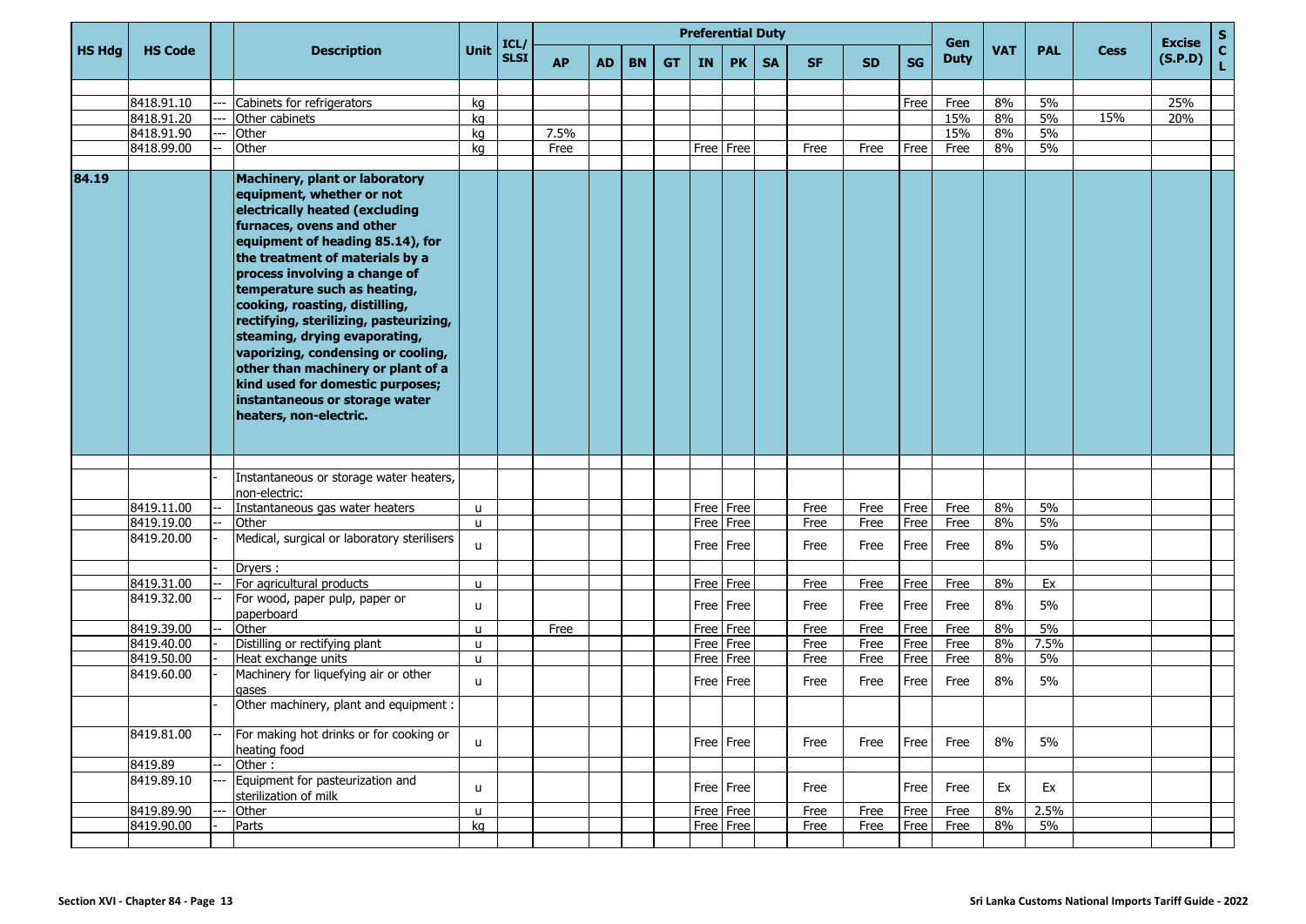| HS Hdg | HS Code | | Description | Unit | ICL/ SLSI | Preferential Duty | | | | | | | | | | Gen Duty | VAT | PAL | Cess | Excise (S.P.D) | S C L |
|---|---|---|---|---|---|---|---|---|---|---|---|---|---|---|---|---|---|---|---|---|---|
| | | | | | | AP | AD | BN | GT | IN | PK | SA | SF | SD | SG | | | | | | |
| | 8418.91.10 | --- | Cabinets for refrigerators | kg | | | | | | | | | | | Free | Free | 8% | 5% | | 25% | |
| | 8418.91.20 | --- | Other cabinets | kg | | | | | | | | | | | | 15% | 8% | 5% | 15% | 20% | |
| | 8418.91.90 | --- | Other | kg | | 7.5% | | | | | | | | | | 15% | 8% | 5% | | | |
| | 8418.99.00 | -- | Other | kg | | Free | | | | Free | Free | | Free | Free | Free | Free | 8% | 5% | | | |
| **84.19** | | | **Machinery, plant or laboratory equipment, whether or not electrically heated (excluding furnaces, ovens and other equipment of heading 85.14), for the treatment of materials by a process involving a change of temperature such as heating, cooking, roasting, distilling, rectifying, sterilizing, pasteurizing, steaming, drying evaporating, vaporizing, condensing or cooling, other than machinery or plant of a kind used for domestic purposes; instantaneous or storage water heaters, non-electric.** | | | | | | | | | | | | | | | | | | |
| | | - | Instantaneous or storage water heaters, non-electric: | | | | | | | | | | | | | | | | | | |
| | 8419.11.00 | -- | Instantaneous gas water heaters | u | | | | | | Free | Free | | Free | Free | Free | Free | 8% | 5% | | | |
| | 8419.19.00 | -- | Other | u | | | | | | Free | Free | | Free | Free | Free | Free | 8% | 5% | | | |
| | 8419.20.00 | - | Medical, surgical or laboratory sterilisers | u | | | | | | Free | Free | | Free | Free | Free | Free | 8% | 5% | | | |
| | | - | Dryers : | | | | | | | | | | | | | | | | | | |
| | 8419.31.00 | -- | For agricultural products | u | | | | | | Free | Free | | Free | Free | Free | Free | 8% | Ex | | | |
| | 8419.32.00 | -- | For wood, paper pulp, paper or paperboard | u | | | | | | Free | Free | | Free | Free | Free | Free | 8% | 5% | | | |
| | 8419.39.00 | -- | Other | u | | Free | | | | Free | Free | | Free | Free | Free | Free | 8% | 5% | | | |
| | 8419.40.00 | - | Distilling or rectifying plant | u | | | | | | Free | Free | | Free | Free | Free | Free | 8% | 7.5% | | | |
| | 8419.50.00 | - | Heat exchange units | u | | | | | | Free | Free | | Free | Free | Free | Free | 8% | 5% | | | |
| | 8419.60.00 | - | Machinery for liquefying air or other gases | u | | | | | | Free | Free | | Free | Free | Free | Free | 8% | 5% | | | |
| | | - | Other machinery, plant and equipment : | | | | | | | | | | | | | | | | | | |
| | 8419.81.00 | -- | For making hot drinks or for cooking or heating food | u | | | | | | Free | Free | | Free | Free | Free | Free | 8% | 5% | | | |
| | 8419.89 | -- | Other : | | | | | | | | | | | | | | | | | | |
| | 8419.89.10 | --- | Equipment for pasteurization and sterilization of milk | u | | | | | | Free | Free | | Free | | Free | Free | Ex | Ex | | | |
| | 8419.89.90 | --- | Other | u | | | | | | Free | Free | | Free | Free | Free | Free | 8% | 2.5% | | | |
| | 8419.90.00 | - | Parts | kg | | | | | | Free | Free | | Free | Free | Free | Free | 8% | 5% | | | |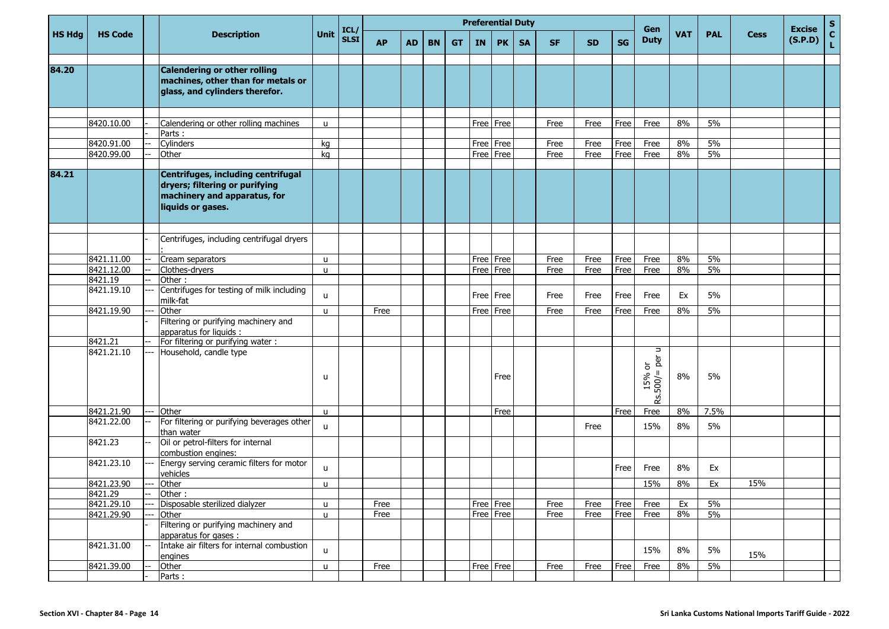| HS Hdg | HS Code | | Description | Unit | ICL/ SLSI | Preferential Duty | | | | | | | | | | Gen Duty | VAT | PAL | Cess | Excise (S.P.D) | S C L |
|---|---|---|---|---|---|---|---|---|---|---|---|---|---|---|---|---|---|---|---|---|---|
| | | | | | | AP | AD | BN | GT | IN | PK | SA | SF | SD | SG | | | | | | |
| 84.20 | | | **Calendering or other rolling machines, other than for metals or glass, and cylinders therefor.** | | | | | | | | | | | | | | | | | | |
| | 8420.10.00 | - | Calendering or other rolling machines | u | | | | | | Free | Free | | Free | Free | Free | Free | 8% | 5% | | | |
| | | - | Parts : | | | | | | | | | | | | | | | | | | |
| | 8420.91.00 | -- | Cylinders | kg | | | | | | Free | Free | | Free | Free | Free | Free | 8% | 5% | | | |
| | 8420.99.00 | -- | Other | kg | | | | | | Free | Free | | Free | Free | Free | Free | 8% | 5% | | | |
| 84.21 | | | **Centrifuges, including centrifugal dryers; filtering or purifying machinery and apparatus, for liquids or gases.** | | | | | | | | | | | | | | | | | | |
| | | - | Centrifuges, including centrifugal dryers : | | | | | | | | | | | | | | | | | | |
| | 8421.11.00 | -- | Cream separators | u | | | | | | Free | Free | | Free | Free | Free | Free | 8% | 5% | | | |
| | 8421.12.00 | -- | Clothes-dryers | u | | | | | | Free | Free | | Free | Free | Free | Free | 8% | 5% | | | |
| | 8421.19 | -- | Other : | | | | | | | | | | | | | | | | | | |
| | 8421.19.10 | --- | Centrifuges for testing of milk including milk-fat | u | | | | | | Free | Free | | Free | Free | Free | Free | Ex | 5% | | | |
| | 8421.19.90 | --- | Other | u | | Free | | | | Free | Free | | Free | Free | Free | Free | 8% | 5% | | | |
| | | - | Filtering or purifying machinery and apparatus for liquids : | | | | | | | | | | | | | | | | | | |
| | 8421.21 | -- | For filtering or purifying water : | | | | | | | | | | | | | | | | | | |
| | 8421.21.10 | --- | Household, candle type | u | | | | | | | Free | | | | | 15% or Rs.500/= per u | 8% | 5% | | | |
| | 8421.21.90 | --- | Other | u | | | | | | | Free | | | | Free | Free | 8% | 7.5% | | | |
| | 8421.22.00 | -- | For filtering or purifying beverages other than water | u | | | | | | | | | | Free | | 15% | 8% | 5% | | | |
| | 8421.23 | -- | Oil or petrol-filters for internal combustion engines: | | | | | | | | | | | | | | | | | | |
| | 8421.23.10 | --- | Energy serving ceramic filters for motor vehicles | u | | | | | | | | | | | Free | Free | 8% | Ex | | | |
| | 8421.23.90 | --- | Other | u | | | | | | | | | | | | 15% | 8% | Ex | 15% | | |
| | 8421.29 | -- | Other : | | | | | | | | | | | | | | | | | | |
| | 8421.29.10 | --- | Disposable sterilized dialyzer | u | | Free | | | | Free | Free | | Free | Free | Free | Free | Ex | 5% | | | |
| | 8421.29.90 | --- | Other | u | | Free | | | | Free | Free | | Free | Free | Free | Free | 8% | 5% | | | |
| | | - | Filtering or purifying machinery and apparatus for gases : | | | | | | | | | | | | | | | | | | |
| | 8421.31.00 | -- | Intake air filters for internal combustion engines | u | | | | | | | | | | | | 15% | 8% | 5% | 15% | | |
| | 8421.39.00 | -- | Other | u | | Free | | | | Free | Free | | Free | Free | Free | Free | 8% | 5% | | | |
| | | - | Parts : | | | | | | | | | | | | | | | | | | |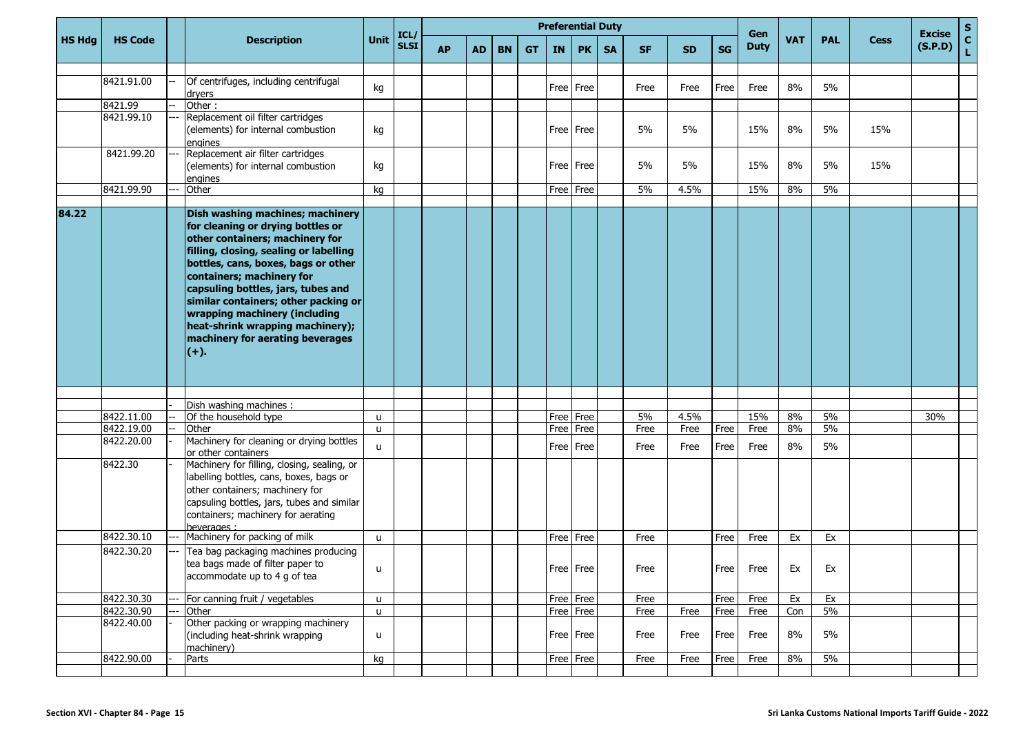| HS Hdg | HS Code | | Description | Unit | ICL/ SLSI | Preferential Duty | | | | | | | | | | Gen Duty | VAT | PAL | Cess | Excise (S.P.D) | S C L |
|---|---|---|---|---|---|---|---|---|---|---|---|---|---|---|---|---|---|---|---|---|---|
| | | | | | | AP | AD | BN | GT | IN | PK | SA | SF | SD | SG | | | | | | |
| | 8421.91.00 | -- | Of centrifuges, including centrifugal dryers | kg | | | | | | Free | Free | | Free | Free | Free | Free | 8% | 5% | | | |
| | 8421.99 | -- | Other : | | | | | | | | | | | | | | | | | | |
| | 8421.99.10 | --- | Replacement oil filter cartridges (elements) for internal combustion engines | kg | | | | | | Free | Free | | 5% | 5% | | 15% | 8% | 5% | 15% | | |
| | 8421.99.20 | --- | Replacement air filter cartridges (elements) for internal combustion engines | kg | | | | | | Free | Free | | 5% | 5% | | 15% | 8% | 5% | 15% | | |
| | 8421.99.90 | --- | Other | kg | | | | | | Free | Free | | 5% | 4.5% | | 15% | 8% | 5% | | | |
| **84.22** | | | **Dish washing machines; machinery for cleaning or drying bottles or other containers; machinery for filling, closing, sealing or labelling bottles, cans, boxes, bags or other containers; machinery for capsuling bottles, jars, tubes and similar containers; other packing or wrapping machinery (including heat-shrink wrapping machinery); machinery for aerating beverages (+).** | | | | | | | | | | | | | | | | | | |
| | | - | Dish washing machines : | | | | | | | | | | | | | | | | | | |
| | 8422.11.00 | -- | Of the household type | u | | | | | | Free | Free | | 5% | 4.5% | | 15% | 8% | 5% | | 30% | |
| | 8422.19.00 | -- | Other | u | | | | | | Free | Free | | Free | Free | Free | Free | 8% | 5% | | | |
| | 8422.20.00 | - | Machinery for cleaning or drying bottles or other containers | u | | | | | | Free | Free | | Free | Free | Free | Free | 8% | 5% | | | |
| | 8422.30 | - | Machinery for filling, closing, sealing, or labelling bottles, cans, boxes, bags or other containers; machinery for capsuling bottles, jars, tubes and similar containers; machinery for aerating beverages : | | | | | | | | | | | | | | | | | | |
| | 8422.30.10 | --- | Machinery for packing of milk | u | | | | | | Free | Free | | Free | | Free | Free | Ex | Ex | | | |
| | 8422.30.20 | --- | Tea bag packaging machines producing tea bags made of filter paper to accommodate up to 4 g of tea | u | | | | | | Free | Free | | Free | | Free | Free | Ex | Ex | | | |
| | 8422.30.30 | --- | For canning fruit / vegetables | u | | | | | | Free | Free | | Free | | Free | Free | Ex | Ex | | | |
| | 8422.30.90 | --- | Other | u | | | | | | Free | Free | | Free | Free | Free | Free | Con | 5% | | | |
| | 8422.40.00 | - | Other packing or wrapping machinery (including heat-shrink wrapping machinery) | u | | | | | | Free | Free | | Free | Free | Free | Free | 8% | 5% | | | |
| | 8422.90.00 | - | Parts | kg | | | | | | Free | Free | | Free | Free | Free | Free | 8% | 5% | | | |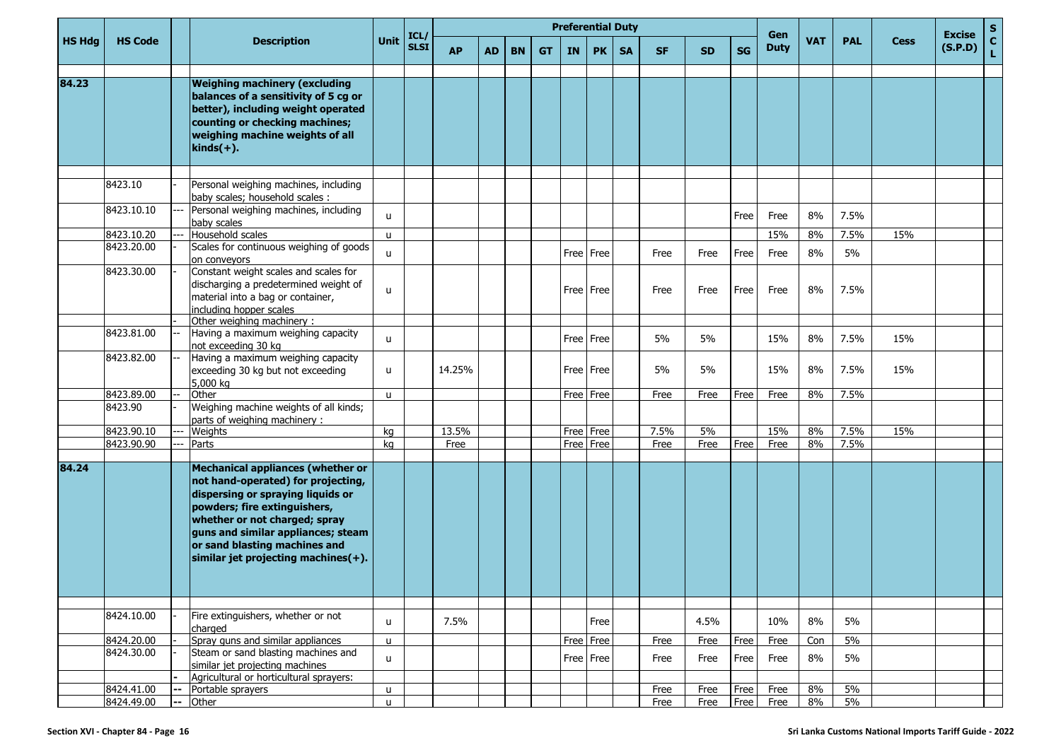| HS Hdg | HS Code | | Description | Unit | ICL/ SLSI | Preferential Duty | | | | | | | | | | Gen Duty | VAT | PAL | Cess | Excise (S.P.D) | S C L |
|---|---|---|---|---|---|---|---|---|---|---|---|---|---|---|---|---|---|---|---|---|---|
| | | | | | | AP | AD | BN | GT | IN | PK | SA | SF | SD | SG | | | | | | |
| 84.23 | | | **Weighing machinery (excluding balances of a sensitivity of 5 cg or better), including weight operated counting or checking machines; weighing machine weights of all kinds(+).** | | | | | | | | | | | | | | | | | | |
| | 8423.10 | - | Personal weighing machines, including baby scales; household scales : | | | | | | | | | | | | | | | | | | |
| | 8423.10.10 | --- | Personal weighing machines, including baby scales | u | | | | | | | | | | | Free | Free | 8% | 7.5% | | | |
| | 8423.10.20 | --- | Household scales | u | | | | | | | | | | | | 15% | 8% | 7.5% | 15% | | |
| | 8423.20.00 | - | Scales for continuous weighing of goods on conveyors | u | | | | | | Free | Free | | Free | Free | Free | Free | 8% | 5% | | | |
| | 8423.30.00 | - | Constant weight scales and scales for discharging a predetermined weight of material into a bag or container, including hopper scales | u | | | | | | Free | Free | | Free | Free | Free | Free | 8% | 7.5% | | | |
| | | - | Other weighing machinery : | | | | | | | | | | | | | | | | | | |
| | 8423.81.00 | -- | Having a maximum weighing capacity not exceeding 30 kg | u | | | | | | Free | Free | | 5% | 5% | | 15% | 8% | 7.5% | 15% | | |
| | 8423.82.00 | -- | Having a maximum weighing capacity exceeding 30 kg but not exceeding 5,000 kg | u | | 14.25% | | | | Free | Free | | 5% | 5% | | 15% | 8% | 7.5% | 15% | | |
| | 8423.89.00 | -- | Other | u | | | | | | Free | Free | | Free | Free | Free | Free | 8% | 7.5% | | | |
| | 8423.90 | - | Weighing machine weights of all kinds; parts of weighing machinery : | | | | | | | | | | | | | | | | | | |
| | 8423.90.10 | --- | Weights | kg | | 13.5% | | | | Free | Free | | 7.5% | 5% | | 15% | 8% | 7.5% | 15% | | |
| | 8423.90.90 | --- | Parts | kg | | Free | | | | Free | Free | | Free | Free | Free | Free | 8% | 7.5% | | | |
| 84.24 | | | **Mechanical appliances (whether or not hand-operated) for projecting, dispersing or spraying liquids or powders; fire extinguishers, whether or not charged; spray guns and similar appliances; steam or sand blasting machines and similar jet projecting machines(+).** | | | | | | | | | | | | | | | | | | |
| | 8424.10.00 | - | Fire extinguishers, whether or not charged | u | | 7.5% | | | | | Free | | | 4.5% | | 10% | 8% | 5% | | | |
| | 8424.20.00 | - | Spray guns and similar appliances | u | | | | | | Free | Free | | Free | Free | Free | Free | Con | 5% | | | |
| | 8424.30.00 | - | Steam or sand blasting machines and similar jet projecting machines | u | | | | | | Free | Free | | Free | Free | Free | Free | 8% | 5% | | | |
| | | - | Agricultural or horticultural sprayers: | | | | | | | | | | | | | | | | | | |
| | 8424.41.00 | -- | Portable sprayers | u | | | | | | | | | Free | Free | Free | Free | 8% | 5% | | | |
| | 8424.49.00 | -- | Other | u | | | | | | | | | Free | Free | Free | Free | 8% | 5% | | | |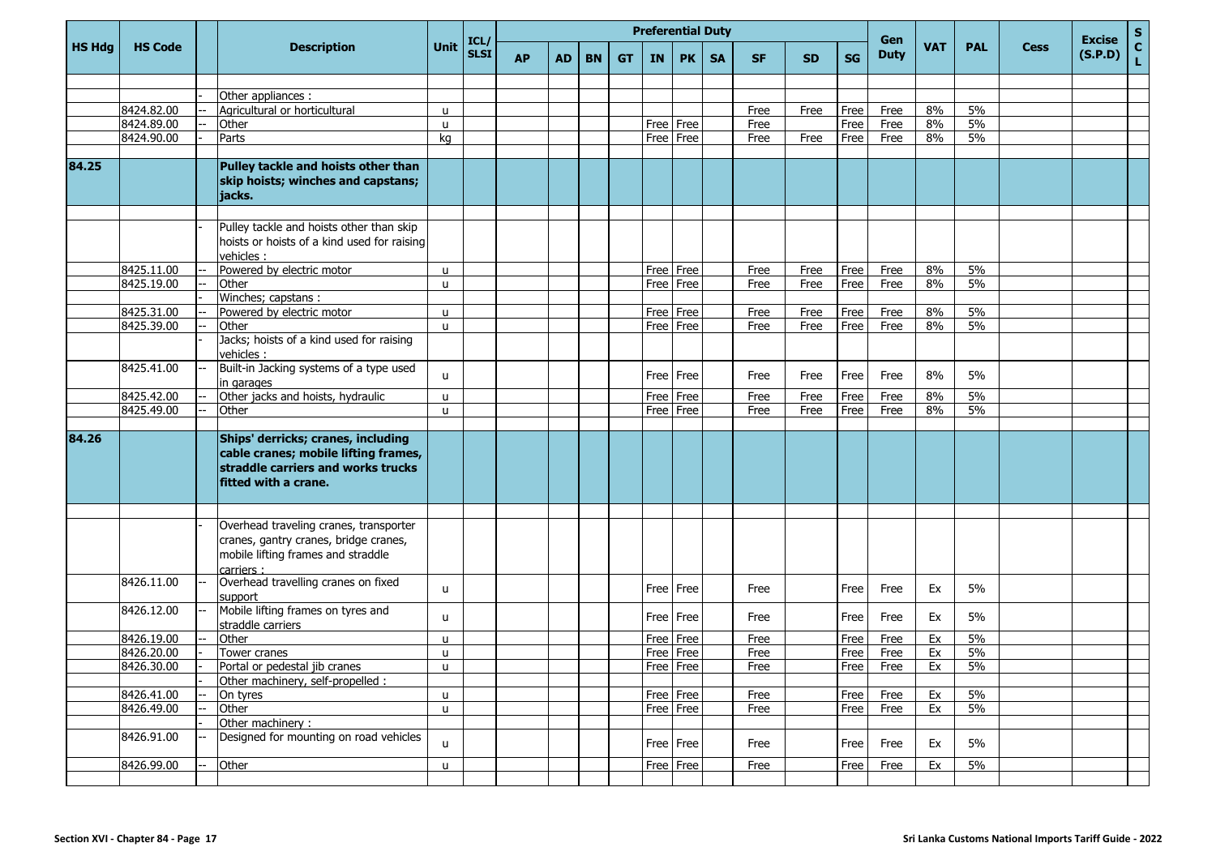| HS Hdg | HS Code | | Description | Unit | ICL/ SLSI | Preferential Duty | | | | | | | | | | Gen Duty | VAT | PAL | Cess | Excise (S.P.D) | S C L |
|---|---|---|---|---|---|---|---|---|---|---|---|---|---|---|---|---|---|---|---|---|---|
| | | | | | | AP | AD | BN | GT | IN | PK | SA | SF | SD | SG | | | | | | |
| | | - | Other appliances : | | | | | | | | | | | | | | | | | | |
| | 8424.82.00 | -- | Agricultural or horticultural | u | | | | | | | | | Free | Free | Free | Free | 8% | 5% | | | |
| | 8424.89.00 | -- | Other | u | | | | | | Free | Free | | Free | | Free | Free | 8% | 5% | | | |
| | 8424.90.00 | - | Parts | kg | | | | | | Free | Free | | Free | Free | Free | Free | 8% | 5% | | | |
| **84.25** | | | **Pulley tackle and hoists other than skip hoists; winches and capstans; jacks.** | | | | | | | | | | | | | | | | | | |
| | | - | Pulley tackle and hoists other than skip hoists or hoists of a kind used for raising vehicles : | | | | | | | | | | | | | | | | | | |
| | 8425.11.00 | -- | Powered by electric motor | u | | | | | | Free | Free | | Free | Free | Free | Free | 8% | 5% | | | |
| | 8425.19.00 | -- | Other | u | | | | | | Free | Free | | Free | Free | Free | Free | 8% | 5% | | | |
| | | - | Winches; capstans : | | | | | | | | | | | | | | | | | | |
| | 8425.31.00 | -- | Powered by electric motor | u | | | | | | Free | Free | | Free | Free | Free | Free | 8% | 5% | | | |
| | 8425.39.00 | -- | Other | u | | | | | | Free | Free | | Free | Free | Free | Free | 8% | 5% | | | |
| | | - | Jacks; hoists of a kind used for raising vehicles : | | | | | | | | | | | | | | | | | | |
| | 8425.41.00 | -- | Built-in Jacking systems of a type used in garages | u | | | | | | Free | Free | | Free | Free | Free | Free | 8% | 5% | | | |
| | 8425.42.00 | -- | Other jacks and hoists, hydraulic | u | | | | | | Free | Free | | Free | Free | Free | Free | 8% | 5% | | | |
| | 8425.49.00 | -- | Other | u | | | | | | Free | Free | | Free | Free | Free | Free | 8% | 5% | | | |
| **84.26** | | | **Ships' derricks; cranes, including cable cranes; mobile lifting frames, straddle carriers and works trucks fitted with a crane.** | | | | | | | | | | | | | | | | | | |
| | | - | Overhead traveling cranes, transporter cranes, gantry cranes, bridge cranes, mobile lifting frames and straddle carriers : | | | | | | | | | | | | | | | | | | |
| | 8426.11.00 | -- | Overhead travelling cranes on fixed support | u | | | | | | Free | Free | | Free | | Free | Free | Ex | 5% | | | |
| | 8426.12.00 | -- | Mobile lifting frames on tyres and straddle carriers | u | | | | | | Free | Free | | Free | | Free | Free | Ex | 5% | | | |
| | 8426.19.00 | -- | Other | u | | | | | | Free | Free | | Free | | Free | Free | Ex | 5% | | | |
| | 8426.20.00 | - | Tower cranes | u | | | | | | Free | Free | | Free | | Free | Free | Ex | 5% | | | |
| | 8426.30.00 | - | Portal or pedestal jib cranes | u | | | | | | Free | Free | | Free | | Free | Free | Ex | 5% | | | |
| | | - | Other machinery, self-propelled : | | | | | | | | | | | | | | | | | | |
| | 8426.41.00 | -- | On tyres | u | | | | | | Free | Free | | Free | | Free | Free | Ex | 5% | | | |
| | 8426.49.00 | -- | Other | u | | | | | | Free | Free | | Free | | Free | Free | Ex | 5% | | | |
| | | - | Other machinery : | | | | | | | | | | | | | | | | | | |
| | 8426.91.00 | -- | Designed for mounting on road vehicles | u | | | | | | Free | Free | | Free | | Free | Free | Ex | 5% | | | |
| | 8426.99.00 | -- | Other | u | | | | | | Free | Free | | Free | | Free | Free | Ex | 5% | | | |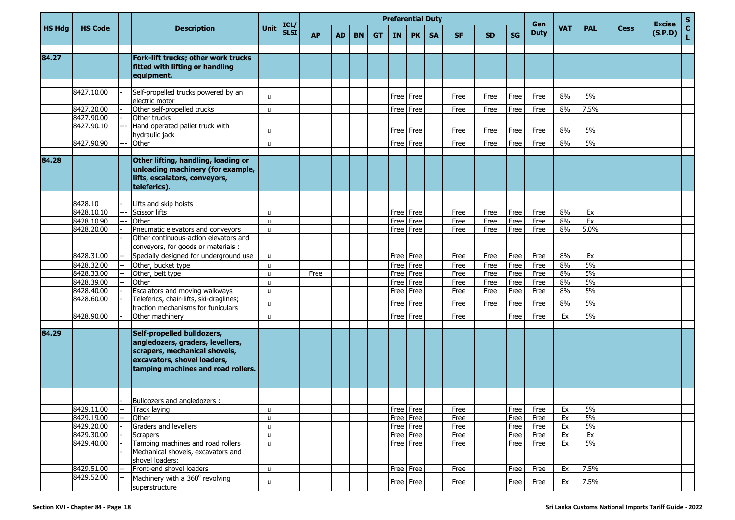| HS Hdg | HS Code | | Description | Unit | ICL/ SLSI | Preferential Duty | | | | | | | | | | Gen Duty | VAT | PAL | Cess | Excise (S.P.D) | S C L |
|---|---|---|---|---|---|---|---|---|---|---|---|---|---|---|---|---|---|---|---|---|---|
| | | | | | | AP | AD | BN | GT | IN | PK | SA | SF | SD | SG | | | | | | |
| 84.27 | | | **Fork-lift trucks; other work trucks fitted with lifting or handling equipment.** | | | | | | | | | | | | | | | | | | |
| | 8427.10.00 | - | Self-propelled trucks powered by an electric motor | u | | | | | | Free | Free | | Free | Free | Free | Free | 8% | 5% | | | |
| | 8427.20.00 | - | Other self-propelled trucks | u | | | | | | Free | Free | | Free | Free | Free | Free | 8% | 7.5% | | | |
| | 8427.90.00 | - | Other trucks | | | | | | | | | | | | | | | | | | |
| | 8427.90.10 | --- | Hand operated pallet truck with hydraulic jack | u | | | | | | Free | Free | | Free | Free | Free | Free | 8% | 5% | | | |
| | 8427.90.90 | --- | Other | u | | | | | | Free | Free | | Free | Free | Free | Free | 8% | 5% | | | |
| 84.28 | | | **Other lifting, handling, loading or unloading machinery (for example, lifts, escalators, conveyors, teleferics).** | | | | | | | | | | | | | | | | | | |
| | 8428.10 | - | Lifts and skip hoists : | | | | | | | | | | | | | | | | | | |
| | 8428.10.10 | --- | Scissor lifts | u | | | | | | Free | Free | | Free | Free | Free | Free | 8% | Ex | | | |
| | 8428.10.90 | --- | Other | u | | | | | | Free | Free | | Free | Free | Free | Free | 8% | Ex | | | |
| | 8428.20.00 | - | Pneumatic elevators and conveyors | u | | | | | | Free | Free | | Free | Free | Free | Free | 8% | 5.0% | | | |
| | | - | Other continuous-action elevators and conveyors, for goods or materials : | | | | | | | | | | | | | | | | | | |
| | 8428.31.00 | -- | Specially designed for underground use | u | | | | | | Free | Free | | Free | Free | Free | Free | 8% | Ex | | | |
| | 8428.32.00 | -- | Other, bucket type | u | | | | | | Free | Free | | Free | Free | Free | Free | 8% | 5% | | | |
| | 8428.33.00 | -- | Other, belt type | u | | Free | | | | Free | Free | | Free | Free | Free | Free | 8% | 5% | | | |
| | 8428.39.00 | -- | Other | u | | | | | | Free | Free | | Free | Free | Free | Free | 8% | 5% | | | |
| | 8428.40.00 | - | Escalators and moving walkways | u | | | | | | Free | Free | | Free | Free | Free | Free | 8% | 5% | | | |
| | 8428.60.00 | - | Teleferics, chair-lifts, ski-draglines; traction mechanisms for funiculars | u | | | | | | Free | Free | | Free | Free | Free | Free | 8% | 5% | | | |
| | 8428.90.00 | - | Other machinery | u | | | | | | Free | Free | | Free | | Free | Free | Ex | 5% | | | |
| 84.29 | | | **Self-propelled bulldozers, angledozers, graders, levellers, scrapers, mechanical shovels, excavators, shovel loaders, tamping machines and road rollers.** | | | | | | | | | | | | | | | | | | |
| | | - | Bulldozers and angledozers : | | | | | | | | | | | | | | | | | | |
| | 8429.11.00 | -- | Track laying | u | | | | | | Free | Free | | Free | | Free | Free | Ex | 5% | | | |
| | 8429.19.00 | -- | Other | u | | | | | | Free | Free | | Free | | Free | Free | Ex | 5% | | | |
| | 8429.20.00 | - | Graders and levellers | u | | | | | | Free | Free | | Free | | Free | Free | Ex | 5% | | | |
| | 8429.30.00 | - | Scrapers | u | | | | | | Free | Free | | Free | | Free | Free | Ex | Ex | | | |
| | 8429.40.00 | - | Tamping machines and road rollers | u | | | | | | Free | Free | | Free | | Free | Free | Ex | 5% | | | |
| | | - | Mechanical shovels, excavators and shovel loaders: | | | | | | | | | | | | | | | | | | |
| | 8429.51.00 | -- | Front-end shovel loaders | u | | | | | | Free | Free | | Free | | Free | Free | Ex | 7.5% | | | |
| | 8429.52.00 | -- | Machinery with a 360° revolving superstructure | u | | | | | | Free | Free | | Free | | Free | Free | Ex | 7.5% | | | |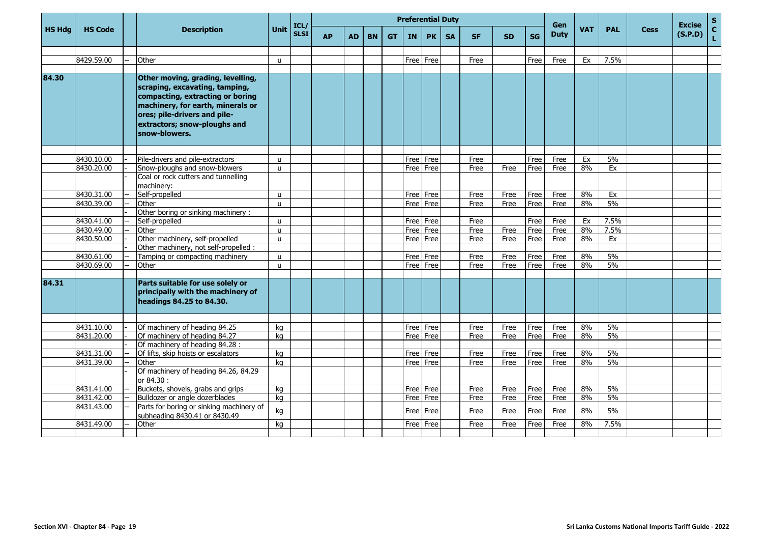| HS Hdg | HS Code | | Description | Unit | ICL/ SLSI | Preferential Duty | | | | | | | | | | Gen Duty | VAT | PAL | Cess | Excise (S.P.D) | S C L |
|---|---|---|---|---|---|---|---|---|---|---|---|---|---|---|---|---|---|---|---|---|---|
| | | | | | | AP | AD | BN | GT | IN | PK | SA | SF | SD | SG | | | | | | |
| | 8429.59.00 | -- | Other | u | | | | | | Free | Free | | Free | | Free | Free | Ex | 7.5% | | | |
| **84.30** | | | **Other moving, grading, levelling, scraping, excavating, tamping, compacting, extracting or boring machinery, for earth, minerals or ores; pile-drivers and pile-extractors; snow-ploughs and snow-blowers.** | | | | | | | | | | | | | | | | | | |
| | 8430.10.00 | - | Pile-drivers and pile-extractors | u | | | | | | Free | Free | | Free | | Free | Free | Ex | 5% | | | |
| | 8430.20.00 | - | Snow-ploughs and snow-blowers | u | | | | | | Free | Free | | Free | Free | Free | Free | 8% | Ex | | | |
| | | - | Coal or rock cutters and tunnelling machinery: | | | | | | | | | | | | | | | | | | |
| | 8430.31.00 | -- | Self-propelled | u | | | | | | Free | Free | | Free | Free | Free | Free | 8% | Ex | | | |
| | 8430.39.00 | -- | Other | u | | | | | | Free | Free | | Free | Free | Free | Free | 8% | 5% | | | |
| | | - | Other boring or sinking machinery : | | | | | | | | | | | | | | | | | | |
| | 8430.41.00 | -- | Self-propelled | u | | | | | | Free | Free | | Free | | Free | Free | Ex | 7.5% | | | |
| | 8430.49.00 | -- | Other | u | | | | | | Free | Free | | Free | Free | Free | Free | 8% | 7.5% | | | |
| | 8430.50.00 | - | Other machinery, self-propelled | u | | | | | | Free | Free | | Free | Free | Free | Free | 8% | Ex | | | |
| | | - | Other machinery, not self-propelled : | | | | | | | | | | | | | | | | | | |
| | 8430.61.00 | -- | Tamping or compacting machinery | u | | | | | | Free | Free | | Free | Free | Free | Free | 8% | 5% | | | |
| | 8430.69.00 | -- | Other | u | | | | | | Free | Free | | Free | Free | Free | Free | 8% | 5% | | | |
| **84.31** | | | **Parts suitable for use solely or principally with the machinery of headings 84.25 to 84.30.** | | | | | | | | | | | | | | | | | | |
| | 8431.10.00 | - | Of machinery of heading 84.25 | kg | | | | | | Free | Free | | Free | Free | Free | Free | 8% | 5% | | | |
| | 8431.20.00 | - | Of machinery of heading 84.27 | kg | | | | | | Free | Free | | Free | Free | Free | Free | 8% | 5% | | | |
| | | - | Of machinery of heading 84.28 : | | | | | | | | | | | | | | | | | | |
| | 8431.31.00 | -- | Of lifts, skip hoists or escalators | kg | | | | | | Free | Free | | Free | Free | Free | Free | 8% | 5% | | | |
| | 8431.39.00 | -- | Other | kg | | | | | | Free | Free | | Free | Free | Free | Free | 8% | 5% | | | |
| | | - | Of machinery of heading 84.26, 84.29 or 84.30 : | | | | | | | | | | | | | | | | | | |
| | 8431.41.00 | -- | Buckets, shovels, grabs and grips | kg | | | | | | Free | Free | | Free | Free | Free | Free | 8% | 5% | | | |
| | 8431.42.00 | -- | Bulldozer or angle dozerblades | kg | | | | | | Free | Free | | Free | Free | Free | Free | 8% | 5% | | | |
| | 8431.43.00 | -- | Parts for boring or sinking machinery of subheading 8430.41 or 8430.49 | kg | | | | | | Free | Free | | Free | Free | Free | Free | 8% | 5% | | | |
| | 8431.49.00 | -- | Other | kg | | | | | | Free | Free | | Free | Free | Free | Free | 8% | 7.5% | | | |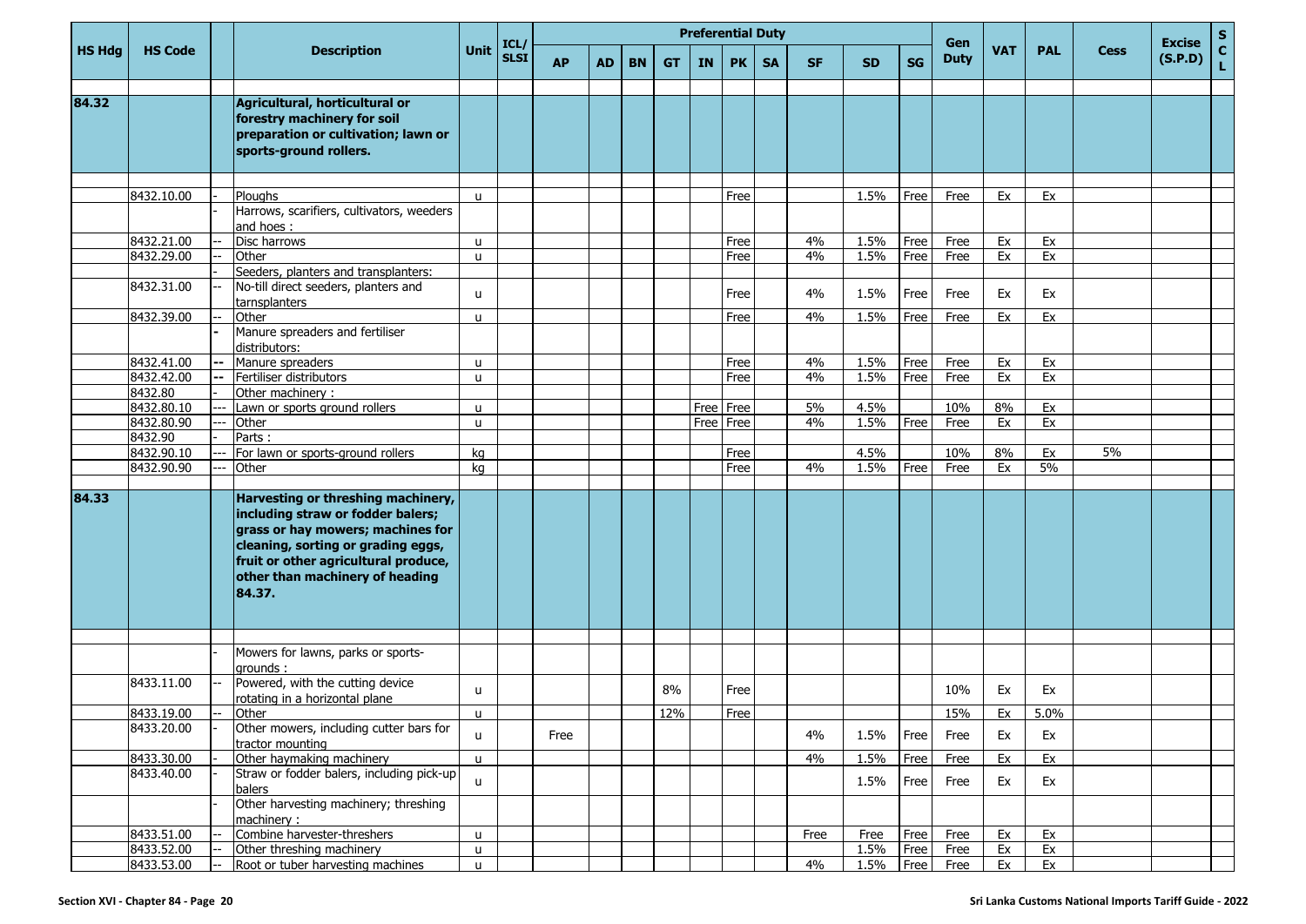| HS Hdg | HS Code | | Description | Unit | ICL/ SLSI | Preferential Duty | | | | | | | | | | Gen Duty | VAT | PAL | Cess | Excise (S.P.D) | S C L |
|---|---|---|---|---|---|---|---|---|---|---|---|---|---|---|---|---|---|---|---|---|---|
| | | | | | | AP | AD | BN | GT | IN | PK | SA | SF | SD | SG | | | | | | |
| **84.32** | | | **Agricultural, horticultural or forestry machinery for soil preparation or cultivation; lawn or sports-ground rollers.** | | | | | | | | | | | | | | | | | | |
| | 8432.10.00 | - | Ploughs | u | | | | | | | Free | | | 1.5% | Free | Free | Ex | Ex | | | |
| | | - | Harrows, scarifiers, cultivators, weeders and hoes : | | | | | | | | | | | | | | | | | | |
| | 8432.21.00 | -- | Disc harrows | u | | | | | | | Free | | 4% | 1.5% | Free | Free | Ex | Ex | | | |
| | 8432.29.00 | -- | Other | u | | | | | | | Free | | 4% | 1.5% | Free | Free | Ex | Ex | | | |
| | | - | Seeders, planters and transplanters: | | | | | | | | | | | | | | | | | | |
| | 8432.31.00 | -- | No-till direct seeders, planters and tarnsplanters | u | | | | | | | Free | | 4% | 1.5% | Free | Free | Ex | Ex | | | |
| | 8432.39.00 | -- | Other | u | | | | | | | Free | | 4% | 1.5% | Free | Free | Ex | Ex | | | |
| | | - | Manure spreaders and fertiliser distributors: | | | | | | | | | | | | | | | | | | |
| | 8432.41.00 | -- | Manure spreaders | u | | | | | | | Free | | 4% | 1.5% | Free | Free | Ex | Ex | | | |
| | 8432.42.00 | -- | Fertiliser distributors | u | | | | | | | Free | | 4% | 1.5% | Free | Free | Ex | Ex | | | |
| | 8432.80 | - | Other machinery : | | | | | | | | | | | | | | | | | | |
| | 8432.80.10 | --- | Lawn or sports ground rollers | u | | | | | | Free | Free | | 5% | 4.5% | | 10% | 8% | Ex | | | |
| | 8432.80.90 | --- | Other | u | | | | | | Free | Free | | 4% | 1.5% | Free | Free | Ex | Ex | | | |
| | 8432.90 | - | Parts : | | | | | | | | | | | | | | | | | | |
| | 8432.90.10 | --- | For lawn or sports-ground rollers | kg | | | | | | | Free | | | 4.5% | | 10% | 8% | Ex | 5% | | |
| | 8432.90.90 | --- | Other | kg | | | | | | | Free | | 4% | 1.5% | Free | Free | Ex | 5% | | | |
| **84.33** | | | **Harvesting or threshing machinery, including straw or fodder balers; grass or hay mowers; machines for cleaning, sorting or grading eggs, fruit or other agricultural produce, other than machinery of heading 84.37.** | | | | | | | | | | | | | | | | | | |
| | | - | Mowers for lawns, parks or sports-grounds : | | | | | | | | | | | | | | | | | | |
| | 8433.11.00 | -- | Powered, with the cutting device rotating in a horizontal plane | u | | | | | 8% | | Free | | | | | 10% | Ex | Ex | | | |
| | 8433.19.00 | -- | Other | u | | | | | 12% | | Free | | | | | 15% | Ex | 5.0% | | | |
| | 8433.20.00 | - | Other mowers, including cutter bars for tractor mounting | u | | Free | | | | | | | 4% | 1.5% | Free | Free | Ex | Ex | | | |
| | 8433.30.00 | - | Other haymaking machinery | u | | | | | | | | | 4% | 1.5% | Free | Free | Ex | Ex | | | |
| | 8433.40.00 | - | Straw or fodder balers, including pick-up balers | u | | | | | | | | | | 1.5% | Free | Free | Ex | Ex | | | |
| | | - | Other harvesting machinery; threshing machinery : | | | | | | | | | | | | | | | | | | |
| | 8433.51.00 | -- | Combine harvester-threshers | u | | | | | | | | | Free | Free | Free | Free | Ex | Ex | | | |
| | 8433.52.00 | -- | Other threshing machinery | u | | | | | | | | | | 1.5% | Free | Free | Ex | Ex | | | |
| | 8433.53.00 | -- | Root or tuber harvesting machines | u | | | | | | | | | 4% | 1.5% | Free | Free | Ex | Ex | | | |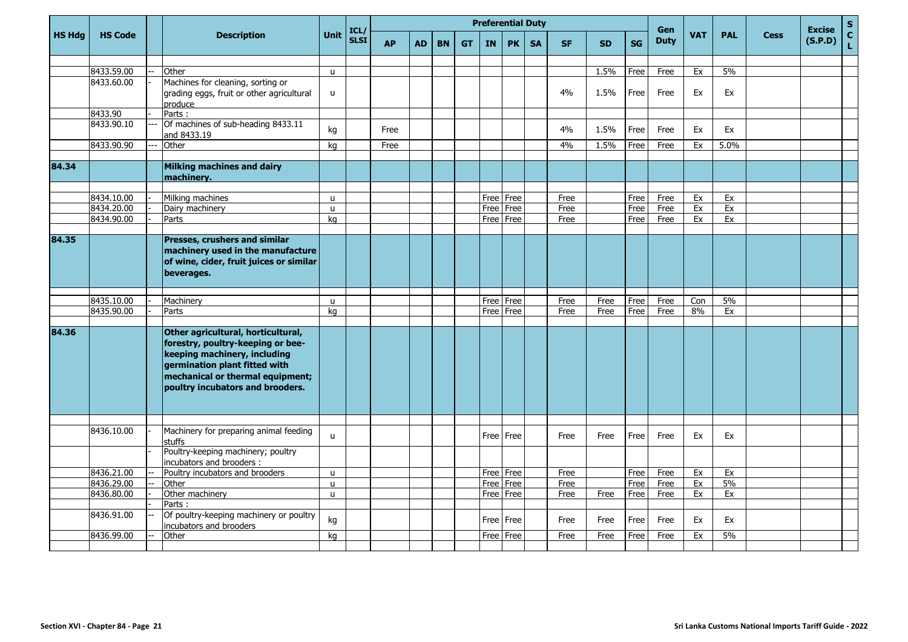| HS Hdg | HS Code | | Description | Unit | ICL/ SLSI | Preferential Duty | | | | | | | | | | Gen Duty | VAT | PAL | Cess | Excise (S.P.D) | S C L |
|---|---|---|---|---|---|---|---|---|---|---|---|---|---|---|---|---|---|---|---|---|---|
| | | | | | | AP | AD | BN | GT | IN | PK | SA | SF | SD | SG | | | | | | |
| | 8433.59.00 | -- | Other | u | | | | | | | | | | 1.5% | Free | Free | Ex | 5% | | | |
| | 8433.60.00 | - | Machines for cleaning, sorting or grading eggs, fruit or other agricultural produce | u | | | | | | | | | 4% | 1.5% | Free | Free | Ex | Ex | | | |
| | 8433.90 | - | Parts : | | | | | | | | | | | | | | | | | | |
| | 8433.90.10 | --- | Of machines of sub-heading 8433.11 and 8433.19 | kg | | Free | | | | | | | 4% | 1.5% | Free | Free | Ex | Ex | | | |
| | 8433.90.90 | --- | Other | kg | | Free | | | | | | | 4% | 1.5% | Free | Free | Ex | 5.0% | | | |
| **84.34** | | | **Milking machines and dairy machinery.** | | | | | | | | | | | | | | | | | | |
| | 8434.10.00 | - | Milking machines | u | | | | | | Free | Free | | Free | | Free | Free | Ex | Ex | | | |
| | 8434.20.00 | - | Dairy machinery | u | | | | | | Free | Free | | Free | | Free | Free | Ex | Ex | | | |
| | 8434.90.00 | - | Parts | kg | | | | | | Free | Free | | Free | | Free | Free | Ex | Ex | | | |
| **84.35** | | | **Presses, crushers and similar machinery used in the manufacture of wine, cider, fruit juices or similar beverages.** | | | | | | | | | | | | | | | | | | |
| | 8435.10.00 | - | Machinery | u | | | | | | Free | Free | | Free | Free | Free | Free | Con | 5% | | | |
| | 8435.90.00 | - | Parts | kg | | | | | | Free | Free | | Free | Free | Free | Free | 8% | Ex | | | |
| **84.36** | | | **Other agricultural, horticultural, forestry, poultry-keeping or bee-keeping machinery, including germination plant fitted with mechanical or thermal equipment; poultry incubators and brooders.** | | | | | | | | | | | | | | | | | | |
| | 8436.10.00 | - | Machinery for preparing animal feeding stuffs | u | | | | | | Free | Free | | Free | Free | Free | Free | Ex | Ex | | | |
| | | - | Poultry-keeping machinery; poultry incubators and brooders : | | | | | | | | | | | | | | | | | | |
| | 8436.21.00 | -- | Poultry incubators and brooders | u | | | | | | Free | Free | | Free | | Free | Free | Ex | Ex | | | |
| | 8436.29.00 | -- | Other | u | | | | | | Free | Free | | Free | | Free | Free | Ex | 5% | | | |
| | 8436.80.00 | - | Other machinery | u | | | | | | Free | Free | | Free | Free | Free | Free | Ex | Ex | | | |
| | | - | Parts : | | | | | | | | | | | | | | | | | | |
| | 8436.91.00 | -- | Of poultry-keeping machinery or poultry incubators and brooders | kg | | | | | | Free | Free | | Free | Free | Free | Free | Ex | Ex | | | |
| | 8436.99.00 | -- | Other | kg | | | | | | Free | Free | | Free | Free | Free | Free | Ex | 5% | | | |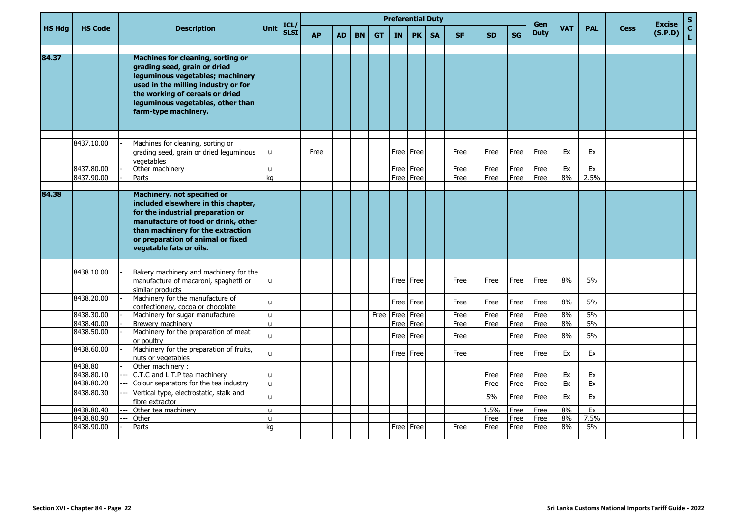| HS Hdg | HS Code | | Description | Unit | ICL/ SLSI | Preferential Duty | | | | | | | | | | Gen Duty | VAT | PAL | Cess | Excise (S.P.D) | S C L |
|---|---|---|---|---|---|---|---|---|---|---|---|---|---|---|---|---|---|---|---|---|---|
| | | | | | | AP | AD | BN | GT | IN | PK | SA | SF | SD | SG | | | | | | |
| 84.37 | | | **Machines for cleaning, sorting or grading seed, grain or dried leguminous vegetables; machinery used in the milling industry or for the working of cereals or dried leguminous vegetables, other than farm-type machinery.** | | | | | | | | | | | | | | | | | | |
| | 8437.10.00 | - | Machines for cleaning, sorting or grading seed, grain or dried leguminous vegetables | u | | Free | | | | Free | Free | | Free | Free | Free | Free | Ex | Ex | | | |
| | 8437.80.00 | - | Other machinery | u | | | | | | Free | Free | | Free | Free | Free | Free | Ex | Ex | | | |
| | 8437.90.00 | - | Parts | kg | | | | | | Free | Free | | Free | Free | Free | Free | 8% | 2.5% | | | |
| 84.38 | | | **Machinery, not specified or included elsewhere in this chapter, for the industrial preparation or manufacture of food or drink, other than machinery for the extraction or preparation of animal or fixed vegetable fats or oils.** | | | | | | | | | | | | | | | | | | |
| | 8438.10.00 | - | Bakery machinery and machinery for the manufacture of macaroni, spaghetti or similar products | u | | | | | | Free | Free | | Free | Free | Free | Free | 8% | 5% | | | |
| | 8438.20.00 | - | Machinery for the manufacture of confectionery, cocoa or chocolate | u | | | | | | Free | Free | | Free | Free | Free | Free | 8% | 5% | | | |
| | 8438.30.00 | - | Machinery for sugar manufacture | u | | | | | Free | Free | Free | | Free | Free | Free | Free | 8% | 5% | | | |
| | 8438.40.00 | - | Brewery machinery | u | | | | | | Free | Free | | Free | Free | Free | Free | 8% | 5% | | | |
| | 8438.50.00 | - | Machinery for the preparation of meat or poultry | u | | | | | | Free | Free | | Free | | Free | Free | 8% | 5% | | | |
| | 8438.60.00 | - | Machinery for the preparation of fruits, nuts or vegetables | u | | | | | | Free | Free | | Free | | Free | Free | Ex | Ex | | | |
| | 8438.80 | - | Other machinery : | | | | | | | | | | | | | | | | | | |
| | 8438.80.10 | --- | C.T.C and L.T.P tea machinery | u | | | | | | | | | | Free | Free | Free | Ex | Ex | | | |
| | 8438.80.20 | --- | Colour separators for the tea industry | u | | | | | | | | | | Free | Free | Free | Ex | Ex | | | |
| | 8438.80.30 | --- | Vertical type, electrostatic, stalk and fibre extractor | u | | | | | | | | | | 5% | Free | Free | Ex | Ex | | | |
| | 8438.80.40 | --- | Other tea machinery | u | | | | | | | | | | 1.5% | Free | Free | 8% | Ex | | | |
| | 8438.80.90 | --- | Other | u | | | | | | | | | | Free | Free | Free | 8% | 7.5% | | | |
| | 8438.90.00 | - | Parts | kg | | | | | | Free | Free | | Free | Free | Free | Free | 8% | 5% | | | |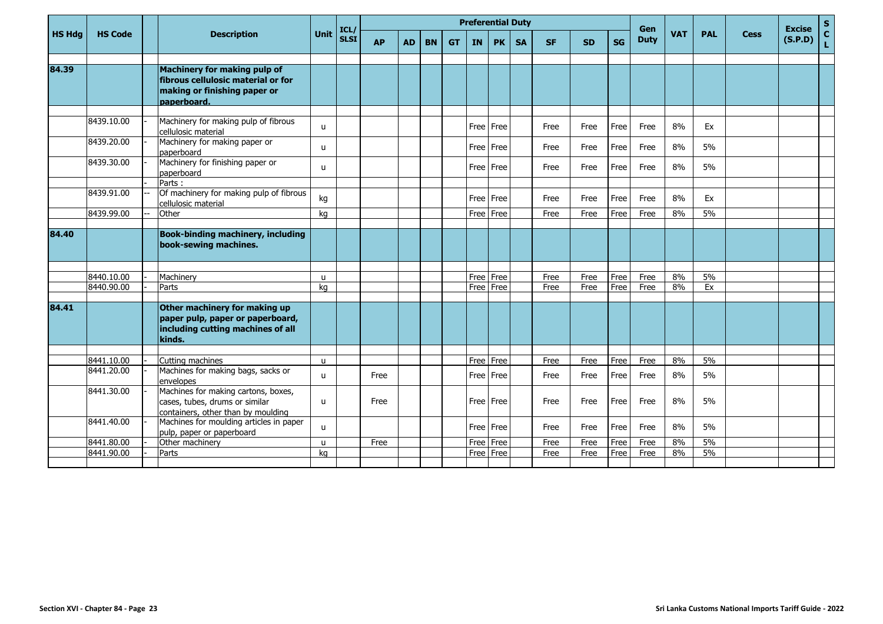| HS Hdg | HS Code | | Description | Unit | ICL/ SLSI | Preferential Duty | | | | | | | | | | Gen Duty | VAT | PAL | Cess | Excise (S.P.D) | S C L |
|---|---|---|---|---|---|---|---|---|---|---|---|---|---|---|---|---|---|---|---|---|---|
| | | | | | | AP | AD | BN | GT | IN | PK | SA | SF | SD | SG | | | | | | |
| 84.39 | | | **Machinery for making pulp of fibrous cellulosic material or for making or finishing paper or paperboard.** | | | | | | | | | | | | | | | | | | |
| | 8439.10.00 | - | Machinery for making pulp of fibrous cellulosic material | u | | | | | | Free | Free | | Free | Free | Free | Free | 8% | Ex | | | |
| | 8439.20.00 | - | Machinery for making paper or paperboard | u | | | | | | Free | Free | | Free | Free | Free | Free | 8% | 5% | | | |
| | 8439.30.00 | - | Machinery for finishing paper or paperboard | u | | | | | | Free | Free | | Free | Free | Free | Free | 8% | 5% | | | |
| | | - | Parts : | | | | | | | | | | | | | | | | | | |
| | 8439.91.00 | -- | Of machinery for making pulp of fibrous cellulosic material | kg | | | | | | Free | Free | | Free | Free | Free | Free | 8% | Ex | | | |
| | 8439.99.00 | -- | Other | kg | | | | | | Free | Free | | Free | Free | Free | Free | 8% | 5% | | | |
| 84.40 | | | **Book-binding machinery, including book-sewing machines.** | | | | | | | | | | | | | | | | | | |
| | 8440.10.00 | - | Machinery | u | | | | | | Free | Free | | Free | Free | Free | Free | 8% | 5% | | | |
| | 8440.90.00 | - | Parts | kg | | | | | | Free | Free | | Free | Free | Free | Free | 8% | Ex | | | |
| 84.41 | | | **Other machinery for making up paper pulp, paper or paperboard, including cutting machines of all kinds.** | | | | | | | | | | | | | | | | | | |
| | 8441.10.00 | - | Cutting machines | u | | | | | | Free | Free | | Free | Free | Free | Free | 8% | 5% | | | |
| | 8441.20.00 | - | Machines for making bags, sacks or envelopes | u | | Free | | | | Free | Free | | Free | Free | Free | Free | 8% | 5% | | | |
| | 8441.30.00 | - | Machines for making cartons, boxes, cases, tubes, drums or similar containers, other than by moulding | u | | Free | | | | Free | Free | | Free | Free | Free | Free | 8% | 5% | | | |
| | 8441.40.00 | - | Machines for moulding articles in paper pulp, paper or paperboard | u | | | | | | Free | Free | | Free | Free | Free | Free | 8% | 5% | | | |
| | 8441.80.00 | - | Other machinery | u | | Free | | | | Free | Free | | Free | Free | Free | Free | 8% | 5% | | | |
| | 8441.90.00 | - | Parts | kg | | | | | | Free | Free | | Free | Free | Free | Free | 8% | 5% | | | |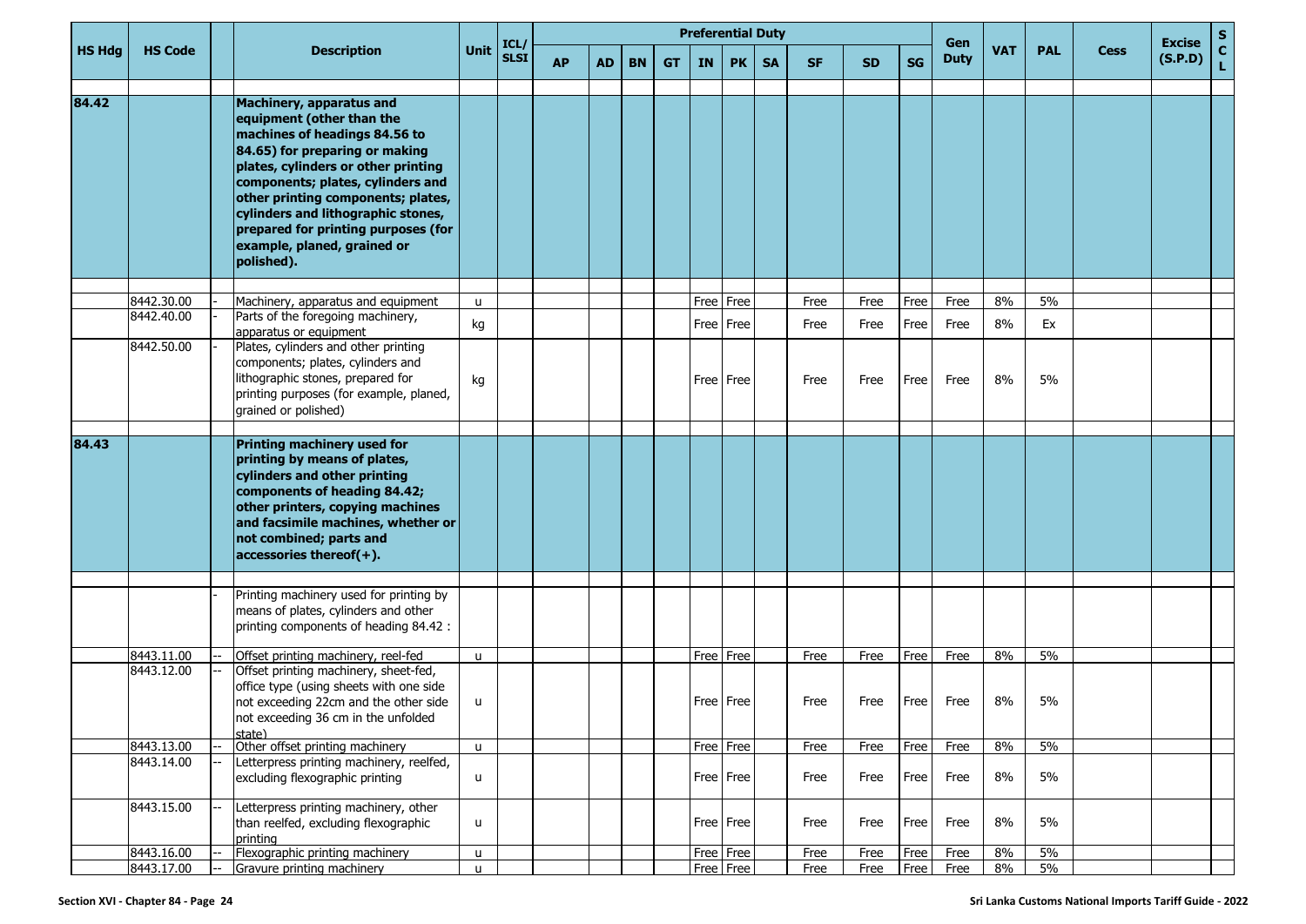| HS Hdg | HS Code | | Description | Unit | ICL/ SLSI | Preferential Duty | | | | | | | | | | Gen Duty | VAT | PAL | Cess | Excise (S.P.D) | S C L |
|---|---|---|---|---|---|---|---|---|---|---|---|---|---|---|---|---|---|---|---|---|---|
| | | | | | | AP | AD | BN | GT | IN | PK | SA | SF | SD | SG | | | | | | |
| 84.42 | | | **Machinery, apparatus and equipment (other than the machines of headings 84.56 to 84.65) for preparing or making plates, cylinders or other printing components; plates, cylinders and other printing components; plates, cylinders and lithographic stones, prepared for printing purposes (for example, planed, grained or polished).** | | | | | | | | | | | | | | | | | | |
| | 8442.30.00 | - | Machinery, apparatus and equipment | u | | | | | | Free | Free | | Free | Free | Free | Free | 8% | 5% | | | |
| | 8442.40.00 | - | Parts of the foregoing machinery, apparatus or equipment | kg | | | | | | Free | Free | | Free | Free | Free | Free | 8% | Ex | | | |
| | 8442.50.00 | - | Plates, cylinders and other printing components; plates, cylinders and lithographic stones, prepared for printing purposes (for example, planed, grained or polished) | kg | | | | | | Free | Free | | Free | Free | Free | Free | 8% | 5% | | | |
| 84.43 | | | **Printing machinery used for printing by means of plates, cylinders and other printing components of heading 84.42; other printers, copying machines and facsimile machines, whether or not combined; parts and accessories thereof(+).** | | | | | | | | | | | | | | | | | | |
| | | - | Printing machinery used for printing by means of plates, cylinders and other printing components of heading 84.42 : | | | | | | | | | | | | | | | | | | |
| | 8443.11.00 | -- | Offset printing machinery, reel-fed | u | | | | | | Free | Free | | Free | Free | Free | Free | 8% | 5% | | | |
| | 8443.12.00 | -- | Offset printing machinery, sheet-fed, office type (using sheets with one side not exceeding 22cm and the other side not exceeding 36 cm in the unfolded state) | u | | | | | | Free | Free | | Free | Free | Free | Free | 8% | 5% | | | |
| | 8443.13.00 | -- | Other offset printing machinery | u | | | | | | Free | Free | | Free | Free | Free | Free | 8% | 5% | | | |
| | 8443.14.00 | -- | Letterpress printing machinery, reelfed, excluding flexographic printing | u | | | | | | Free | Free | | Free | Free | Free | Free | 8% | 5% | | | |
| | 8443.15.00 | -- | Letterpress printing machinery, other than reelfed, excluding flexographic printing | u | | | | | | Free | Free | | Free | Free | Free | Free | 8% | 5% | | | |
| | 8443.16.00 | -- | Flexographic printing machinery | u | | | | | | Free | Free | | Free | Free | Free | Free | 8% | 5% | | | |
| | 8443.17.00 | -- | Gravure printing machinery | u | | | | | | Free | Free | | Free | Free | Free | Free | 8% | 5% | | | |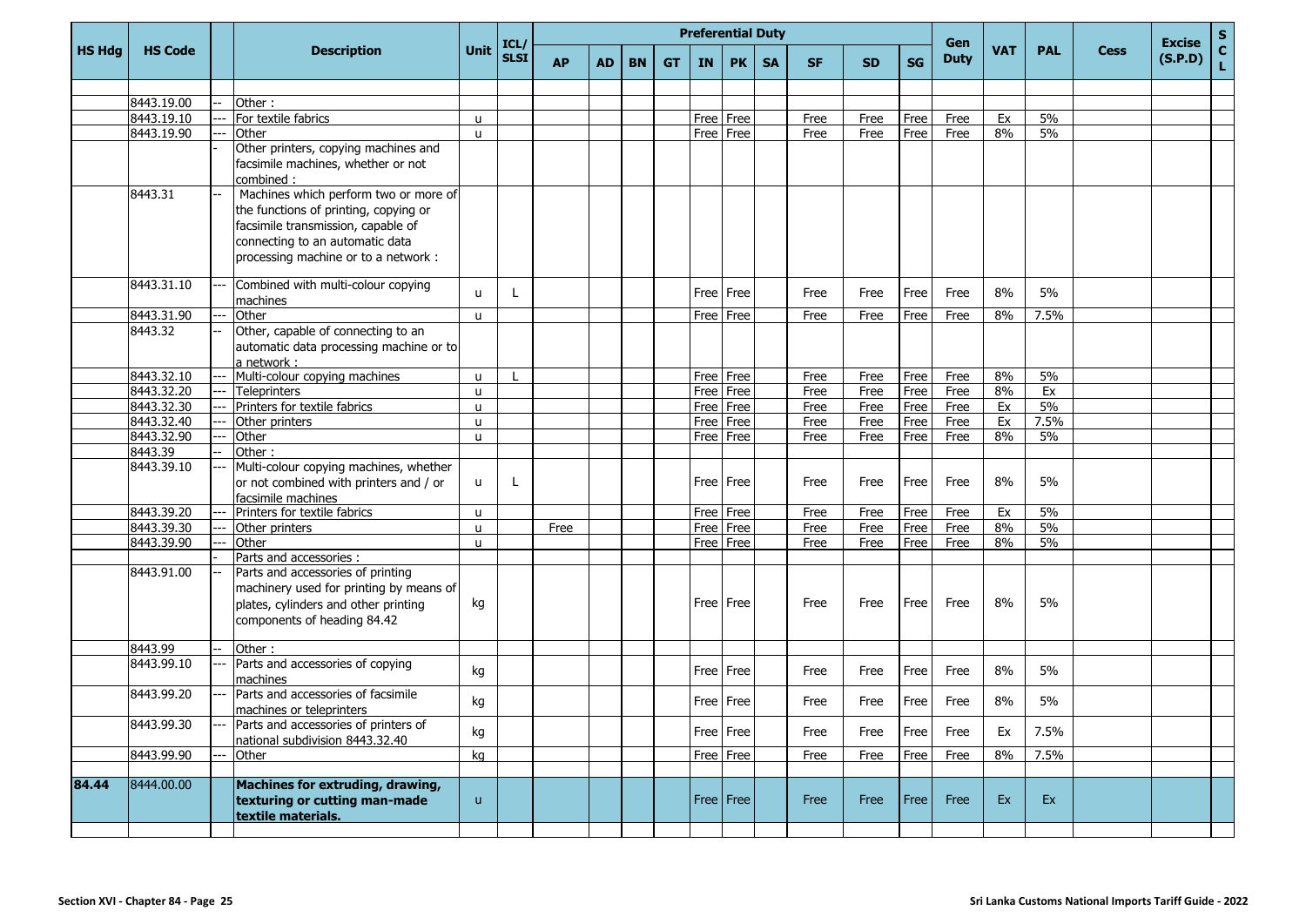| HS Hdg | HS Code | | Description | Unit | ICL/ SLSI | Preferential Duty | | | | | | | | | | Gen Duty | VAT | PAL | Cess | Excise (S.P.D) | S C L |
|---|---|---|---|---|---|---|---|---|---|---|---|---|---|---|---|---|---|---|---|---|---|
| | | | | | | AP | AD | BN | GT | IN | PK | SA | SF | SD | SG | | | | | | |
| | 8443.19.00 | -- | Other : | | | | | | | | | | | | | | | | | | |
| | 8443.19.10 | --- | For textile fabrics | u | | | | | | Free | Free | | Free | Free | Free | Free | Ex | 5% | | | |
| | 8443.19.90 | --- | Other | u | | | | | | Free | Free | | Free | Free | Free | Free | 8% | 5% | | | |
| | | - | Other printers, copying machines and facsimile machines, whether or not combined : | | | | | | | | | | | | | | | | | | |
| | 8443.31 | -- | Machines which perform two or more of the functions of printing, copying or facsimile transmission, capable of connecting to an automatic data processing machine or to a network : | | | | | | | | | | | | | | | | | | |
| | 8443.31.10 | --- | Combined with multi-colour copying machines | u | L | | | | | Free | Free | | Free | Free | Free | Free | 8% | 5% | | | |
| | 8443.31.90 | --- | Other | u | | | | | | Free | Free | | Free | Free | Free | Free | 8% | 7.5% | | | |
| | 8443.32 | -- | Other, capable of connecting to an automatic data processing machine or to a network : | | | | | | | | | | | | | | | | | | |
| | 8443.32.10 | --- | Multi-colour copying machines | u | L | | | | | Free | Free | | Free | Free | Free | Free | 8% | 5% | | | |
| | 8443.32.20 | --- | Teleprinters | u | | | | | | Free | Free | | Free | Free | Free | Free | 8% | Ex | | | |
| | 8443.32.30 | --- | Printers for textile fabrics | u | | | | | | Free | Free | | Free | Free | Free | Free | Ex | 5% | | | |
| | 8443.32.40 | --- | Other printers | u | | | | | | Free | Free | | Free | Free | Free | Free | Ex | 7.5% | | | |
| | 8443.32.90 | --- | Other | u | | | | | | Free | Free | | Free | Free | Free | Free | 8% | 5% | | | |
| | 8443.39 | -- | Other : | | | | | | | | | | | | | | | | | | |
| | 8443.39.10 | --- | Multi-colour copying machines, whether or not combined with printers and / or facsimile machines | u | L | | | | | Free | Free | | Free | Free | Free | Free | 8% | 5% | | | |
| | 8443.39.20 | --- | Printers for textile fabrics | u | | | | | | Free | Free | | Free | Free | Free | Free | Ex | 5% | | | |
| | 8443.39.30 | --- | Other printers | u | | Free | | | | Free | Free | | Free | Free | Free | Free | 8% | 5% | | | |
| | 8443.39.90 | --- | Other | u | | | | | | Free | Free | | Free | Free | Free | Free | 8% | 5% | | | |
| | | - | Parts and accessories : | | | | | | | | | | | | | | | | | | |
| | 8443.91.00 | -- | Parts and accessories of printing machinery used for printing by means of plates, cylinders and other printing components of heading 84.42 | kg | | | | | | Free | Free | | Free | Free | Free | Free | 8% | 5% | | | |
| | 8443.99 | -- | Other : | | | | | | | | | | | | | | | | | | |
| | 8443.99.10 | --- | Parts and accessories of copying machines | kg | | | | | | Free | Free | | Free | Free | Free | Free | 8% | 5% | | | |
| | 8443.99.20 | --- | Parts and accessories of facsimile machines or teleprinters | kg | | | | | | Free | Free | | Free | Free | Free | Free | 8% | 5% | | | |
| | 8443.99.30 | --- | Parts and accessories of printers of national subdivision 8443.32.40 | kg | | | | | | Free | Free | | Free | Free | Free | Free | Ex | 7.5% | | | |
| | 8443.99.90 | --- | Other | kg | | | | | | Free | Free | | Free | Free | Free | Free | 8% | 7.5% | | | |
| **84.44** | 8444.00.00 | | **Machines for extruding, drawing, texturing or cutting man-made textile materials.** | u | | | | | | Free | Free | | Free | Free | Free | Free | Ex | Ex | | | |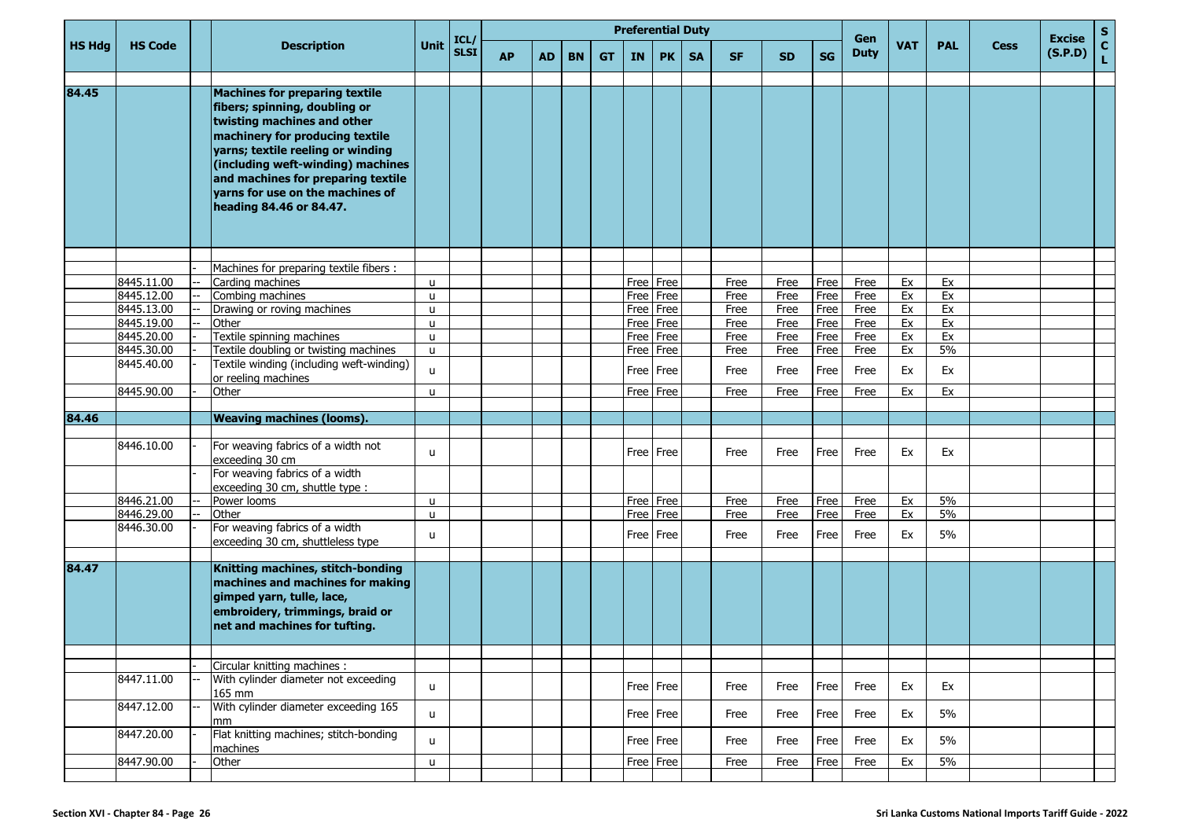| HS Hdg | HS Code | | Description | Unit | ICL/SLSI | Preferential Duty | | | | | | | | | | Gen Duty | VAT | PAL | Cess | Excise (S.P.D) | SCL |
|---|---|---|---|---|---|---|---|---|---|---|---|---|---|---|---|---|---|---|---|---|---|
| | | | | | | AP | AD | BN | GT | IN | PK | SA | SF | SD | SG | | | | | | |
| 84.45 | | | **Machines for preparing textile fibers; spinning, doubling or twisting machines and other machinery for producing textile yarns; textile reeling or winding (including weft-winding) machines and machines for preparing textile yarns for use on the machines of heading 84.46 or 84.47.** | | | | | | | | | | | | | | | | | | |
| | | - | Machines for preparing textile fibers : | | | | | | | | | | | | | | | | | | |
| | 8445.11.00 | -- | Carding machines | u | | | | | | Free | Free | | Free | Free | Free | Free | Ex | Ex | | | |
| | 8445.12.00 | -- | Combing machines | u | | | | | | Free | Free | | Free | Free | Free | Free | Ex | Ex | | | |
| | 8445.13.00 | -- | Drawing or roving machines | u | | | | | | Free | Free | | Free | Free | Free | Free | Ex | Ex | | | |
| | 8445.19.00 | -- | Other | u | | | | | | Free | Free | | Free | Free | Free | Free | Ex | Ex | | | |
| | 8445.20.00 | - | Textile spinning machines | u | | | | | | Free | Free | | Free | Free | Free | Free | Ex | Ex | | | |
| | 8445.30.00 | - | Textile doubling or twisting machines | u | | | | | | Free | Free | | Free | Free | Free | Free | Ex | 5% | | | |
| | 8445.40.00 | - | Textile winding (including weft-winding) or reeling machines | u | | | | | | Free | Free | | Free | Free | Free | Free | Ex | Ex | | | |
| | 8445.90.00 | - | Other | u | | | | | | Free | Free | | Free | Free | Free | Free | Ex | Ex | | | |
| 84.46 | | | **Weaving machines (looms).** | | | | | | | | | | | | | | | | | | |
| | 8446.10.00 | - | For weaving fabrics of a width not exceeding 30 cm | u | | | | | | Free | Free | | Free | Free | Free | Free | Ex | Ex | | | |
| | | - | For weaving fabrics of a width exceeding 30 cm, shuttle type : | | | | | | | | | | | | | | | | | | |
| | 8446.21.00 | -- | Power looms | u | | | | | | Free | Free | | Free | Free | Free | Free | Ex | 5% | | | |
| | 8446.29.00 | -- | Other | u | | | | | | Free | Free | | Free | Free | Free | Free | Ex | 5% | | | |
| | 8446.30.00 | - | For weaving fabrics of a width exceeding 30 cm, shuttleless type | u | | | | | | Free | Free | | Free | Free | Free | Free | Ex | 5% | | | |
| 84.47 | | | **Knitting machines, stitch-bonding machines and machines for making gimped yarn, tulle, lace, embroidery, trimmings, braid or net and machines for tufting.** | | | | | | | | | | | | | | | | | | |
| | | - | Circular knitting machines : | | | | | | | | | | | | | | | | | | |
| | 8447.11.00 | -- | With cylinder diameter not exceeding 165 mm | u | | | | | | Free | Free | | Free | Free | Free | Free | Ex | Ex | | | |
| | 8447.12.00 | -- | With cylinder diameter exceeding 165 mm | u | | | | | | Free | Free | | Free | Free | Free | Free | Ex | 5% | | | |
| | 8447.20.00 | - | Flat knitting machines; stitch-bonding machines | u | | | | | | Free | Free | | Free | Free | Free | Free | Ex | 5% | | | |
| | 8447.90.00 | - | Other | u | | | | | | Free | Free | | Free | Free | Free | Free | Ex | 5% | | | |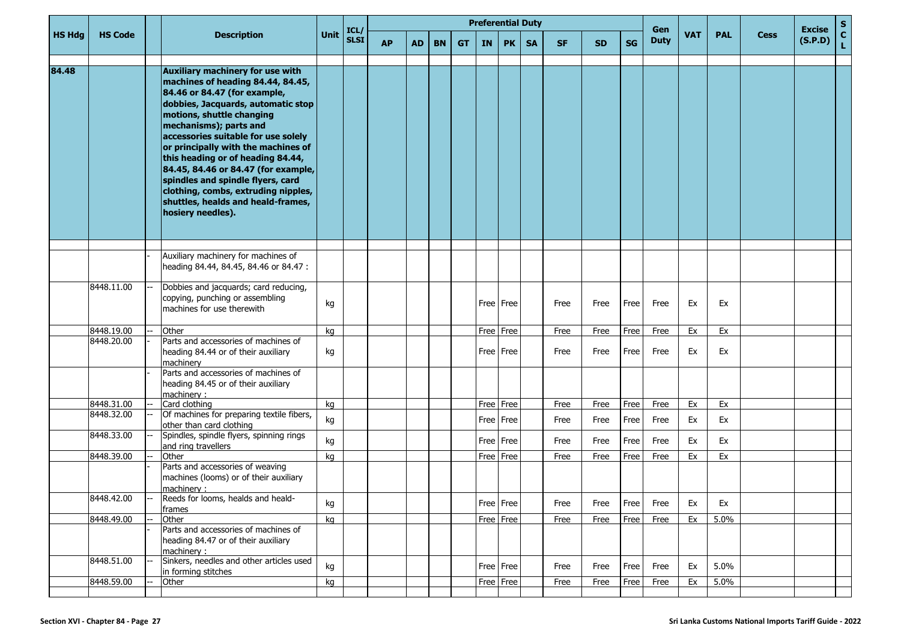| HS Hdg | HS Code | | Description | Unit | ICL/ SLSI | Preferential Duty | | | | | | | | | | Gen Duty | VAT | PAL | Cess | Excise (S.P.D) | S C L |
|---|---|---|---|---|---|---|---|---|---|---|---|---|---|---|---|---|---|---|---|---|---|
| | | | | | | AP | AD | BN | GT | IN | PK | SA | SF | SD | SG | | | | | | |
| 84.48 | | | **Auxiliary machinery for use with machines of heading 84.44, 84.45, 84.46 or 84.47 (for example, dobbies, Jacquards, automatic stop motions, shuttle changing mechanisms); parts and accessories suitable for use solely or principally with the machines of this heading or of heading 84.44, 84.45, 84.46 or 84.47 (for example, spindles and spindle flyers, card clothing, combs, extruding nipples, shuttles, healds and heald-frames, hosiery needles).** | | | | | | | | | | | | | | | | | | |
| | | - | Auxiliary machinery for machines of heading 84.44, 84.45, 84.46 or 84.47 : | | | | | | | | | | | | | | | | | | |
| | 8448.11.00 | -- | Dobbies and jacquards; card reducing, copying, punching or assembling machines for use therewith | kg | | | | | | Free | Free | | Free | Free | Free | Free | Ex | Ex | | | |
| | 8448.19.00 | -- | Other | kg | | | | | | Free | Free | | Free | Free | Free | Free | Ex | Ex | | | |
| | 8448.20.00 | - | Parts and accessories of machines of heading 84.44 or of their auxiliary machinery | kg | | | | | | Free | Free | | Free | Free | Free | Free | Ex | Ex | | | |
| | | - | Parts and accessories of machines of heading 84.45 or of their auxiliary machinery : | | | | | | | | | | | | | | | | | | |
| | 8448.31.00 | -- | Card clothing | kg | | | | | | Free | Free | | Free | Free | Free | Free | Ex | Ex | | | |
| | 8448.32.00 | -- | Of machines for preparing textile fibers, other than card clothing | kg | | | | | | Free | Free | | Free | Free | Free | Free | Ex | Ex | | | |
| | 8448.33.00 | -- | Spindles, spindle flyers, spinning rings and ring travellers | kg | | | | | | Free | Free | | Free | Free | Free | Free | Ex | Ex | | | |
| | 8448.39.00 | -- | Other | kg | | | | | | Free | Free | | Free | Free | Free | Free | Ex | Ex | | | |
| | | - | Parts and accessories of weaving machines (looms) or of their auxiliary machinery : | | | | | | | | | | | | | | | | | | |
| | 8448.42.00 | -- | Reeds for looms, healds and heald-frames | kg | | | | | | Free | Free | | Free | Free | Free | Free | Ex | Ex | | | |
| | 8448.49.00 | -- | Other | kg | | | | | | Free | Free | | Free | Free | Free | Free | Ex | 5.0% | | | |
| | | - | Parts and accessories of machines of heading 84.47 or of their auxiliary machinery : | | | | | | | | | | | | | | | | | | |
| | 8448.51.00 | -- | Sinkers, needles and other articles used in forming stitches | kg | | | | | | Free | Free | | Free | Free | Free | Free | Ex | 5.0% | | | |
| | 8448.59.00 | -- | Other | kg | | | | | | Free | Free | | Free | Free | Free | Free | Ex | 5.0% | | | |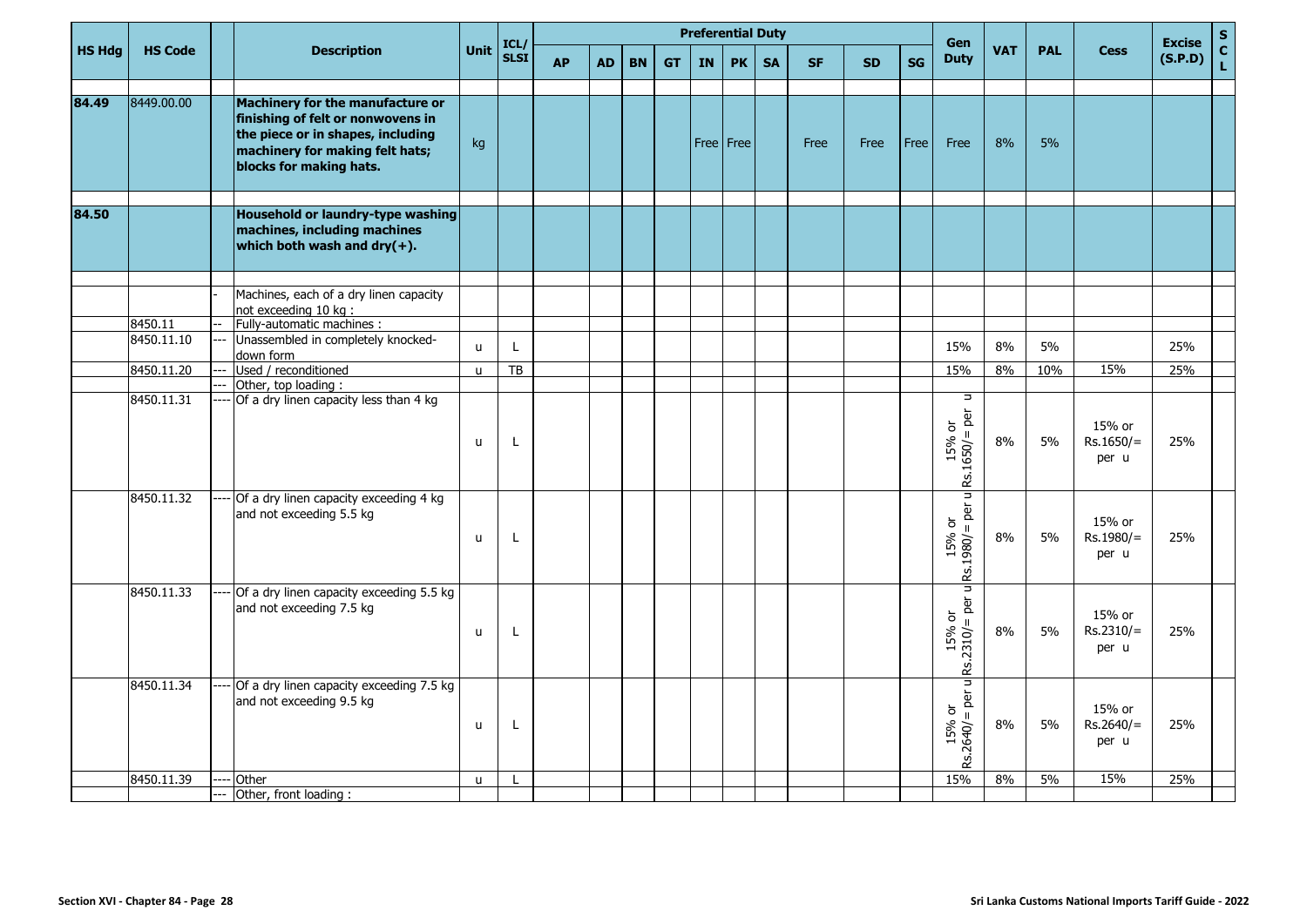| HS Hdg | HS Code | | Description | Unit | ICL/ SLSI | Preferential Duty | | | | | | | | | | Gen Duty | VAT | PAL | Cess | Excise (S.P.D) | S C L |
|---|---|---|---|---|---|---|---|---|---|---|---|---|---|---|---|---|---|---|---|---|---|
| | | | | | | AP | AD | BN | GT | IN | PK | SA | SF | SD | SG | | | | | | |
| **84.49** | 8449.00.00 | | **Machinery for the manufacture or finishing of felt or nonwovens in the piece or in shapes, including machinery for making felt hats; blocks for making hats.** | kg | | | | | | Free | Free | | Free | Free | Free | Free | 8% | 5% | | | |
| **84.50** | | | **Household or laundry-type washing machines, including machines which both wash and dry(+).** | | | | | | | | | | | | | | | | | | |
| | | - | Machines, each of a dry linen capacity not exceeding 10 kg : | | | | | | | | | | | | | | | | | | |
| | 8450.11 | -- | Fully-automatic machines : | | | | | | | | | | | | | | | | | | |
| | 8450.11.10 | --- | Unassembled in completely knocked-down form | u | L | | | | | | | | | | | 15% | 8% | 5% | | 25% | |
| | 8450.11.20 | --- | Used / reconditioned | u | TB | | | | | | | | | | | 15% | 8% | 10% | 15% | 25% | |
| | | --- | Other, top loading : | | | | | | | | | | | | | | | | | | |
| | 8450.11.31 | ---- | Of a dry linen capacity less than 4 kg | u | L | | | | | | | | | | | 15% or Rs.1650/= per u | 8% | 5% | 15% or Rs.1650/= per u | 25% | |
| | 8450.11.32 | ---- | Of a dry linen capacity exceeding 4 kg and not exceeding 5.5 kg | u | L | | | | | | | | | | | 15% or Rs.1980/= per u | 8% | 5% | 15% or Rs.1980/= per u | 25% | |
| | 8450.11.33 | ---- | Of a dry linen capacity exceeding 5.5 kg and not exceeding 7.5 kg | u | L | | | | | | | | | | | 15% or Rs.2310/= per u | 8% | 5% | 15% or Rs.2310/= per u | 25% | |
| | 8450.11.34 | ---- | Of a dry linen capacity exceeding 7.5 kg and not exceeding 9.5 kg | u | L | | | | | | | | | | | 15% or Rs.2640/= per u | 8% | 5% | 15% or Rs.2640/= per u | 25% | |
| | 8450.11.39 | ---- | Other | u | L | | | | | | | | | | | 15% | 8% | 5% | 15% | 25% | |
| | | --- | Other, front loading : | | | | | | | | | | | | | | | | | | |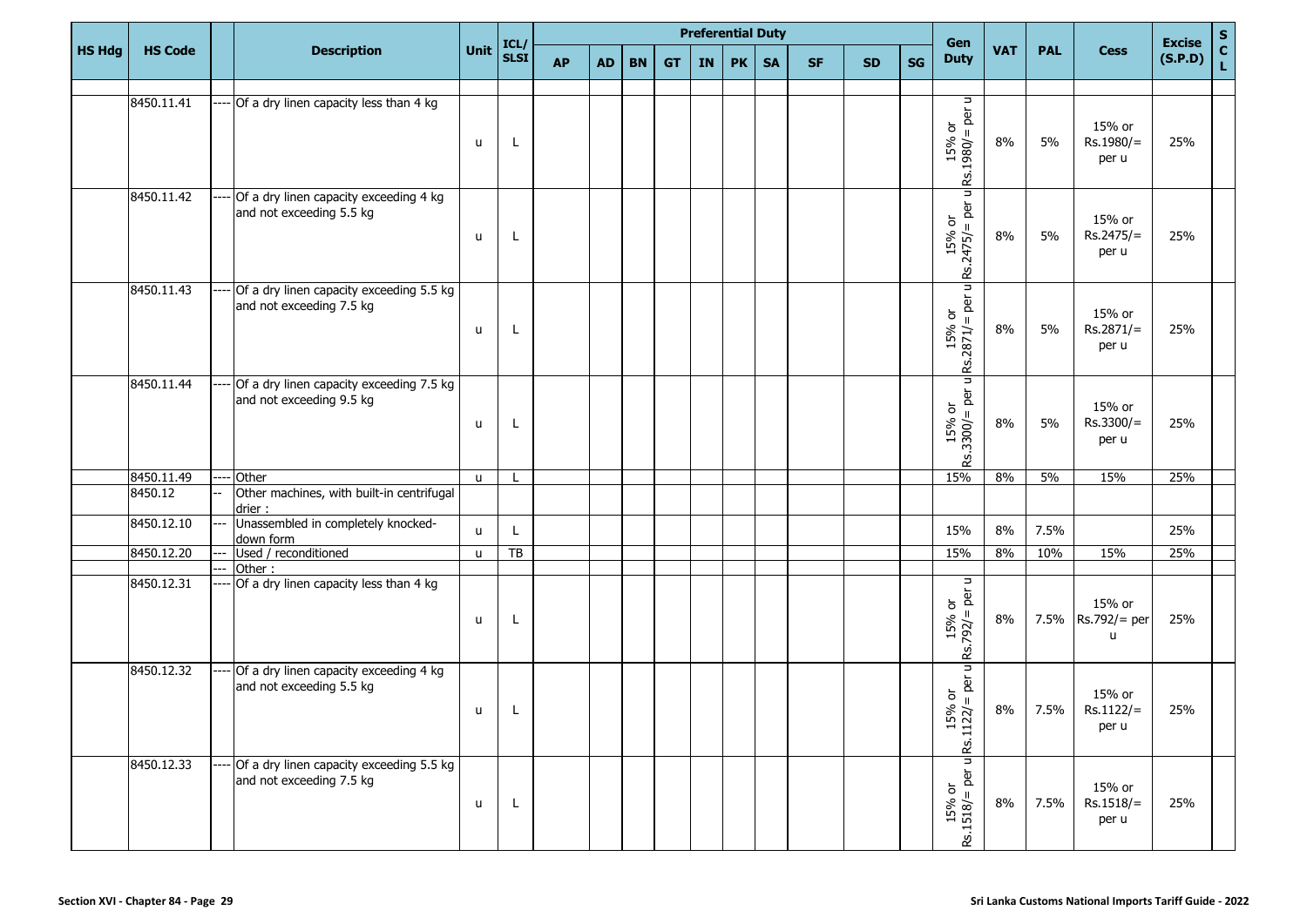| HS Hdg | HS Code | | Description | Unit | ICL/ SLSI | Preferential Duty | | | | | | | | | | Gen Duty | VAT | PAL | Cess | Excise (S.P.D) | S C L |
|---|---|---|---|---|---|---|---|---|---|---|---|---|---|---|---|---|---|---|---|---|---|
| | | | | | | AP | AD | BN | GT | IN | PK | SA | SF | SD | SG | | | | | | |
| | | | | | | | | | | | | | | | | | | | | | |
| | 8450.11.41 | ---- | Of a dry linen capacity less than 4 kg | u | L | | | | | | | | | | | 15% or Rs.1980/= per u | 8% | 5% | 15% or Rs.1980/= per u | 25% | |
| | 8450.11.42 | ---- | Of a dry linen capacity exceeding 4 kg and not exceeding 5.5 kg | u | L | | | | | | | | | | | 15% or Rs.2475/= per u | 8% | 5% | 15% or Rs.2475/= per u | 25% | |
| | 8450.11.43 | ---- | Of a dry linen capacity exceeding 5.5 kg and not exceeding 7.5 kg | u | L | | | | | | | | | | | 15% or Rs.2871/= per u | 8% | 5% | 15% or Rs.2871/= per u | 25% | |
| | 8450.11.44 | ---- | Of a dry linen capacity exceeding 7.5 kg and not exceeding 9.5 kg | u | L | | | | | | | | | | | 15% or Rs.3300/= per u | 8% | 5% | 15% or Rs.3300/= per u | 25% | |
| | 8450.11.49 | ---- | Other | u | L | | | | | | | | | | | 15% | 8% | 5% | 15% | 25% | |
| | 8450.12 | -- | Other machines, with built-in centrifugal drier : | | | | | | | | | | | | | | | | | | |
| | 8450.12.10 | --- | Unassembled in completely knocked-down form | u | L | | | | | | | | | | | 15% | 8% | 7.5% | | 25% | |
| | 8450.12.20 | --- | Used / reconditioned | u | TB | | | | | | | | | | | 15% | 8% | 10% | 15% | 25% | |
| | | --- | Other : | | | | | | | | | | | | | | | | | | |
| | 8450.12.31 | ---- | Of a dry linen capacity less than 4 kg | u | L | | | | | | | | | | | 15% or Rs.792/= per u | 8% | 7.5% | 15% or Rs.792/= per u | 25% | |
| | 8450.12.32 | ---- | Of a dry linen capacity exceeding 4 kg and not exceeding 5.5 kg | u | L | | | | | | | | | | | 15% or Rs.1122/= per u | 8% | 7.5% | 15% or Rs.1122/= per u | 25% | |
| | 8450.12.33 | ---- | Of a dry linen capacity exceeding 5.5 kg and not exceeding 7.5 kg | u | L | | | | | | | | | | | 15% or Rs.1518/= per u | 8% | 7.5% | 15% or Rs.1518/= per u | 25% | |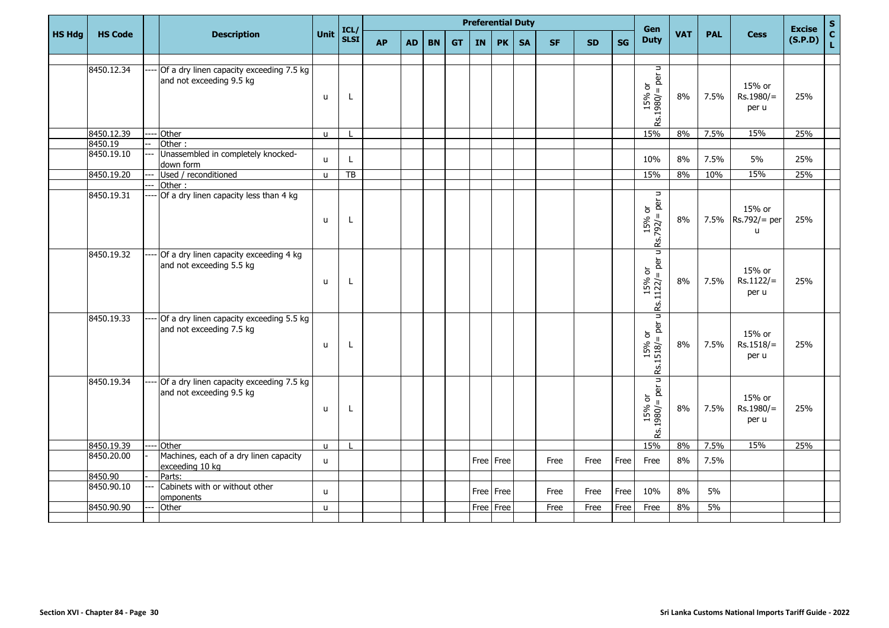| HS Hdg | HS Code | | Description | Unit | ICL/ SLSI | Preferential Duty | | | | | | | | | | Gen Duty | VAT | PAL | Cess | Excise (S.P.D) | S C L |
|---|---|---|---|---|---|---|---|---|---|---|---|---|---|---|---|---|---|---|---|---|---|
| | | | | | | AP | AD | BN | GT | IN | PK | SA | SF | SD | SG | | | | | | |
| | | | | | | | | | | | | | | | | | | | | | |
| | 8450.12.34 | ---- | Of a dry linen capacity exceeding 7.5 kg and not exceeding 9.5 kg | u | L | | | | | | | | | | | 15% or Rs.1980/= per u | 8% | 7.5% | 15% or Rs.1980/= per u | 25% | |
| | 8450.12.39 | ---- | Other | u | L | | | | | | | | | | | 15% | 8% | 7.5% | 15% | 25% | |
| | 8450.19 | -- | Other : | | | | | | | | | | | | | | | | | | |
| | 8450.19.10 | --- | Unassembled in completely knocked-down form | u | L | | | | | | | | | | | 10% | 8% | 7.5% | 5% | 25% | |
| | 8450.19.20 | --- | Used / reconditioned | u | TB | | | | | | | | | | | 15% | 8% | 10% | 15% | 25% | |
| | | --- | Other : | | | | | | | | | | | | | | | | | | |
| | 8450.19.31 | ---- | Of a dry linen capacity less than 4 kg | u | L | | | | | | | | | | | 15% or Rs.792/= per u | 8% | 7.5% | 15% or Rs.792/= per u | 25% | |
| | 8450.19.32 | ---- | Of a dry linen capacity exceeding 4 kg and not exceeding 5.5 kg | u | L | | | | | | | | | | | 15% or Rs.1122/= per u | 8% | 7.5% | 15% or Rs.1122/= per u | 25% | |
| | 8450.19.33 | ---- | Of a dry linen capacity exceeding 5.5 kg and not exceeding 7.5 kg | u | L | | | | | | | | | | | 15% or Rs.1518/= per u | 8% | 7.5% | 15% or Rs.1518/= per u | 25% | |
| | 8450.19.34 | ---- | Of a dry linen capacity exceeding 7.5 kg and not exceeding 9.5 kg | u | L | | | | | | | | | | | 15% or Rs.1980/= per u | 8% | 7.5% | 15% or Rs.1980/= per u | 25% | |
| | 8450.19.39 | ---- | Other | u | L | | | | | | | | | | | 15% | 8% | 7.5% | 15% | 25% | |
| | 8450.20.00 | - | Machines, each of a dry linen capacity exceeding 10 kg | u | | | | | | Free | Free | | Free | Free | Free | Free | 8% | 7.5% | | | |
| | 8450.90 | - | Parts: | | | | | | | | | | | | | | | | | | |
| | 8450.90.10 | --- | Cabinets with or without other omponents | u | | | | | | Free | Free | | Free | Free | Free | 10% | 8% | 5% | | | |
| | 8450.90.90 | --- | Other | u | | | | | | Free | Free | | Free | Free | Free | Free | 8% | 5% | | | |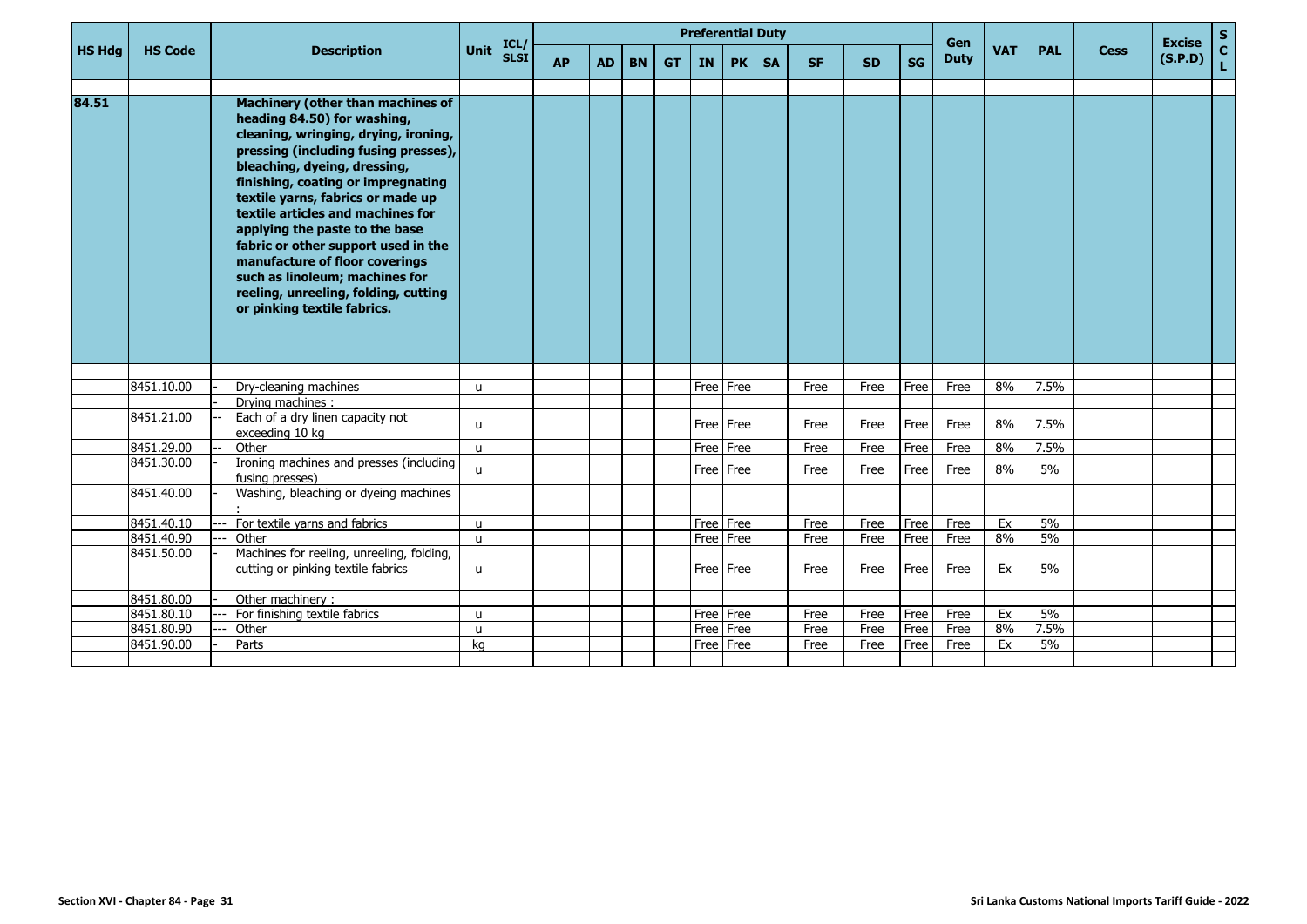| HS Hdg | HS Code | | Description | Unit | ICL/ SLSI | Preferential Duty | | | | | | | | | | Gen Duty | VAT | PAL | Cess | Excise (S.P.D) | S C L |
|---|---|---|---|---|---|---|---|---|---|---|---|---|---|---|---|---|---|---|---|---|---|
| | | | | | | AP | AD | BN | GT | IN | PK | SA | SF | SD | SG | | | | | | |
| 84.51 | | | **Machinery (other than machines of heading 84.50) for washing, cleaning, wringing, drying, ironing, pressing (including fusing presses), bleaching, dyeing, dressing, finishing, coating or impregnating textile yarns, fabrics or made up textile articles and machines for applying the paste to the base fabric or other support used in the manufacture of floor coverings such as linoleum; machines for reeling, unreeling, folding, cutting or pinking textile fabrics.** | | | | | | | | | | | | | | | | | | |
| | 8451.10.00 | - | Dry-cleaning machines | u | | | | | | Free | Free | | Free | Free | Free | Free | 8% | 7.5% | | | |
| | | - | Drying machines : | | | | | | | | | | | | | | | | | | |
| | 8451.21.00 | -- | Each of a dry linen capacity not exceeding 10 kg | u | | | | | | Free | Free | | Free | Free | Free | Free | 8% | 7.5% | | | |
| | 8451.29.00 | -- | Other | u | | | | | | Free | Free | | Free | Free | Free | Free | 8% | 7.5% | | | |
| | 8451.30.00 | - | Ironing machines and presses (including fusing presses) | u | | | | | | Free | Free | | Free | Free | Free | Free | 8% | 5% | | | |
| | 8451.40.00 | - | Washing, bleaching or dyeing machines : | | | | | | | | | | | | | | | | | | |
| | 8451.40.10 | --- | For textile yarns and fabrics | u | | | | | | Free | Free | | Free | Free | Free | Free | Ex | 5% | | | |
| | 8451.40.90 | --- | Other | u | | | | | | Free | Free | | Free | Free | Free | Free | 8% | 5% | | | |
| | 8451.50.00 | - | Machines for reeling, unreeling, folding, cutting or pinking textile fabrics | u | | | | | | Free | Free | | Free | Free | Free | Free | Ex | 5% | | | |
| | 8451.80.00 | - | Other machinery : | | | | | | | | | | | | | | | | | | |
| | 8451.80.10 | --- | For finishing textile fabrics | u | | | | | | Free | Free | | Free | Free | Free | Free | Ex | 5% | | | |
| | 8451.80.90 | --- | Other | u | | | | | | Free | Free | | Free | Free | Free | Free | 8% | 7.5% | | | |
| | 8451.90.00 | - | Parts | kg | | | | | | Free | Free | | Free | Free | Free | Free | Ex | 5% | | | |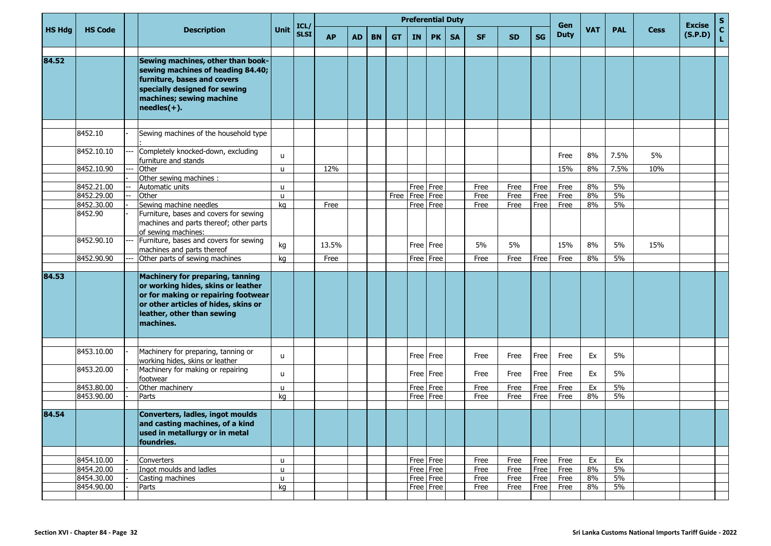| HS Hdg | HS Code | | Description | Unit | ICL/ SLSI | Preferential Duty | | | | | | | | | | Gen Duty | VAT | PAL | Cess | Excise (S.P.D) | S C L |
|---|---|---|---|---|---|---|---|---|---|---|---|---|---|---|---|---|---|---|---|---|---|
| | | | | | | AP | AD | BN | GT | IN | PK | SA | SF | SD | SG | | | | | | |
| 84.52 | | | **Sewing machines, other than book-sewing machines of heading 84.40; furniture, bases and covers specially designed for sewing machines; sewing machine needles(+).** | | | | | | | | | | | | | | | | | | |
| | 8452.10 | - | Sewing machines of the household type : | | | | | | | | | | | | | | | | | | |
| | 8452.10.10 | --- | Completely knocked-down, excluding furniture and stands | u | | | | | | | | | | | | Free | 8% | 7.5% | 5% | | |
| | 8452.10.90 | --- | Other | u | | 12% | | | | | | | | | | 15% | 8% | 7.5% | 10% | | |
| | | - | Other sewing machines : | | | | | | | | | | | | | | | | | | |
| | 8452.21.00 | -- | Automatic units | u | | | | | | Free | Free | | Free | Free | Free | Free | 8% | 5% | | | |
| | 8452.29.00 | -- | Other | u | | | | | Free | Free | Free | | Free | Free | Free | Free | 8% | 5% | | | |
| | 8452.30.00 | - | Sewing machine needles | kg | | Free | | | | Free | Free | | Free | Free | Free | Free | 8% | 5% | | | |
| | 8452.90 | - | Furniture, bases and covers for sewing machines and parts thereof; other parts of sewing machines: | | | | | | | | | | | | | | | | | | |
| | 8452.90.10 | --- | Furniture, bases and covers for sewing machines and parts thereof | kg | | 13.5% | | | | Free | Free | | 5% | 5% | | 15% | 8% | 5% | 15% | | |
| | 8452.90.90 | --- | Other parts of sewing machines | kg | | Free | | | | Free | Free | | Free | Free | Free | Free | 8% | 5% | | | |
| 84.53 | | | **Machinery for preparing, tanning or working hides, skins or leather or for making or repairing footwear or other articles of hides, skins or leather, other than sewing machines.** | | | | | | | | | | | | | | | | | | |
| | 8453.10.00 | - | Machinery for preparing, tanning or working hides, skins or leather | u | | | | | | Free | Free | | Free | Free | Free | Free | Ex | 5% | | | |
| | 8453.20.00 | - | Machinery for making or repairing footwear | u | | | | | | Free | Free | | Free | Free | Free | Free | Ex | 5% | | | |
| | 8453.80.00 | - | Other machinery | u | | | | | | Free | Free | | Free | Free | Free | Free | Ex | 5% | | | |
| | 8453.90.00 | - | Parts | kg | | | | | | Free | Free | | Free | Free | Free | Free | 8% | 5% | | | |
| 84.54 | | | **Converters, ladles, ingot moulds and casting machines, of a kind used in metallurgy or in metal foundries.** | | | | | | | | | | | | | | | | | | |
| | 8454.10.00 | - | Converters | u | | | | | | Free | Free | | Free | Free | Free | Free | Ex | Ex | | | |
| | 8454.20.00 | - | Ingot moulds and ladles | u | | | | | | Free | Free | | Free | Free | Free | Free | 8% | 5% | | | |
| | 8454.30.00 | - | Casting machines | u | | | | | | Free | Free | | Free | Free | Free | Free | 8% | 5% | | | |
| | 8454.90.00 | - | Parts | kg | | | | | | Free | Free | | Free | Free | Free | Free | 8% | 5% | | | |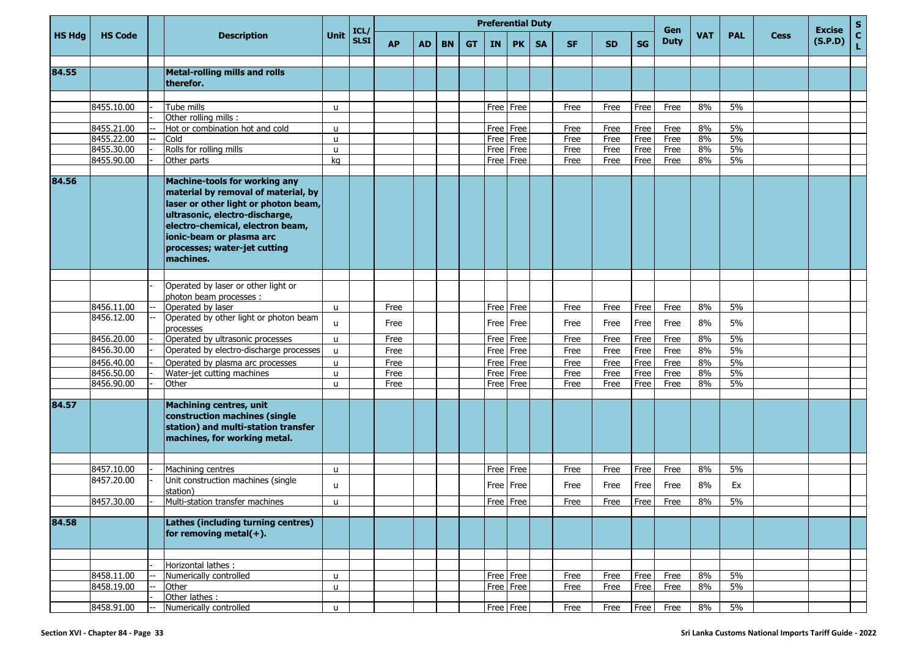| HS Hdg | HS Code | | Description | Unit | ICL/ SLSI | Preferential Duty | | | | | | | | | | Gen Duty | VAT | PAL | Cess | Excise (S.P.D) | S C L |
|---|---|---|---|---|---|---|---|---|---|---|---|---|---|---|---|---|---|---|---|---|---|
| | | | | | | AP | AD | BN | GT | IN | PK | SA | SF | SD | SG | | | | | | |
| 84.55 | | | **Metal-rolling mills and rolls therefor.** | | | | | | | | | | | | | | | | | | |
| | 8455.10.00 | - | Tube mills | u | | | | | | Free | Free | | Free | Free | Free | Free | 8% | 5% | | | |
| | | - | Other rolling mills : | | | | | | | | | | | | | | | | | | |
| | 8455.21.00 | -- | Hot or combination hot and cold | u | | | | | | Free | Free | | Free | Free | Free | Free | 8% | 5% | | | |
| | 8455.22.00 | -- | Cold | u | | | | | | Free | Free | | Free | Free | Free | Free | 8% | 5% | | | |
| | 8455.30.00 | - | Rolls for rolling mills | u | | | | | | Free | Free | | Free | Free | Free | Free | 8% | 5% | | | |
| | 8455.90.00 | - | Other parts | kg | | | | | | Free | Free | | Free | Free | Free | Free | 8% | 5% | | | |
| 84.56 | | | **Machine-tools for working any material by removal of material, by laser or other light or photon beam, ultrasonic, electro-discharge, electro-chemical, electron beam, ionic-beam or plasma arc processes; water-jet cutting machines.** | | | | | | | | | | | | | | | | | | |
| | | - | Operated by laser or other light or photon beam processes : | | | | | | | | | | | | | | | | | | |
| | 8456.11.00 | -- | Operated by laser | u | | Free | | | | Free | Free | | Free | Free | Free | Free | 8% | 5% | | | |
| | 8456.12.00 | -- | Operated by other light or photon beam processes | u | | Free | | | | Free | Free | | Free | Free | Free | Free | 8% | 5% | | | |
| | 8456.20.00 | - | Operated by ultrasonic processes | u | | Free | | | | Free | Free | | Free | Free | Free | Free | 8% | 5% | | | |
| | 8456.30.00 | - | Operated by electro-discharge processes | u | | Free | | | | Free | Free | | Free | Free | Free | Free | 8% | 5% | | | |
| | 8456.40.00 | - | Operated by plasma arc processes | u | | Free | | | | Free | Free | | Free | Free | Free | Free | 8% | 5% | | | |
| | 8456.50.00 | - | Water-jet cutting machines | u | | Free | | | | Free | Free | | Free | Free | Free | Free | 8% | 5% | | | |
| | 8456.90.00 | - | Other | u | | Free | | | | Free | Free | | Free | Free | Free | Free | 8% | 5% | | | |
| 84.57 | | | **Machining centres, unit construction machines (single station) and multi-station transfer machines, for working metal.** | | | | | | | | | | | | | | | | | | |
| | 8457.10.00 | - | Machining centres | u | | | | | | Free | Free | | Free | Free | Free | Free | 8% | 5% | | | |
| | 8457.20.00 | - | Unit construction machines (single station) | u | | | | | | Free | Free | | Free | Free | Free | Free | 8% | Ex | | | |
| | 8457.30.00 | - | Multi-station transfer machines | u | | | | | | Free | Free | | Free | Free | Free | Free | 8% | 5% | | | |
| 84.58 | | | **Lathes (including turning centres) for removing metal(+).** | | | | | | | | | | | | | | | | | | |
| | | - | Horizontal lathes : | | | | | | | | | | | | | | | | | | |
| | 8458.11.00 | -- | Numerically controlled | u | | | | | | Free | Free | | Free | Free | Free | Free | 8% | 5% | | | |
| | 8458.19.00 | -- | Other | u | | | | | | Free | Free | | Free | Free | Free | Free | 8% | 5% | | | |
| | | - | Other lathes : | | | | | | | | | | | | | | | | | | |
| | 8458.91.00 | -- | Numerically controlled | u | | | | | | Free | Free | | Free | Free | Free | Free | 8% | 5% | | | |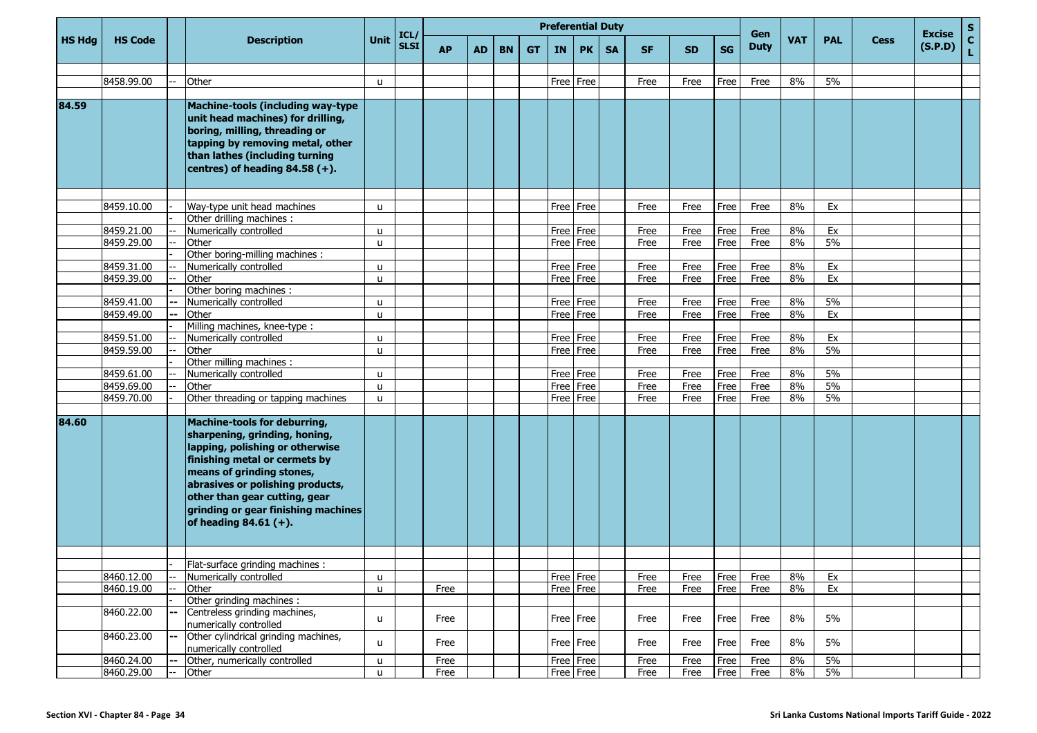| HS Hdg | HS Code | | Description | Unit | ICL/ SLSI | Preferential Duty | | | | | | | | | | Gen Duty | VAT | PAL | Cess | Excise (S.P.D) | S C L |
|---|---|---|---|---|---|---|---|---|---|---|---|---|---|---|---|---|---|---|---|---|---|
| | | | | | | AP | AD | BN | GT | IN | PK | SA | SF | SD | SG | | | | | | |
| | 8458.99.00 | -- | Other | u | | | | | | Free | Free | | Free | Free | Free | Free | 8% | 5% | | | |
| **84.59** | | | **Machine-tools (including way-type unit head machines) for drilling, boring, milling, threading or tapping by removing metal, other than lathes (including turning centres) of heading 84.58 (+).** | | | | | | | | | | | | | | | | | | |
| | 8459.10.00 | - | Way-type unit head machines | u | | | | | | Free | Free | | Free | Free | Free | Free | 8% | Ex | | | |
| | | - | Other drilling machines : | | | | | | | | | | | | | | | | | | |
| | 8459.21.00 | -- | Numerically controlled | u | | | | | | Free | Free | | Free | Free | Free | Free | 8% | Ex | | | |
| | 8459.29.00 | -- | Other | u | | | | | | Free | Free | | Free | Free | Free | Free | 8% | 5% | | | |
| | | - | Other boring-milling machines : | | | | | | | | | | | | | | | | | | |
| | 8459.31.00 | -- | Numerically controlled | u | | | | | | Free | Free | | Free | Free | Free | Free | 8% | Ex | | | |
| | 8459.39.00 | -- | Other | u | | | | | | Free | Free | | Free | Free | Free | Free | 8% | Ex | | | |
| | | - | Other boring machines : | | | | | | | | | | | | | | | | | | |
| | 8459.41.00 | -- | Numerically controlled | u | | | | | | Free | Free | | Free | Free | Free | Free | 8% | 5% | | | |
| | 8459.49.00 | -- | Other | u | | | | | | Free | Free | | Free | Free | Free | Free | 8% | Ex | | | |
| | | - | Milling machines, knee-type : | | | | | | | | | | | | | | | | | | |
| | 8459.51.00 | -- | Numerically controlled | u | | | | | | Free | Free | | Free | Free | Free | Free | 8% | Ex | | | |
| | 8459.59.00 | -- | Other | u | | | | | | Free | Free | | Free | Free | Free | Free | 8% | 5% | | | |
| | | - | Other milling machines : | | | | | | | | | | | | | | | | | | |
| | 8459.61.00 | -- | Numerically controlled | u | | | | | | Free | Free | | Free | Free | Free | Free | 8% | 5% | | | |
| | 8459.69.00 | -- | Other | u | | | | | | Free | Free | | Free | Free | Free | Free | 8% | 5% | | | |
| | 8459.70.00 | - | Other threading or tapping machines | u | | | | | | Free | Free | | Free | Free | Free | Free | 8% | 5% | | | |
| **84.60** | | | **Machine-tools for deburring, sharpening, grinding, honing, lapping, polishing or otherwise finishing metal or cermets by means of grinding stones, abrasives or polishing products, other than gear cutting, gear grinding or gear finishing machines of heading 84.61 (+).** | | | | | | | | | | | | | | | | | | |
| | | - | Flat-surface grinding machines : | | | | | | | | | | | | | | | | | | |
| | 8460.12.00 | -- | Numerically controlled | u | | | | | | Free | Free | | Free | Free | Free | Free | 8% | Ex | | | |
| | 8460.19.00 | -- | Other | u | | Free | | | | Free | Free | | Free | Free | Free | Free | 8% | Ex | | | |
| | | - | Other grinding machines : | | | | | | | | | | | | | | | | | | |
| | 8460.22.00 | -- | Centreless grinding machines, numerically controlled | u | | Free | | | | Free | Free | | Free | Free | Free | Free | 8% | 5% | | | |
| | 8460.23.00 | -- | Other cylindrical grinding machines, numerically controlled | u | | Free | | | | Free | Free | | Free | Free | Free | Free | 8% | 5% | | | |
| | 8460.24.00 | -- | Other, numerically controlled | u | | Free | | | | Free | Free | | Free | Free | Free | Free | 8% | 5% | | | |
| | 8460.29.00 | -- | Other | u | | Free | | | | Free | Free | | Free | Free | Free | Free | 8% | 5% | | | |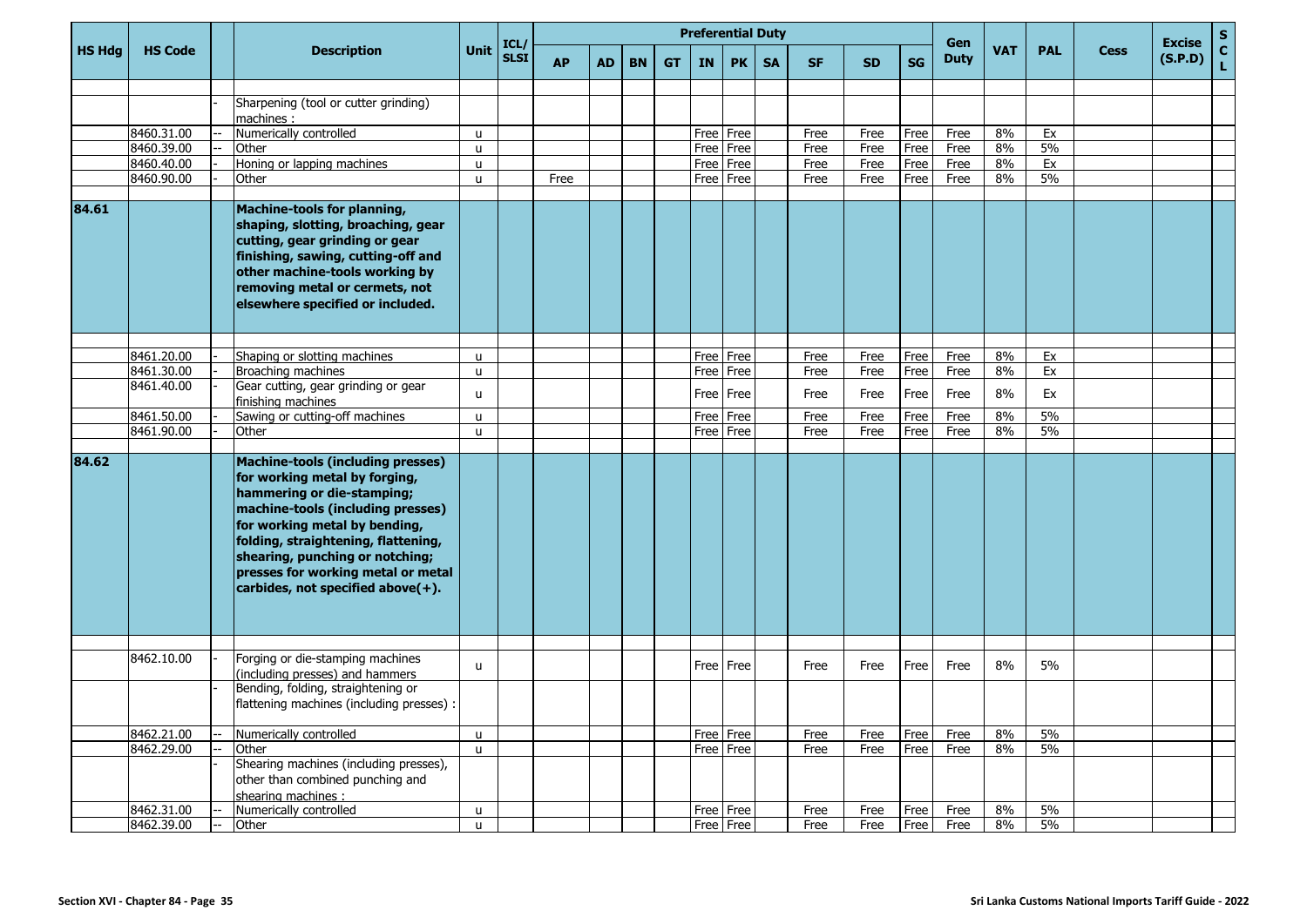| HS Hdg | HS Code | | Description | Unit | ICL/ SLSI | Preferential Duty | | | | | | | | | | Gen Duty | VAT | PAL | Cess | Excise (S.P.D) | S C L |
|---|---|---|---|---|---|---|---|---|---|---|---|---|---|---|---|---|---|---|---|---|---|
| | | | | | | AP | AD | BN | GT | IN | PK | SA | SF | SD | SG | | | | | | |
| | | | | | | | | | | | | | | | | | | | | | |
| | | - | Sharpening (tool or cutter grinding) machines : | | | | | | | | | | | | | | | | | | |
| | 8460.31.00 | -- | Numerically controlled | u | | | | | | Free | Free | | Free | Free | Free | Free | 8% | Ex | | | |
| | 8460.39.00 | -- | Other | u | | | | | | Free | Free | | Free | Free | Free | Free | 8% | 5% | | | |
| | 8460.40.00 | - | Honing or lapping machines | u | | | | | | Free | Free | | Free | Free | Free | Free | 8% | Ex | | | |
| | 8460.90.00 | - | Other | u | | Free | | | | Free | Free | | Free | Free | Free | Free | 8% | 5% | | | |
| | | | | | | | | | | | | | | | | | | | | | |
| 84.61 | | | **Machine-tools for planning, shaping, slotting, broaching, gear cutting, gear grinding or gear finishing, sawing, cutting-off and other machine-tools working by removing metal or cermets, not elsewhere specified or included.** | | | | | | | | | | | | | | | | | | |
| | | | | | | | | | | | | | | | | | | | | | |
| | 8461.20.00 | - | Shaping or slotting machines | u | | | | | | Free | Free | | Free | Free | Free | Free | 8% | Ex | | | |
| | 8461.30.00 | - | Broaching machines | u | | | | | | Free | Free | | Free | Free | Free | Free | 8% | Ex | | | |
| | 8461.40.00 | - | Gear cutting, gear grinding or gear finishing machines | u | | | | | | Free | Free | | Free | Free | Free | Free | 8% | Ex | | | |
| | 8461.50.00 | - | Sawing or cutting-off machines | u | | | | | | Free | Free | | Free | Free | Free | Free | 8% | 5% | | | |
| | 8461.90.00 | - | Other | u | | | | | | Free | Free | | Free | Free | Free | Free | 8% | 5% | | | |
| | | | | | | | | | | | | | | | | | | | | | |
| 84.62 | | | **Machine-tools (including presses) for working metal by forging, hammering or die-stamping; machine-tools (including presses) for working metal by bending, folding, straightening, flattening, shearing, punching or notching; presses for working metal or metal carbides, not specified above(+).** | | | | | | | | | | | | | | | | | | |
| | | | | | | | | | | | | | | | | | | | | | |
| | 8462.10.00 | - | Forging or die-stamping machines (including presses) and hammers | u | | | | | | Free | Free | | Free | Free | Free | Free | 8% | 5% | | | |
| | | - | Bending, folding, straightening or flattening machines (including presses) : | | | | | | | | | | | | | | | | | | |
| | 8462.21.00 | -- | Numerically controlled | u | | | | | | Free | Free | | Free | Free | Free | Free | 8% | 5% | | | |
| | 8462.29.00 | -- | Other | u | | | | | | Free | Free | | Free | Free | Free | Free | 8% | 5% | | | |
| | | - | Shearing machines (including presses), other than combined punching and shearing machines : | | | | | | | | | | | | | | | | | | |
| | 8462.31.00 | -- | Numerically controlled | u | | | | | | Free | Free | | Free | Free | Free | Free | 8% | 5% | | | |
| | 8462.39.00 | -- | Other | u | | | | | | Free | Free | | Free | Free | Free | Free | 8% | 5% | | | |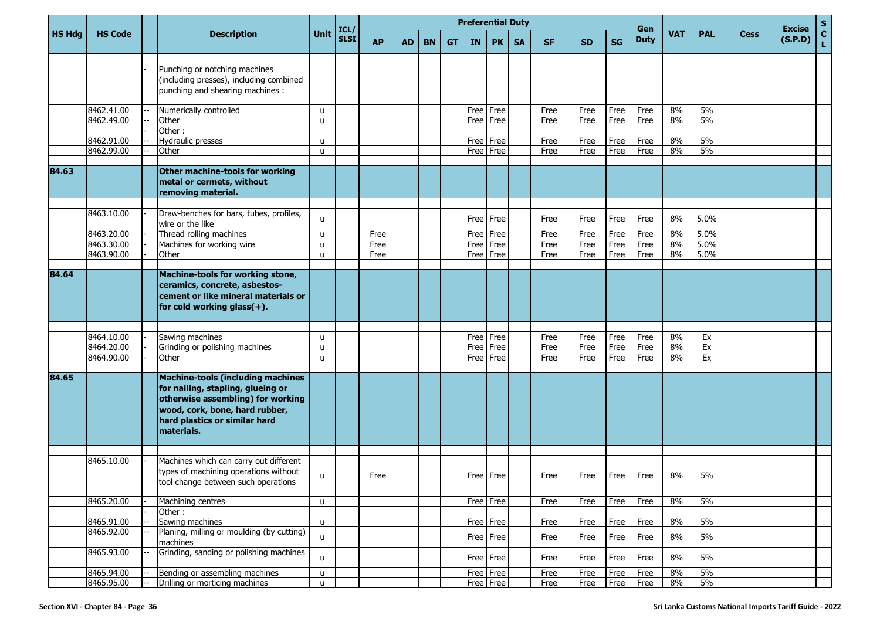| HS Hdg | HS Code | | Description | Unit | ICL/ SLSI | Preferential Duty | | | | | | | | | | Gen Duty | VAT | PAL | Cess | Excise (S.P.D) | S C L |
|---|---|---|---|---|---|---|---|---|---|---|---|---|---|---|---|---|---|---|---|---|---|
| | | | | | | AP | AD | BN | GT | IN | PK | SA | SF | SD | SG | | | | | | |
| | | - | Punching or notching machines (including presses), including combined punching and shearing machines : | | | | | | | | | | | | | | | | | | |
| | 8462.41.00 | -- | Numerically controlled | u | | | | | | Free | Free | | Free | Free | Free | Free | 8% | 5% | | | |
| | 8462.49.00 | -- | Other | u | | | | | | Free | Free | | Free | Free | Free | Free | 8% | 5% | | | |
| | | - | Other : | | | | | | | | | | | | | | | | | | |
| | 8462.91.00 | -- | Hydraulic presses | u | | | | | | Free | Free | | Free | Free | Free | Free | 8% | 5% | | | |
| | 8462.99.00 | -- | Other | u | | | | | | Free | Free | | Free | Free | Free | Free | 8% | 5% | | | |
| **84.63** | | | **Other machine-tools for working metal or cermets, without removing material.** | | | | | | | | | | | | | | | | | | |
| | 8463.10.00 | - | Draw-benches for bars, tubes, profiles, wire or the like | u | | | | | | Free | Free | | Free | Free | Free | Free | 8% | 5.0% | | | |
| | 8463.20.00 | - | Thread rolling machines | u | | Free | | | | Free | Free | | Free | Free | Free | Free | 8% | 5.0% | | | |
| | 8463.30.00 | - | Machines for working wire | u | | Free | | | | Free | Free | | Free | Free | Free | Free | 8% | 5.0% | | | |
| | 8463.90.00 | - | Other | u | | Free | | | | Free | Free | | Free | Free | Free | Free | 8% | 5.0% | | | |
| **84.64** | | | **Machine-tools for working stone, ceramics, concrete, asbestos-cement or like mineral materials or for cold working glass(+).** | | | | | | | | | | | | | | | | | | |
| | 8464.10.00 | - | Sawing machines | u | | | | | | Free | Free | | Free | Free | Free | Free | 8% | Ex | | | |
| | 8464.20.00 | - | Grinding or polishing machines | u | | | | | | Free | Free | | Free | Free | Free | Free | 8% | Ex | | | |
| | 8464.90.00 | - | Other | u | | | | | | Free | Free | | Free | Free | Free | Free | 8% | Ex | | | |
| **84.65** | | | **Machine-tools (including machines for nailing, stapling, glueing or otherwise assembling) for working wood, cork, bone, hard rubber, hard plastics or similar hard materials.** | | | | | | | | | | | | | | | | | | |
| | 8465.10.00 | - | Machines which can carry out different types of machining operations without tool change between such operations | u | | Free | | | | Free | Free | | Free | Free | Free | Free | 8% | 5% | | | |
| | 8465.20.00 | - | Machining centres | u | | | | | | Free | Free | | Free | Free | Free | Free | 8% | 5% | | | |
| | | - | Other : | | | | | | | | | | | | | | | | | | |
| | 8465.91.00 | -- | Sawing machines | u | | | | | | Free | Free | | Free | Free | Free | Free | 8% | 5% | | | |
| | 8465.92.00 | -- | Planing, milling or moulding (by cutting) machines | u | | | | | | Free | Free | | Free | Free | Free | Free | 8% | 5% | | | |
| | 8465.93.00 | -- | Grinding, sanding or polishing machines | u | | | | | | Free | Free | | Free | Free | Free | Free | 8% | 5% | | | |
| | 8465.94.00 | -- | Bending or assembling machines | u | | | | | | Free | Free | | Free | Free | Free | Free | 8% | 5% | | | |
| | 8465.95.00 | -- | Drilling or morticing machines | u | | | | | | Free | Free | | Free | Free | Free | Free | 8% | 5% | | | |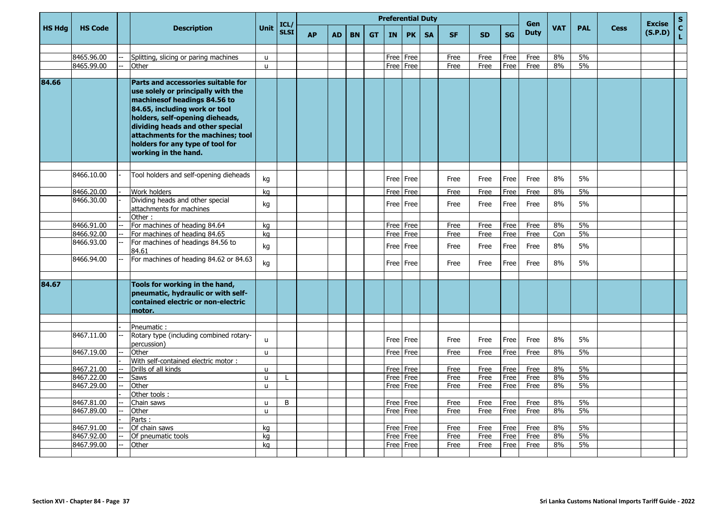| HS Hdg | HS Code | | Description | Unit | ICL/ SLSI | Preferential Duty | | | | | | | | | | Gen Duty | VAT | PAL | Cess | Excise (S.P.D) | S C L |
|---|---|---|---|---|---|---|---|---|---|---|---|---|---|---|---|---|---|---|---|---|---|
| | | | | | | AP | AD | BN | GT | IN | PK | SA | SF | SD | SG | | | | | | |
| | 8465.96.00 | -- | Splitting, slicing or paring machines | u | | | | | | Free | Free | | Free | Free | Free | Free | 8% | 5% | | | |
| | 8465.99.00 | -- | Other | u | | | | | | Free | Free | | Free | Free | Free | Free | 8% | 5% | | | |
| **84.66** | | | **Parts and accessories suitable for use solely or principally with the machinesof headings 84.56 to 84.65, including work or tool holders, self-opening dieheads, dividing heads and other special attachments for the machines; tool holders for any type of tool for working in the hand.** | | | | | | | | | | | | | | | | | | |
| | 8466.10.00 | - | Tool holders and self-opening dieheads | kg | | | | | | Free | Free | | Free | Free | Free | Free | 8% | 5% | | | |
| | 8466.20.00 | - | Work holders | kg | | | | | | Free | Free | | Free | Free | Free | Free | 8% | 5% | | | |
| | 8466.30.00 | - | Dividing heads and other special attachments for machines | kg | | | | | | Free | Free | | Free | Free | Free | Free | 8% | 5% | | | |
| | | - | Other : | | | | | | | | | | | | | | | | | | |
| | 8466.91.00 | -- | For machines of heading 84.64 | kg | | | | | | Free | Free | | Free | Free | Free | Free | 8% | 5% | | | |
| | 8466.92.00 | -- | For machines of heading 84.65 | kg | | | | | | Free | Free | | Free | Free | Free | Free | Con | 5% | | | |
| | 8466.93.00 | -- | For machines of headings 84.56 to 84.61 | kg | | | | | | Free | Free | | Free | Free | Free | Free | 8% | 5% | | | |
| | 8466.94.00 | -- | For machines of heading 84.62 or 84.63 | kg | | | | | | Free | Free | | Free | Free | Free | Free | 8% | 5% | | | |
| **84.67** | | | **Tools for working in the hand, pneumatic, hydraulic or with self-contained electric or non-electric motor.** | | | | | | | | | | | | | | | | | | |
| | | - | Pneumatic : | | | | | | | | | | | | | | | | | | |
| | 8467.11.00 | -- | Rotary type (including combined rotary-percussion) | u | | | | | | Free | Free | | Free | Free | Free | Free | 8% | 5% | | | |
| | 8467.19.00 | -- | Other | u | | | | | | Free | Free | | Free | Free | Free | Free | 8% | 5% | | | |
| | | - | With self-contained electric motor : | | | | | | | | | | | | | | | | | | |
| | 8467.21.00 | -- | Drills of all kinds | u | | | | | | Free | Free | | Free | Free | Free | Free | 8% | 5% | | | |
| | 8467.22.00 | -- | Saws | u | L | | | | | Free | Free | | Free | Free | Free | Free | 8% | 5% | | | |
| | 8467.29.00 | -- | Other | u | | | | | | Free | Free | | Free | Free | Free | Free | 8% | 5% | | | |
| | | - | Other tools : | | | | | | | | | | | | | | | | | | |
| | 8467.81.00 | -- | Chain saws | u | B | | | | | Free | Free | | Free | Free | Free | Free | 8% | 5% | | | |
| | 8467.89.00 | -- | Other | u | | | | | | Free | Free | | Free | Free | Free | Free | 8% | 5% | | | |
| | | - | Parts : | | | | | | | | | | | | | | | | | | |
| | 8467.91.00 | -- | Of chain saws | kg | | | | | | Free | Free | | Free | Free | Free | Free | 8% | 5% | | | |
| | 8467.92.00 | -- | Of pneumatic tools | kg | | | | | | Free | Free | | Free | Free | Free | Free | 8% | 5% | | | |
| | 8467.99.00 | -- | Other | kg | | | | | | Free | Free | | Free | Free | Free | Free | 8% | 5% | | | |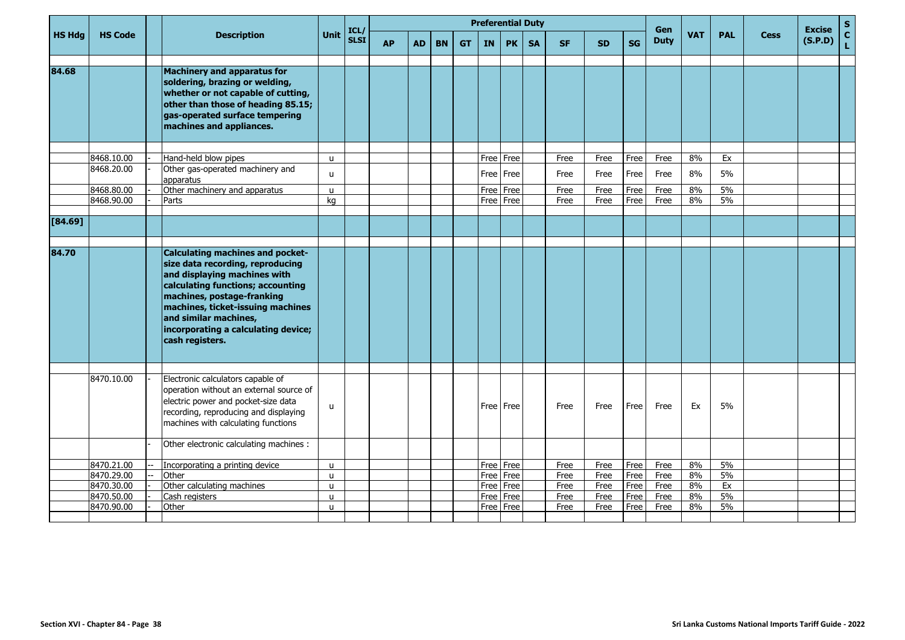| HS Hdg | HS Code | | Description | Unit | ICL/ SLSI | Preferential Duty | | | | | | | | | | Gen Duty | VAT | PAL | Cess | Excise (S.P.D) | S C L |
|---|---|---|---|---|---|---|---|---|---|---|---|---|---|---|---|---|---|---|---|---|---|
| | | | | | | AP | AD | BN | GT | IN | PK | SA | SF | SD | SG | | | | | | |
| 84.68 | | | **Machinery and apparatus for soldering, brazing or welding, whether or not capable of cutting, other than those of heading 85.15; gas-operated surface tempering machines and appliances.** | | | | | | | | | | | | | | | | | | |
| | 8468.10.00 | - | Hand-held blow pipes | u | | | | | | Free | Free | | Free | Free | Free | Free | 8% | Ex | | | |
| | 8468.20.00 | - | Other gas-operated machinery and apparatus | u | | | | | | Free | Free | | Free | Free | Free | Free | 8% | 5% | | | |
| | 8468.80.00 | - | Other machinery and apparatus | u | | | | | | Free | Free | | Free | Free | Free | Free | 8% | 5% | | | |
| | 8468.90.00 | - | Parts | kg | | | | | | Free | Free | | Free | Free | Free | Free | 8% | 5% | | | |
| [84.69] | | | | | | | | | | | | | | | | | | | | | |
| 84.70 | | | **Calculating machines and pocket-size data recording, reproducing and displaying machines with calculating functions; accounting machines, postage-franking machines, ticket-issuing machines and similar machines, incorporating a calculating device; cash registers.** | | | | | | | | | | | | | | | | | | |
| | 8470.10.00 | - | Electronic calculators capable of operation without an external source of electric power and pocket-size data recording, reproducing and displaying machines with calculating functions | u | | | | | | Free | Free | | Free | Free | Free | Free | Ex | 5% | | | |
| | | - | Other electronic calculating machines : | | | | | | | | | | | | | | | | | | |
| | 8470.21.00 | -- | Incorporating a printing device | u | | | | | | Free | Free | | Free | Free | Free | Free | 8% | 5% | | | |
| | 8470.29.00 | -- | Other | u | | | | | | Free | Free | | Free | Free | Free | Free | 8% | 5% | | | |
| | 8470.30.00 | - | Other calculating machines | u | | | | | | Free | Free | | Free | Free | Free | Free | 8% | Ex | | | |
| | 8470.50.00 | - | Cash registers | u | | | | | | Free | Free | | Free | Free | Free | Free | 8% | 5% | | | |
| | 8470.90.00 | - | Other | u | | | | | | Free | Free | | Free | Free | Free | Free | 8% | 5% | | | |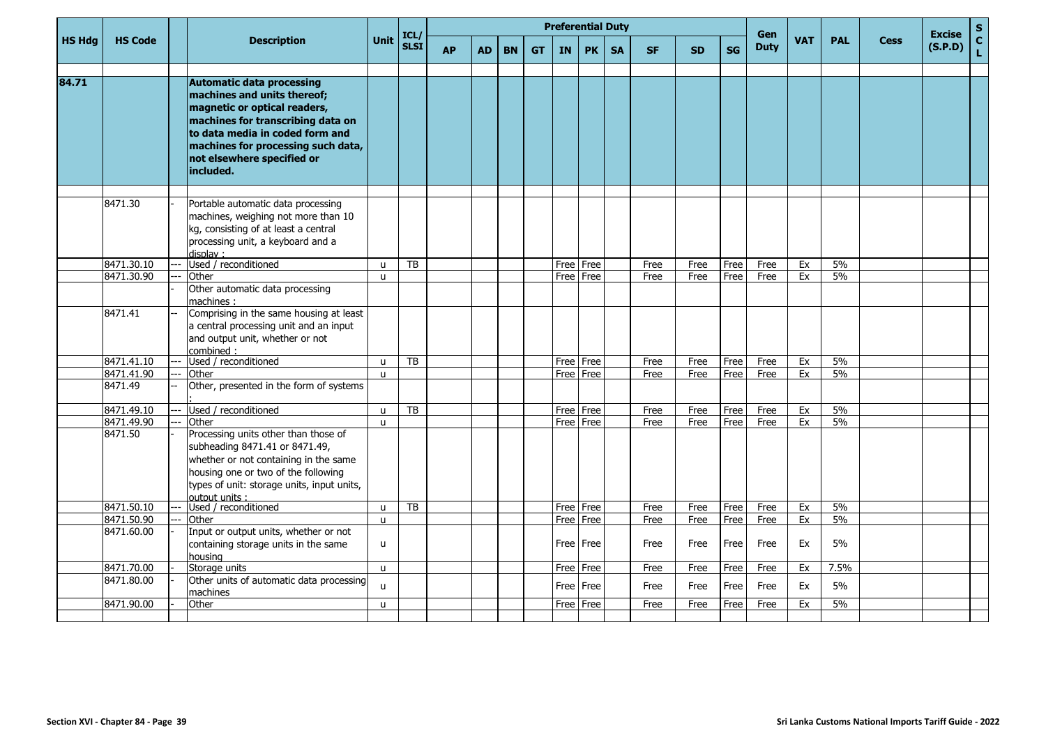| HS Hdg | HS Code | | Description | Unit | ICL/ SLSI | Preferential Duty | | | | | | | | | | Gen Duty | VAT | PAL | Cess | Excise (S.P.D) | S C L |
|---|---|---|---|---|---|---|---|---|---|---|---|---|---|---|---|---|---|---|---|---|---|
| | | | | | | AP | AD | BN | GT | IN | PK | SA | SF | SD | SG | | | | | | |
| 84.71 | | | **Automatic data processing machines and units thereof; magnetic or optical readers, machines for transcribing data on to data media in coded form and machines for processing such data, not elsewhere specified or included.** | | | | | | | | | | | | | | | | | | |
| | 8471.30 | - | Portable automatic data processing machines, weighing not more than 10 kg, consisting of at least a central processing unit, a keyboard and a display : | | | | | | | | | | | | | | | | | | |
| | 8471.30.10 | --- | Used / reconditioned | u | TB | | | | | Free | Free | | Free | Free | Free | Free | Ex | 5% | | | |
| | 8471.30.90 | --- | Other | u | | | | | | Free | Free | | Free | Free | Free | Free | Ex | 5% | | | |
| | | - | Other automatic data processing machines : | | | | | | | | | | | | | | | | | | |
| | 8471.41 | -- | Comprising in the same housing at least a central processing unit and an input and output unit, whether or not combined : | | | | | | | | | | | | | | | | | | |
| | 8471.41.10 | --- | Used / reconditioned | u | TB | | | | | Free | Free | | Free | Free | Free | Free | Ex | 5% | | | |
| | 8471.41.90 | --- | Other | u | | | | | | Free | Free | | Free | Free | Free | Free | Ex | 5% | | | |
| | 8471.49 | -- | Other, presented in the form of systems : | | | | | | | | | | | | | | | | | | |
| | 8471.49.10 | --- | Used / reconditioned | u | TB | | | | | Free | Free | | Free | Free | Free | Free | Ex | 5% | | | |
| | 8471.49.90 | --- | Other | u | | | | | | Free | Free | | Free | Free | Free | Free | Ex | 5% | | | |
| | 8471.50 | - | Processing units other than those of subheading 8471.41 or 8471.49, whether or not containing in the same housing one or two of the following types of unit: storage units, input units, output units : | | | | | | | | | | | | | | | | | | |
| | 8471.50.10 | --- | Used / reconditioned | u | TB | | | | | Free | Free | | Free | Free | Free | Free | Ex | 5% | | | |
| | 8471.50.90 | --- | Other | u | | | | | | Free | Free | | Free | Free | Free | Free | Ex | 5% | | | |
| | 8471.60.00 | - | Input or output units, whether or not containing storage units in the same housing | u | | | | | | Free | Free | | Free | Free | Free | Free | Ex | 5% | | | |
| | 8471.70.00 | - | Storage units | u | | | | | | Free | Free | | Free | Free | Free | Free | Ex | 7.5% | | | |
| | 8471.80.00 | - | Other units of automatic data processing machines | u | | | | | | Free | Free | | Free | Free | Free | Free | Ex | 5% | | | |
| | 8471.90.00 | - | Other | u | | | | | | Free | Free | | Free | Free | Free | Free | Ex | 5% | | | |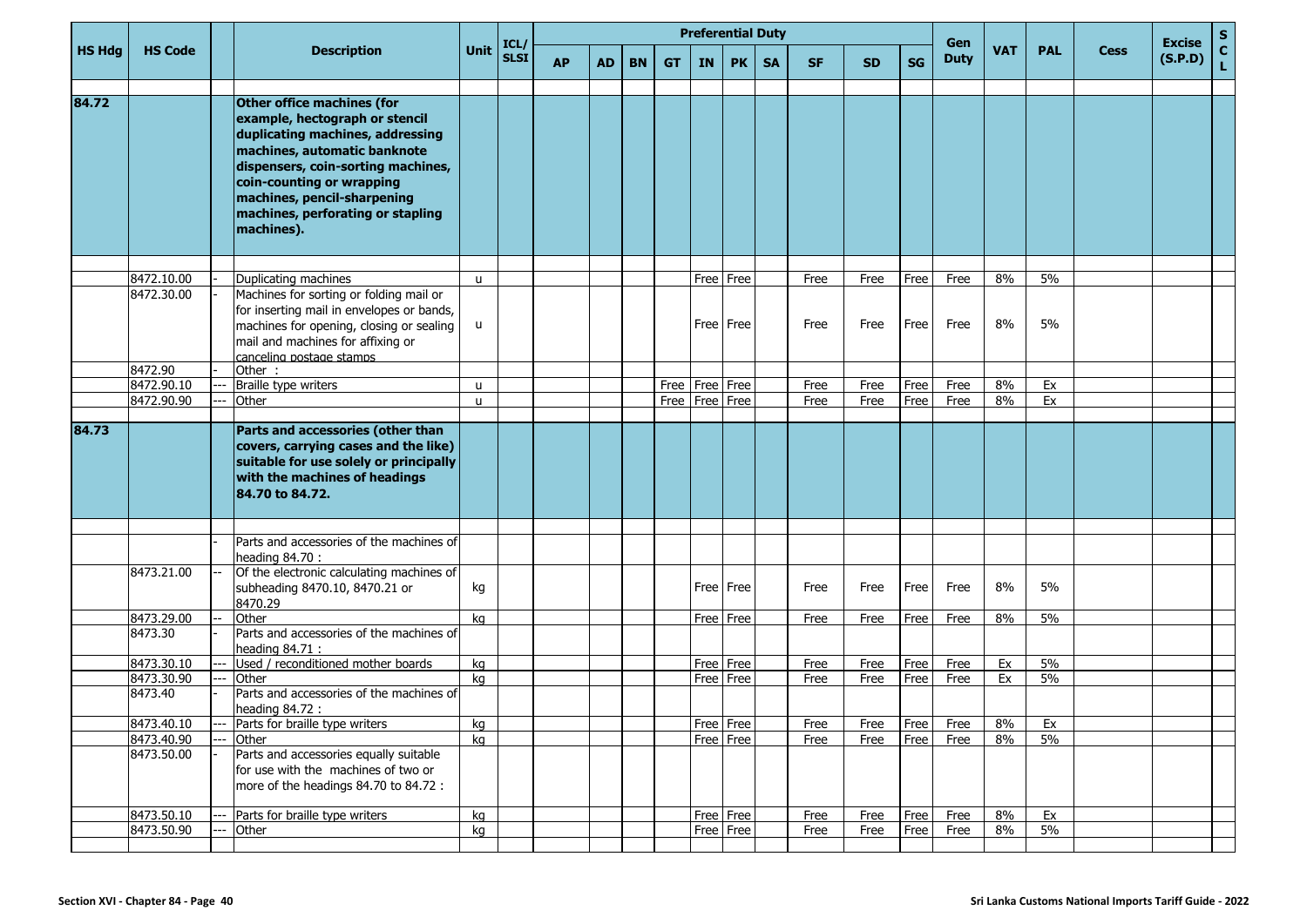| HS Hdg | HS Code | | Description | Unit | ICL/ SLSI | Preferential Duty | | | | | | | | | | Gen Duty | VAT | PAL | Cess | Excise (S.P.D) | S C L |
|---|---|---|---|---|---|---|---|---|---|---|---|---|---|---|---|---|---|---|---|---|---|
| | | | | | | AP | AD | BN | GT | IN | PK | SA | SF | SD | SG | | | | | | |
| 84.72 | | | **Other office machines (for example, hectograph or stencil duplicating machines, addressing machines, automatic banknote dispensers, coin-sorting machines, coin-counting or wrapping machines, pencil-sharpening machines, perforating or stapling machines).** | | | | | | | | | | | | | | | | | | |
| | 8472.10.00 | - | Duplicating machines | u | | | | | | Free | Free | | Free | Free | Free | Free | 8% | 5% | | | |
| | 8472.30.00 | - | Machines for sorting or folding mail or for inserting mail in envelopes or bands, machines for opening, closing or sealing mail and machines for affixing or canceling postage stamps | u | | | | | | Free | Free | | Free | Free | Free | Free | 8% | 5% | | | |
| | 8472.90 | - | Other : | | | | | | | | | | | | | | | | | | |
| | 8472.90.10 | --- | Braille type writers | u | | | | | Free | Free | Free | | Free | Free | Free | Free | 8% | Ex | | | |
| | 8472.90.90 | --- | Other | u | | | | | Free | Free | Free | | Free | Free | Free | Free | 8% | Ex | | | |
| 84.73 | | | **Parts and accessories (other than covers, carrying cases and the like) suitable for use solely or principally with the machines of headings 84.70 to 84.72.** | | | | | | | | | | | | | | | | | | |
| | | - | Parts and accessories of the machines of heading 84.70 : | | | | | | | | | | | | | | | | | | |
| | 8473.21.00 | -- | Of the electronic calculating machines of subheading 8470.10, 8470.21 or 8470.29 | kg | | | | | | Free | Free | | Free | Free | Free | Free | 8% | 5% | | | |
| | 8473.29.00 | -- | Other | kg | | | | | | Free | Free | | Free | Free | Free | Free | 8% | 5% | | | |
| | 8473.30 | - | Parts and accessories of the machines of heading 84.71 : | | | | | | | | | | | | | | | | | | |
| | 8473.30.10 | --- | Used / reconditioned mother boards | kg | | | | | | Free | Free | | Free | Free | Free | Free | Ex | 5% | | | |
| | 8473.30.90 | --- | Other | kg | | | | | | Free | Free | | Free | Free | Free | Free | Ex | 5% | | | |
| | 8473.40 | - | Parts and accessories of the machines of heading 84.72 : | | | | | | | | | | | | | | | | | | |
| | 8473.40.10 | --- | Parts for braille type writers | kg | | | | | | Free | Free | | Free | Free | Free | Free | 8% | Ex | | | |
| | 8473.40.90 | --- | Other | kg | | | | | | Free | Free | | Free | Free | Free | Free | 8% | 5% | | | |
| | 8473.50.00 | - | Parts and accessories equally suitable for use with the machines of two or more of the headings 84.70 to 84.72 : | | | | | | | | | | | | | | | | | | |
| | 8473.50.10 | --- | Parts for braille type writers | kg | | | | | | Free | Free | | Free | Free | Free | Free | 8% | Ex | | | |
| | 8473.50.90 | --- | Other | kg | | | | | | Free | Free | | Free | Free | Free | Free | 8% | 5% | | | |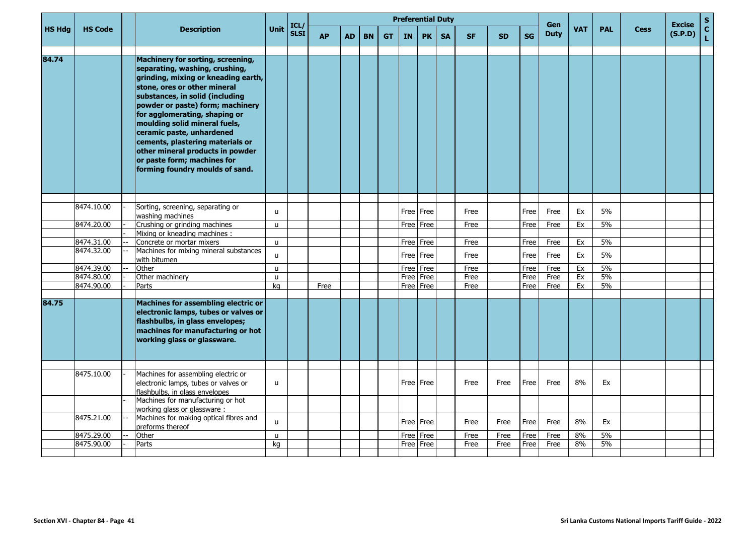| HS Hdg | HS Code | | Description | Unit | ICL/SLSI | Preferential Duty | | | | | | | | | | Gen Duty | VAT | PAL | Cess | Excise (S.P.D) | SCL |
|---|---|---|---|---|---|---|---|---|---|---|---|---|---|---|---|---|---|---|---|---|---|
| | | | | | | AP | AD | BN | GT | IN | PK | SA | SF | SD | SG | | | | | | |
| 84.74 | | | **Machinery for sorting, screening, separating, washing, crushing, grinding, mixing or kneading earth, stone, ores or other mineral substances, in solid (including powder or paste) form; machinery for agglomerating, shaping or moulding solid mineral fuels, ceramic paste, unhardened cements, plastering materials or other mineral products in powder or paste form; machines for forming foundry moulds of sand.** | | | | | | | | | | | | | | | | | | |
| | 8474.10.00 | - | Sorting, screening, separating or washing machines | u | | | | | | Free | Free | | Free | | Free | Free | Ex | 5% | | | |
| | 8474.20.00 | - | Crushing or grinding machines | u | | | | | | Free | Free | | Free | | Free | Free | Ex | 5% | | | |
| | | - | Mixing or kneading machines : | | | | | | | | | | | | | | | | | | |
| | 8474.31.00 | -- | Concrete or mortar mixers | u | | | | | | Free | Free | | Free | | Free | Free | Ex | 5% | | | |
| | 8474.32.00 | -- | Machines for mixing mineral substances with bitumen | u | | | | | | Free | Free | | Free | | Free | Free | Ex | 5% | | | |
| | 8474.39.00 | -- | Other | u | | | | | | Free | Free | | Free | | Free | Free | Ex | 5% | | | |
| | 8474.80.00 | - | Other machinery | u | | | | | | Free | Free | | Free | | Free | Free | Ex | 5% | | | |
| | 8474.90.00 | - | Parts | kg | | Free | | | | Free | Free | | Free | | Free | Free | Ex | 5% | | | |
| 84.75 | | | **Machines for assembling electric or electronic lamps, tubes or valves or flashbulbs, in glass envelopes; machines for manufacturing or hot working glass or glassware.** | | | | | | | | | | | | | | | | | | |
| | 8475.10.00 | - | Machines for assembling electric or electronic lamps, tubes or valves or flashbulbs, in glass envelopes | u | | | | | | Free | Free | | Free | Free | Free | Free | 8% | Ex | | | |
| | | - | Machines for manufacturing or hot working glass or glassware : | | | | | | | | | | | | | | | | | | |
| | 8475.21.00 | -- | Machines for making optical fibres and preforms thereof | u | | | | | | Free | Free | | Free | Free | Free | Free | 8% | Ex | | | |
| | 8475.29.00 | -- | Other | u | | | | | | Free | Free | | Free | Free | Free | Free | 8% | 5% | | | |
| | 8475.90.00 | - | Parts | kg | | | | | | Free | Free | | Free | Free | Free | Free | 8% | 5% | | | |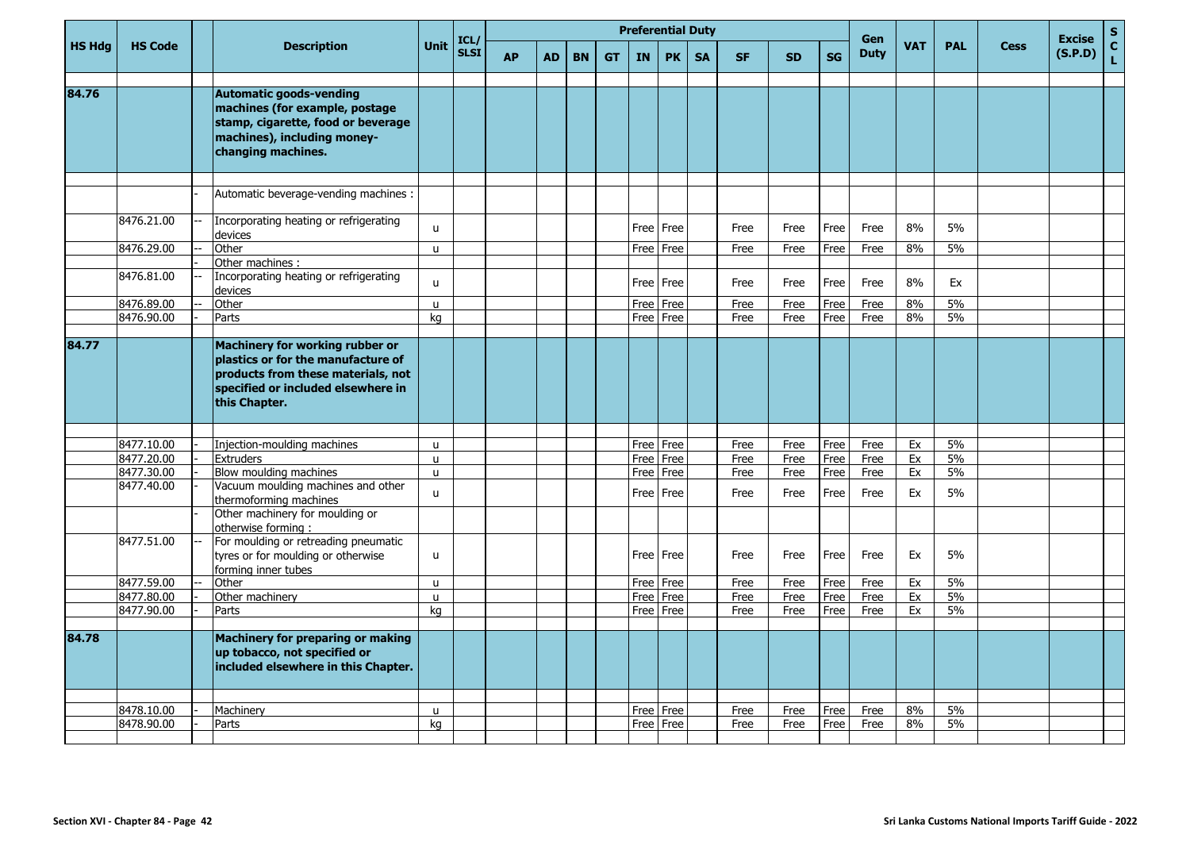| HS Hdg | HS Code | | Description | Unit | ICL/ SLSI | Preferential Duty | | | | | | | | | | Gen Duty | VAT | PAL | Cess | Excise (S.P.D) | S C L |
|---|---|---|---|---|---|---|---|---|---|---|---|---|---|---|---|---|---|---|---|---|---|
| | | | | | | AP | AD | BN | GT | IN | PK | SA | SF | SD | SG | | | | | | |
| **84.76** | | | **Automatic goods-vending machines (for example, postage stamp, cigarette, food or beverage machines), including money-changing machines.** | | | | | | | | | | | | | | | | | | |
| | | - | Automatic beverage-vending machines : | | | | | | | | | | | | | | | | | | |
| | 8476.21.00 | -- | Incorporating heating or refrigerating devices | u | | | | | | Free | Free | | Free | Free | Free | Free | 8% | 5% | | | |
| | 8476.29.00 | -- | Other | u | | | | | | Free | Free | | Free | Free | Free | Free | 8% | 5% | | | |
| | | - | Other machines : | | | | | | | | | | | | | | | | | | |
| | 8476.81.00 | -- | Incorporating heating or refrigerating devices | u | | | | | | Free | Free | | Free | Free | Free | Free | 8% | Ex | | | |
| | 8476.89.00 | -- | Other | u | | | | | | Free | Free | | Free | Free | Free | Free | 8% | 5% | | | |
| | 8476.90.00 | - | Parts | kg | | | | | | Free | Free | | Free | Free | Free | Free | 8% | 5% | | | |
| **84.77** | | | **Machinery for working rubber or plastics or for the manufacture of products from these materials, not specified or included elsewhere in this Chapter.** | | | | | | | | | | | | | | | | | | |
| | 8477.10.00 | - | Injection-moulding machines | u | | | | | | Free | Free | | Free | Free | Free | Free | Ex | 5% | | | |
| | 8477.20.00 | - | Extruders | u | | | | | | Free | Free | | Free | Free | Free | Free | Ex | 5% | | | |
| | 8477.30.00 | - | Blow moulding machines | u | | | | | | Free | Free | | Free | Free | Free | Free | Ex | 5% | | | |
| | 8477.40.00 | - | Vacuum moulding machines and other thermoforming machines | u | | | | | | Free | Free | | Free | Free | Free | Free | Ex | 5% | | | |
| | | - | Other machinery for moulding or otherwise forming : | | | | | | | | | | | | | | | | | | |
| | 8477.51.00 | -- | For moulding or retreading pneumatic tyres or for moulding or otherwise forming inner tubes | u | | | | | | Free | Free | | Free | Free | Free | Free | Ex | 5% | | | |
| | 8477.59.00 | -- | Other | u | | | | | | Free | Free | | Free | Free | Free | Free | Ex | 5% | | | |
| | 8477.80.00 | - | Other machinery | u | | | | | | Free | Free | | Free | Free | Free | Free | Ex | 5% | | | |
| | 8477.90.00 | - | Parts | kg | | | | | | Free | Free | | Free | Free | Free | Free | Ex | 5% | | | |
| **84.78** | | | **Machinery for preparing or making up tobacco, not specified or included elsewhere in this Chapter.** | | | | | | | | | | | | | | | | | | |
| | 8478.10.00 | - | Machinery | u | | | | | | Free | Free | | Free | Free | Free | Free | 8% | 5% | | | |
| | 8478.90.00 | - | Parts | kg | | | | | | Free | Free | | Free | Free | Free | Free | 8% | 5% | | | |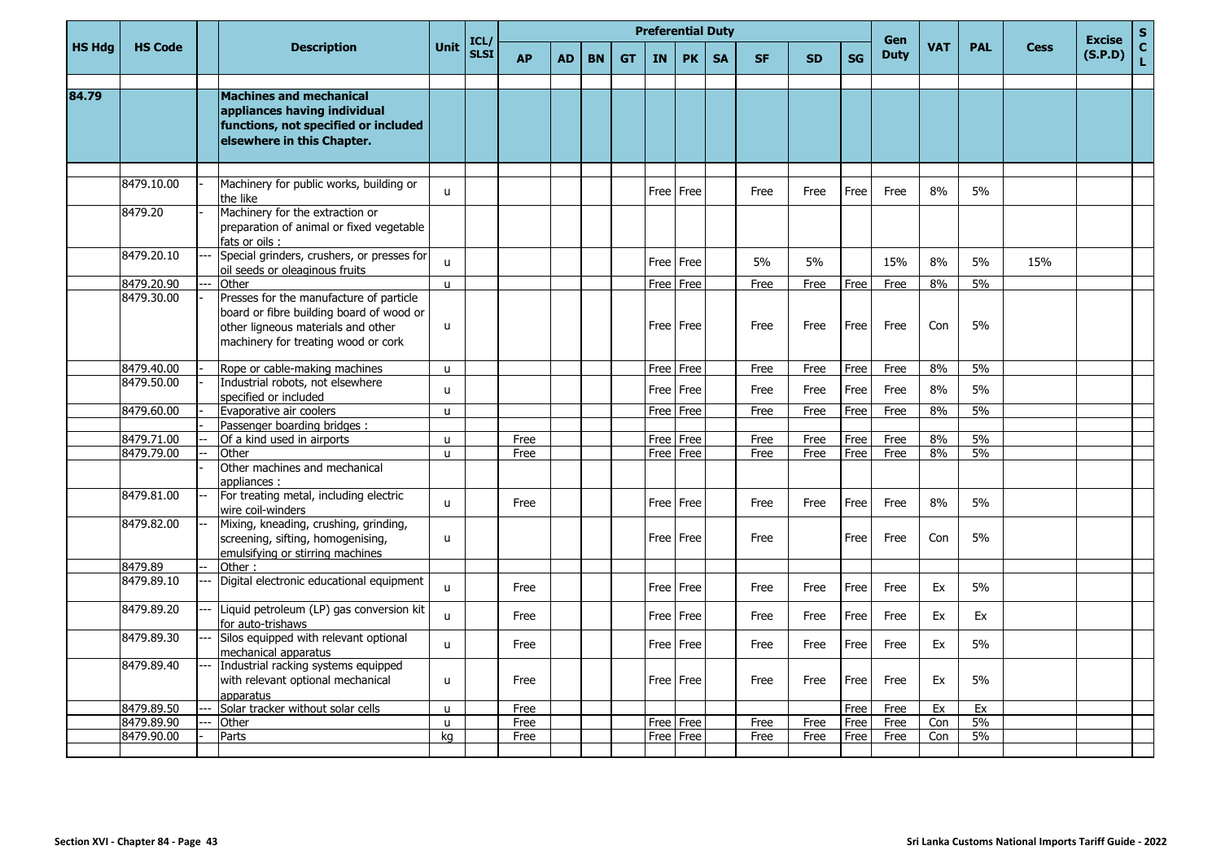| HS Hdg | HS Code | | Description | Unit | ICL/ SLSI | Preferential Duty | | | | | | | | | | Gen Duty | VAT | PAL | Cess | Excise (S.P.D) | S C L |
|---|---|---|---|---|---|---|---|---|---|---|---|---|---|---|---|---|---|---|---|---|---|
| | | | | | | AP | AD | BN | GT | IN | PK | SA | SF | SD | SG | | | | | | |
| 84.79 | | | **Machines and mechanical appliances having individual functions, not specified or included elsewhere in this Chapter.** | | | | | | | | | | | | | | | | | | |
| | 8479.10.00 | - | Machinery for public works, building or the like | u | | | | | | Free | Free | | Free | Free | Free | Free | 8% | 5% | | | |
| | 8479.20 | - | Machinery for the extraction or preparation of animal or fixed vegetable fats or oils : | | | | | | | | | | | | | | | | | | |
| | 8479.20.10 | --- | Special grinders, crushers, or presses for oil seeds or oleaginous fruits | u | | | | | | Free | Free | | 5% | 5% | | 15% | 8% | 5% | 15% | | |
| | 8479.20.90 | --- | Other | u | | | | | | Free | Free | | Free | Free | Free | Free | 8% | 5% | | | |
| | 8479.30.00 | - | Presses for the manufacture of particle board or fibre building board of wood or other ligneous materials and other machinery for treating wood or cork | u | | | | | | Free | Free | | Free | Free | Free | Free | Con | 5% | | | |
| | 8479.40.00 | - | Rope or cable-making machines | u | | | | | | Free | Free | | Free | Free | Free | Free | 8% | 5% | | | |
| | 8479.50.00 | - | Industrial robots, not elsewhere specified or included | u | | | | | | Free | Free | | Free | Free | Free | Free | 8% | 5% | | | |
| | 8479.60.00 | - | Evaporative air coolers | u | | | | | | Free | Free | | Free | Free | Free | Free | 8% | 5% | | | |
| | | - | Passenger boarding bridges : | | | | | | | | | | | | | | | | | | |
| | 8479.71.00 | -- | Of a kind used in airports | u | | Free | | | | Free | Free | | Free | Free | Free | Free | 8% | 5% | | | |
| | 8479.79.00 | -- | Other | u | | Free | | | | Free | Free | | Free | Free | Free | Free | 8% | 5% | | | |
| | | - | Other machines and mechanical appliances : | | | | | | | | | | | | | | | | | | |
| | 8479.81.00 | -- | For treating metal, including electric wire coil-winders | u | | Free | | | | Free | Free | | Free | Free | Free | Free | 8% | 5% | | | |
| | 8479.82.00 | -- | Mixing, kneading, crushing, grinding, screening, sifting, homogenising, emulsifying or stirring machines | u | | | | | | Free | Free | | Free | | Free | Free | Con | 5% | | | |
| | 8479.89 | -- | Other : | | | | | | | | | | | | | | | | | | |
| | 8479.89.10 | --- | Digital electronic educational equipment | u | | Free | | | | Free | Free | | Free | Free | Free | Free | Ex | 5% | | | |
| | 8479.89.20 | --- | Liquid petroleum (LP) gas conversion kit for auto-trishaws | u | | Free | | | | Free | Free | | Free | Free | Free | Free | Ex | Ex | | | |
| | 8479.89.30 | --- | Silos equipped with relevant optional mechanical apparatus | u | | Free | | | | Free | Free | | Free | Free | Free | Free | Ex | 5% | | | |
| | 8479.89.40 | --- | Industrial racking systems equipped with relevant optional mechanical apparatus | u | | Free | | | | Free | Free | | Free | Free | Free | Free | Ex | 5% | | | |
| | 8479.89.50 | --- | Solar tracker without solar cells | u | | Free | | | | | | | | | Free | Free | Ex | Ex | | | |
| | 8479.89.90 | --- | Other | u | | Free | | | | Free | Free | | Free | Free | Free | Free | Con | 5% | | | |
| | 8479.90.00 | - | Parts | kg | | Free | | | | Free | Free | | Free | Free | Free | Free | Con | 5% | | | |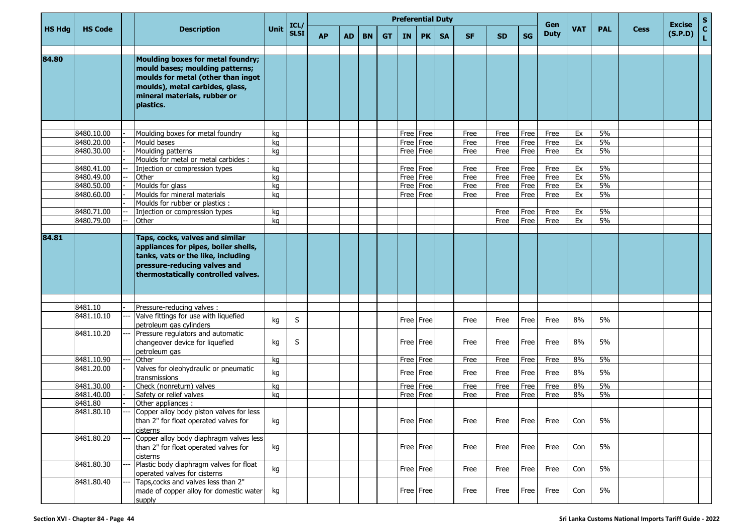| HS Hdg | HS Code | | Description | Unit | ICL/ SLSI | Preferential Duty | | | | | | | | | | Gen Duty | VAT | PAL | Cess | Excise (S.P.D) | S C L |
|---|---|---|---|---|---|---|---|---|---|---|---|---|---|---|---|---|---|---|---|---|---|
| | | | | | | AP | AD | BN | GT | IN | PK | SA | SF | SD | SG | | | | | | |
| 84.80 | | | **Moulding boxes for metal foundry; mould bases; moulding patterns; moulds for metal (other than ingot moulds), metal carbides, glass, mineral materials, rubber or plastics.** | | | | | | | | | | | | | | | | | | |
| | 8480.10.00 | - | Moulding boxes for metal foundry | kg | | | | | | Free | Free | | Free | Free | Free | Free | Ex | 5% | | | |
| | 8480.20.00 | - | Mould bases | kg | | | | | | Free | Free | | Free | Free | Free | Free | Ex | 5% | | | |
| | 8480.30.00 | - | Moulding patterns | kg | | | | | | Free | Free | | Free | Free | Free | Free | Ex | 5% | | | |
| | | - | Moulds for metal or metal carbides : | | | | | | | | | | | | | | | | | | |
| | 8480.41.00 | -- | Injection or compression types | kg | | | | | | Free | Free | | Free | Free | Free | Free | Ex | 5% | | | |
| | 8480.49.00 | -- | Other | kg | | | | | | Free | Free | | Free | Free | Free | Free | Ex | 5% | | | |
| | 8480.50.00 | - | Moulds for glass | kg | | | | | | Free | Free | | Free | Free | Free | Free | Ex | 5% | | | |
| | 8480.60.00 | - | Moulds for mineral materials | kg | | | | | | Free | Free | | Free | Free | Free | Free | Ex | 5% | | | |
| | | - | Moulds for rubber or plastics : | | | | | | | | | | | | | | | | | | |
| | 8480.71.00 | -- | Injection or compression types | kg | | | | | | | | | | Free | Free | Free | Ex | 5% | | | |
| | 8480.79.00 | -- | Other | kg | | | | | | | | | | Free | Free | Free | Ex | 5% | | | |
| 84.81 | | | **Taps, cocks, valves and similar appliances for pipes, boiler shells, tanks, vats or the like, including pressure-reducing valves and thermostatically controlled valves.** | | | | | | | | | | | | | | | | | | |
| | 8481.10 | - | Pressure-reducing valves : | | | | | | | | | | | | | | | | | | |
| | 8481.10.10 | --- | Valve fittings for use with liquefied petroleum gas cylinders | kg | S | | | | | Free | Free | | Free | Free | Free | Free | 8% | 5% | | | |
| | 8481.10.20 | --- | Pressure regulators and automatic changeover device for liquefied petroleum gas | kg | S | | | | | Free | Free | | Free | Free | Free | Free | 8% | 5% | | | |
| | 8481.10.90 | --- | Other | kg | | | | | | Free | Free | | Free | Free | Free | Free | 8% | 5% | | | |
| | 8481.20.00 | - | Valves for oleohydraulic or pneumatic transmissions | kg | | | | | | Free | Free | | Free | Free | Free | Free | 8% | 5% | | | |
| | 8481.30.00 | - | Check (nonreturn) valves | kg | | | | | | Free | Free | | Free | Free | Free | Free | 8% | 5% | | | |
| | 8481.40.00 | - | Safety or relief valves | kg | | | | | | Free | Free | | Free | Free | Free | Free | 8% | 5% | | | |
| | 8481.80 | - | Other appliances : | | | | | | | | | | | | | | | | | | |
| | 8481.80.10 | --- | Copper alloy body piston valves for less than 2" for float operated valves for cisterns | kg | | | | | | Free | Free | | Free | Free | Free | Free | Con | 5% | | | |
| | 8481.80.20 | --- | Copper alloy body diaphragm valves less than 2" for float operated valves for cisterns | kg | | | | | | Free | Free | | Free | Free | Free | Free | Con | 5% | | | |
| | 8481.80.30 | --- | Plastic body diaphragm valves for float operated valves for cisterns | kg | | | | | | Free | Free | | Free | Free | Free | Free | Con | 5% | | | |
| | 8481.80.40 | --- | Taps,cocks and valves less than 2" made of copper alloy for domestic water supply | kg | | | | | | Free | Free | | Free | Free | Free | Free | Con | 5% | | | |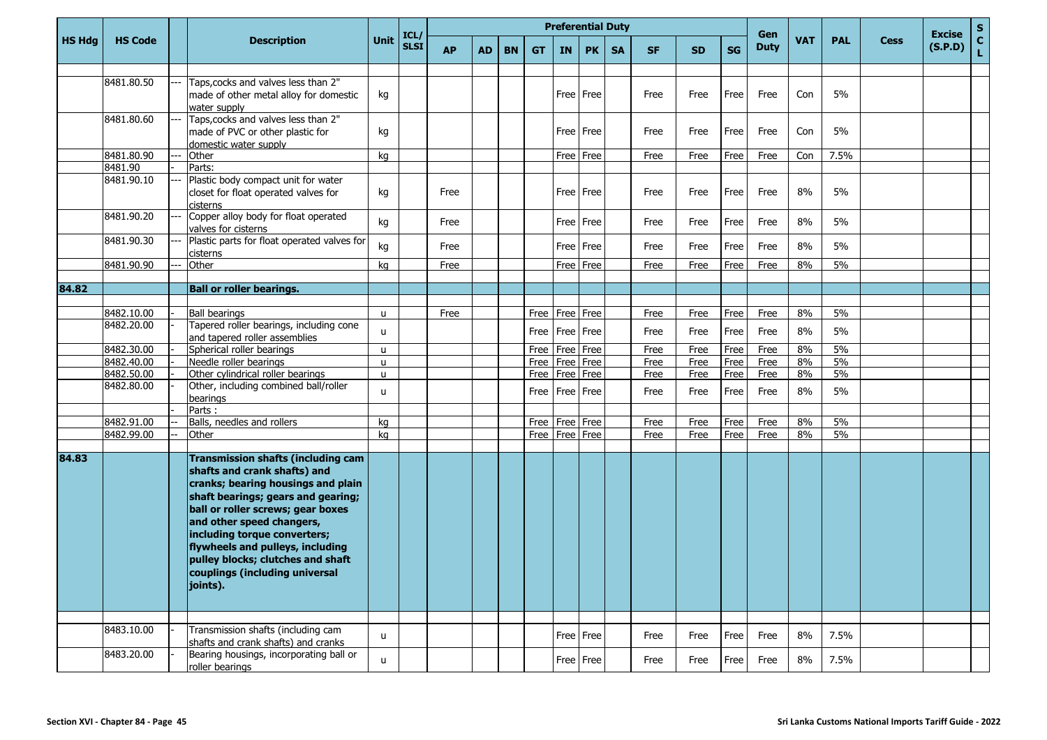| HS Hdg | HS Code | | Description | Unit | ICL/ SLSI | Preferential Duty | | | | | | | | | | Gen Duty | VAT | PAL | Cess | Excise (S.P.D) | S C L |
|---|---|---|---|---|---|---|---|---|---|---|---|---|---|---|---|---|---|---|---|---|---|
| | | | | | | AP | AD | BN | GT | IN | PK | SA | SF | SD | SG | | | | | | |
| | 8481.80.50 | --- | Taps,cocks and valves less than 2" made of other metal alloy for domestic water supply | kg | | | | | | Free | Free | | Free | Free | Free | Free | Con | 5% | | | |
| | 8481.80.60 | --- | Taps,cocks and valves less than 2" made of PVC or other plastic for domestic water supply | kg | | | | | | Free | Free | | Free | Free | Free | Free | Con | 5% | | | |
| | 8481.80.90 | --- | Other | kg | | | | | | Free | Free | | Free | Free | Free | Free | Con | 7.5% | | | |
| | 8481.90 | - | Parts: | | | | | | | | | | | | | | | | | | |
| | 8481.90.10 | --- | Plastic body compact unit for water closet for float operated valves for cisterns | kg | | Free | | | | Free | Free | | Free | Free | Free | Free | 8% | 5% | | | |
| | 8481.90.20 | --- | Copper alloy body for float operated valves for cisterns | kg | | Free | | | | Free | Free | | Free | Free | Free | Free | 8% | 5% | | | |
| | 8481.90.30 | --- | Plastic parts for float operated valves for cisterns | kg | | Free | | | | Free | Free | | Free | Free | Free | Free | 8% | 5% | | | |
| | 8481.90.90 | --- | Other | kg | | Free | | | | Free | Free | | Free | Free | Free | Free | 8% | 5% | | | |
| **84.82** | | | **Ball or roller bearings.** | | | | | | | | | | | | | | | | | | |
| | 8482.10.00 | - | Ball bearings | u | | Free | | | Free | Free | Free | | Free | Free | Free | Free | 8% | 5% | | | |
| | 8482.20.00 | - | Tapered roller bearings, including cone and tapered roller assemblies | u | | | | | Free | Free | Free | | Free | Free | Free | Free | 8% | 5% | | | |
| | 8482.30.00 | - | Spherical roller bearings | u | | | | | Free | Free | Free | | Free | Free | Free | Free | 8% | 5% | | | |
| | 8482.40.00 | - | Needle roller bearings | u | | | | | Free | Free | Free | | Free | Free | Free | Free | 8% | 5% | | | |
| | 8482.50.00 | - | Other cylindrical roller bearings | u | | | | | Free | Free | Free | | Free | Free | Free | Free | 8% | 5% | | | |
| | 8482.80.00 | - | Other, including combined ball/roller bearings | u | | | | | Free | Free | Free | | Free | Free | Free | Free | 8% | 5% | | | |
| | | - | Parts : | | | | | | | | | | | | | | | | | | |
| | 8482.91.00 | -- | Balls, needles and rollers | kg | | | | | Free | Free | Free | | Free | Free | Free | Free | 8% | 5% | | | |
| | 8482.99.00 | -- | Other | kg | | | | | Free | Free | Free | | Free | Free | Free | Free | 8% | 5% | | | |
| **84.83** | | | **Transmission shafts (including cam shafts and crank shafts) and cranks; bearing housings and plain shaft bearings; gears and gearing; ball or roller screws; gear boxes and other speed changers, including torque converters; flywheels and pulleys, including pulley blocks; clutches and shaft couplings (including universal joints).** | | | | | | | | | | | | | | | | | | |
| | 8483.10.00 | - | Transmission shafts (including cam shafts and crank shafts) and cranks | u | | | | | | Free | Free | | Free | Free | Free | Free | 8% | 7.5% | | | |
| | 8483.20.00 | - | Bearing housings, incorporating ball or roller bearings | u | | | | | | Free | Free | | Free | Free | Free | Free | 8% | 7.5% | | | |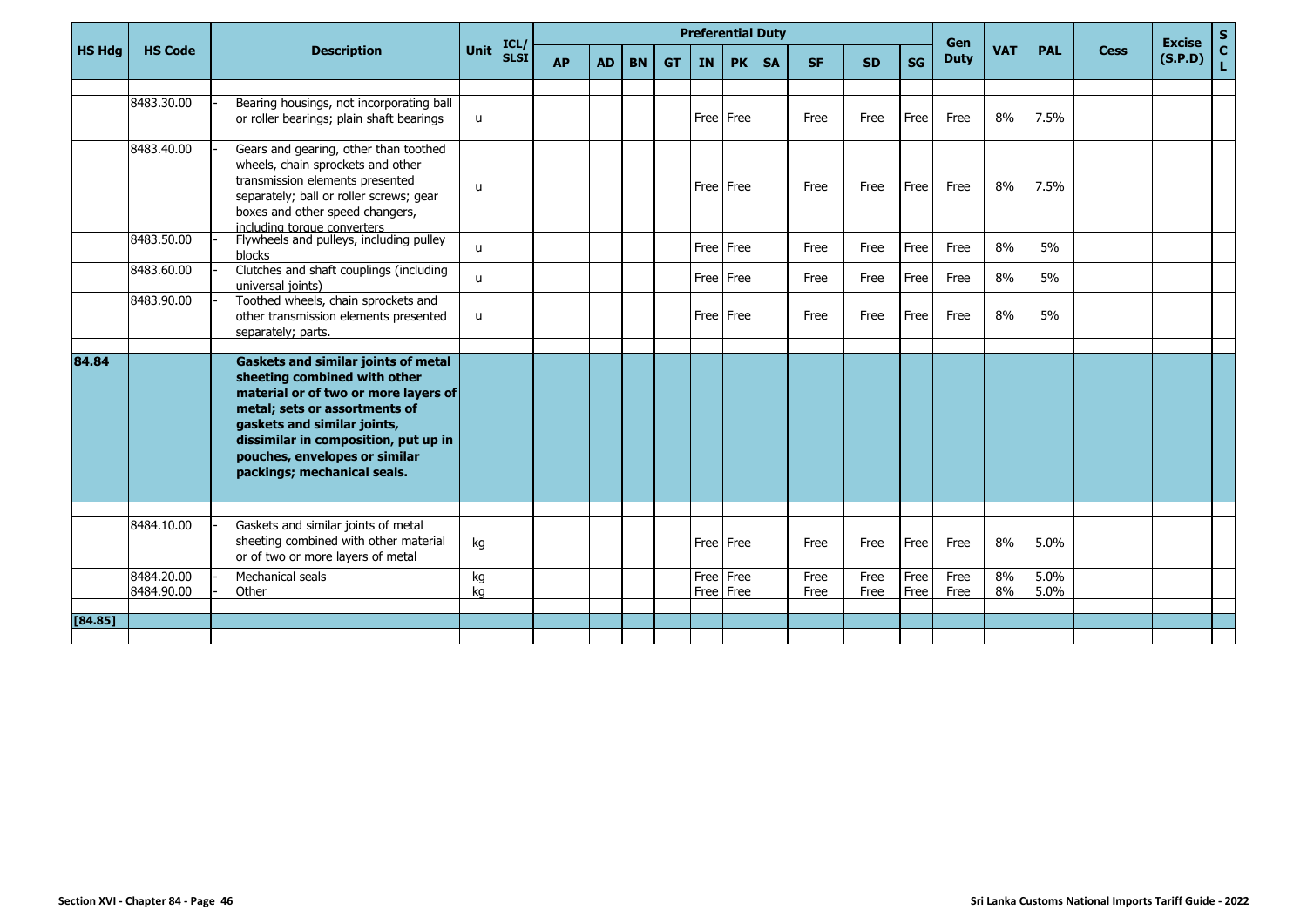| HS Hdg | HS Code | | Description | Unit | ICL/ SLSI | Preferential Duty | | | | | | | | | | Gen Duty | VAT | PAL | Cess | Excise (S.P.D) | S C L |
|---|---|---|---|---|---|---|---|---|---|---|---|---|---|---|---|---|---|---|---|---|---|
| | | | | | | AP | AD | BN | GT | IN | PK | SA | SF | SD | SG | | | | | | |
| | | | | | | | | | | | | | | | | | | | | | |
| | 8483.30.00 | - | Bearing housings, not incorporating ball or roller bearings; plain shaft bearings | u | | | | | | Free | Free | | Free | Free | Free | Free | 8% | 7.5% | | | |
| | 8483.40.00 | - | Gears and gearing, other than toothed wheels, chain sprockets and other transmission elements presented separately; ball or roller screws; gear boxes and other speed changers, including torque converters | u | | | | | | Free | Free | | Free | Free | Free | Free | 8% | 7.5% | | | |
| | 8483.50.00 | - | Flywheels and pulleys, including pulley blocks | u | | | | | | Free | Free | | Free | Free | Free | Free | 8% | 5% | | | |
| | 8483.60.00 | - | Clutches and shaft couplings (including universal joints) | u | | | | | | Free | Free | | Free | Free | Free | Free | 8% | 5% | | | |
| | 8483.90.00 | - | Toothed wheels, chain sprockets and other transmission elements presented separately; parts. | u | | | | | | Free | Free | | Free | Free | Free | Free | 8% | 5% | | | |
| | | | | | | | | | | | | | | | | | | | | | |
| **84.84** | | | **Gaskets and similar joints of metal sheeting combined with other material or of two or more layers of metal; sets or assortments of gaskets and similar joints, dissimilar in composition, put up in pouches, envelopes or similar packings; mechanical seals.** | | | | | | | | | | | | | | | | | | |
| | | | | | | | | | | | | | | | | | | | | | |
| | 8484.10.00 | - | Gaskets and similar joints of metal sheeting combined with other material or of two or more layers of metal | kg | | | | | | Free | Free | | Free | Free | Free | Free | 8% | 5.0% | | | |
| | 8484.20.00 | - | Mechanical seals | kg | | | | | | Free | Free | | Free | Free | Free | Free | 8% | 5.0% | | | |
| | 8484.90.00 | - | Other | kg | | | | | | Free | Free | | Free | Free | Free | Free | 8% | 5.0% | | | |
| | | | | | | | | | | | | | | | | | | | | | |
| [84.85] | | | | | | | | | | | | | | | | | | | | | |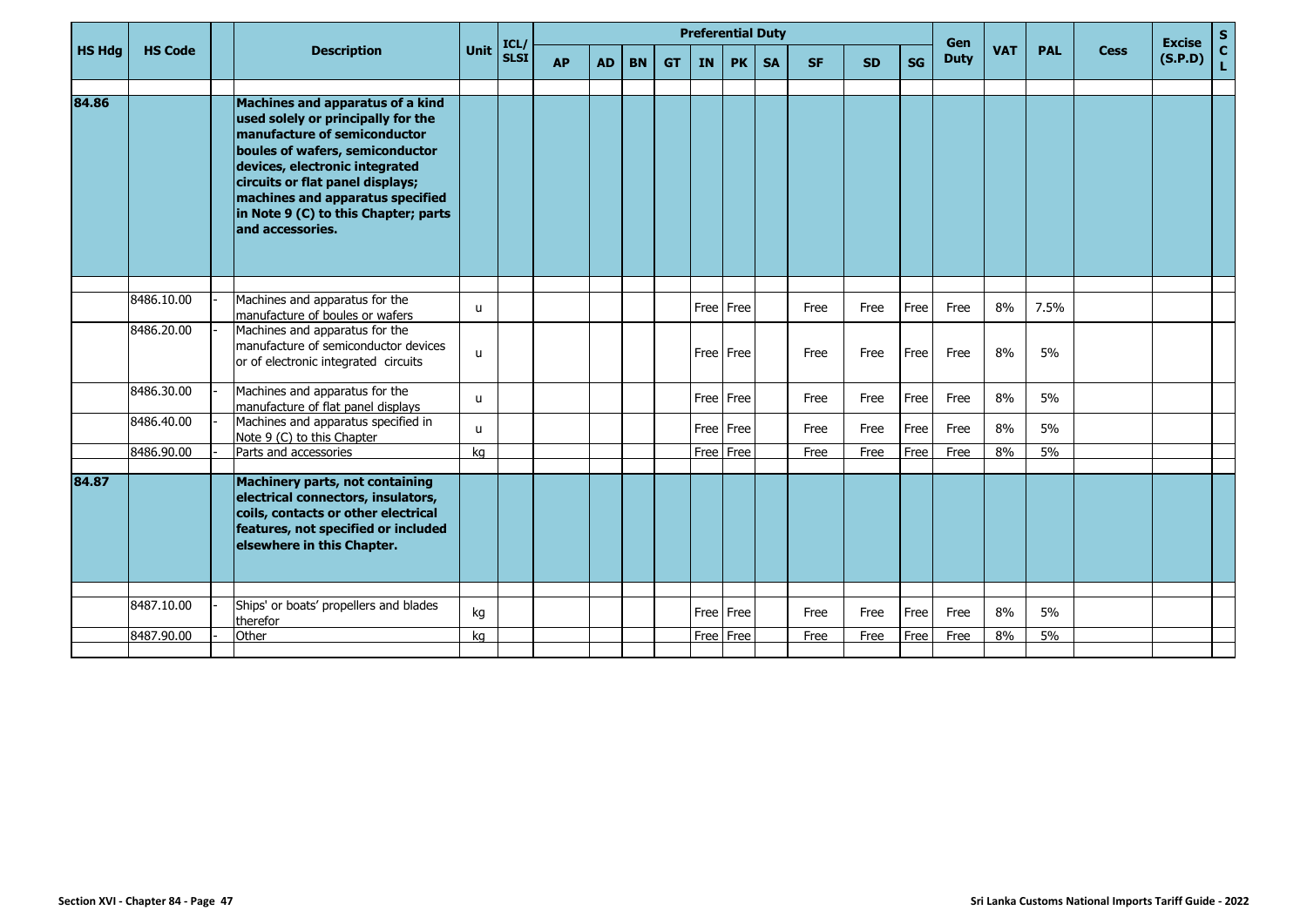| HS Hdg | HS Code | | Description | Unit | ICL/ SLSI | Preferential Duty | | | | | | | | | | Gen Duty | VAT | PAL | Cess | Excise (S.P.D) | S C L |
|---|---|---|---|---|---|---|---|---|---|---|---|---|---|---|---|---|---|---|---|---|---|
| | | | | | | AP | AD | BN | GT | IN | PK | SA | SF | SD | SG | | | | | | |
| 84.86 | | | **Machines and apparatus of a kind used solely or principally for the manufacture of semiconductor boules of wafers, semiconductor devices, electronic integrated circuits or flat panel displays; machines and apparatus specified in Note 9 (C) to this Chapter; parts and accessories.** | | | | | | | | | | | | | | | | | | |
| | 8486.10.00 | - | Machines and apparatus for the manufacture of boules or wafers | u | | | | | | Free | Free | | Free | Free | Free | Free | 8% | 7.5% | | | |
| | 8486.20.00 | - | Machines and apparatus for the manufacture of semiconductor devices or of electronic integrated circuits | u | | | | | | Free | Free | | Free | Free | Free | Free | 8% | 5% | | | |
| | 8486.30.00 | - | Machines and apparatus for the manufacture of flat panel displays | u | | | | | | Free | Free | | Free | Free | Free | Free | 8% | 5% | | | |
| | 8486.40.00 | - | Machines and apparatus specified in Note 9 (C) to this Chapter | u | | | | | | Free | Free | | Free | Free | Free | Free | 8% | 5% | | | |
| | 8486.90.00 | - | Parts and accessories | kg | | | | | | Free | Free | | Free | Free | Free | Free | 8% | 5% | | | |
| 84.87 | | | **Machinery parts, not containing electrical connectors, insulators, coils, contacts or other electrical features, not specified or included elsewhere in this Chapter.** | | | | | | | | | | | | | | | | | | |
| | 8487.10.00 | - | Ships' or boats' propellers and blades therefor | kg | | | | | | Free | Free | | Free | Free | Free | Free | 8% | 5% | | | |
| | 8487.90.00 | - | Other | kg | | | | | | Free | Free | | Free | Free | Free | Free | 8% | 5% | | | |